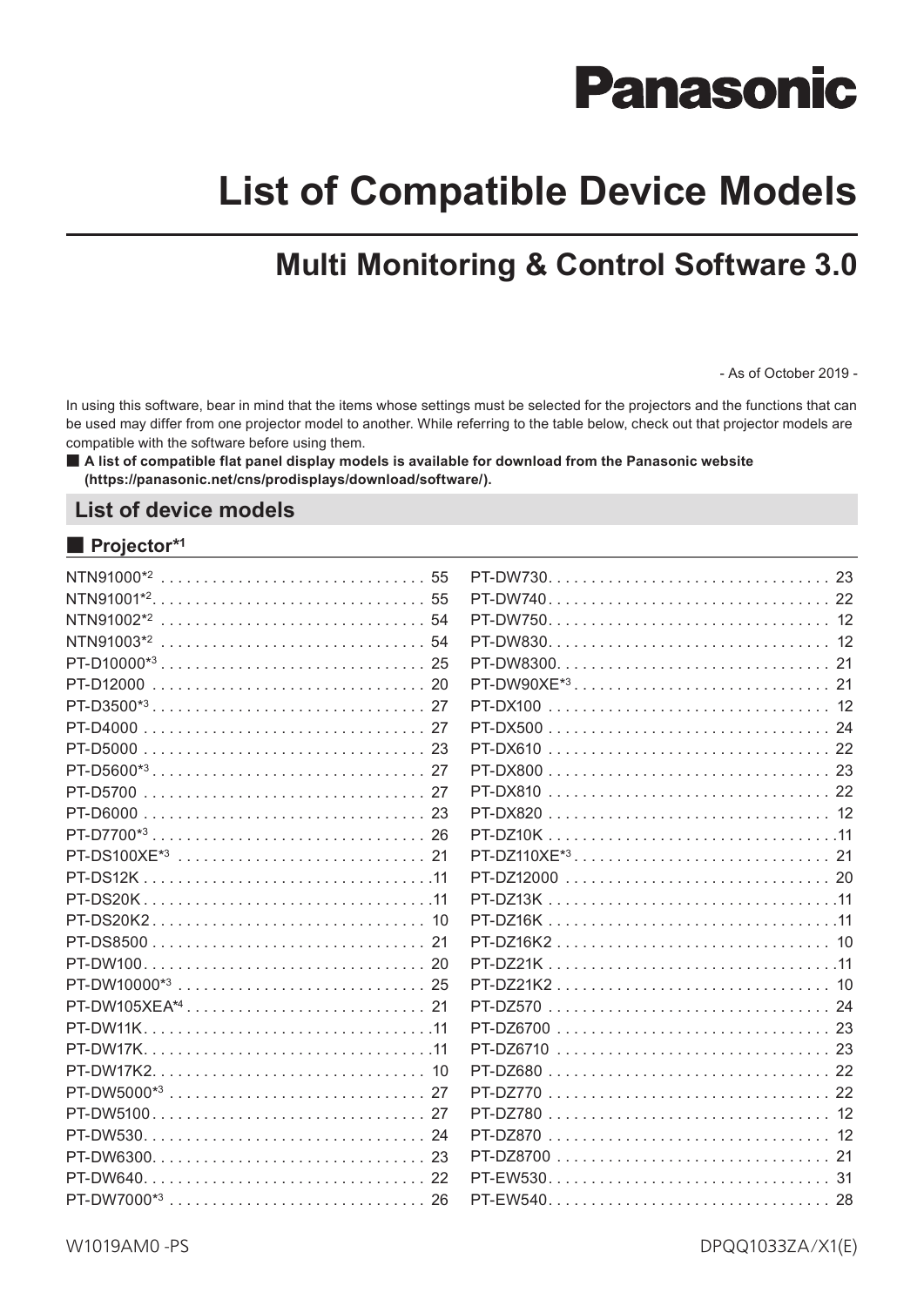Panasonic

# List of Compatible Device Models

## Multi Monitoring & Control Software 3.0

- As of October 2019 -

In using this software, bear in mind that the items whose settings must be selected for the projectors and the functions that can be used may differ from one projector model to another. While referring to the table below, check out that projector models are compatible with the software before using them.

■ **A list of compatible flat panel display models is available for download from the Panasonic website (https://panasonic.net/cns/prodisplays/download/software/).**

## List of device models

### ■ Projector*1

| Model | Page | Model | Page |
|---|---|---|---|
| NTN91000*2 | 55 | PT-DW730 | 23 |
| NTN91001*2 | 55 | PT-DW740 | 22 |
| NTN91002*2 | 54 | PT-DW750 | 12 |
| NTN91003*2 | 54 | PT-DW830 | 12 |
| PT-D10000*3 | 25 | PT-DW8300 | 21 |
| PT-D12000 | 20 | PT-DW90XE*3 | 21 |
| PT-D3500*3 | 27 | PT-DX100 | 12 |
| PT-D4000 | 27 | PT-DX500 | 24 |
| PT-D5000 | 23 | PT-DX610 | 22 |
| PT-D5600*3 | 27 | PT-DX800 | 23 |
| PT-D5700 | 27 | PT-DX810 | 22 |
| PT-D6000 | 23 | PT-DX820 | 12 |
| PT-D7700*3 | 26 | PT-DZ10K | 11 |
| PT-DS100XE*3 | 21 | PT-DZ110XE*3 | 21 |
| PT-DS12K | 11 | PT-DZ12000 | 20 |
| PT-DS20K | 11 | PT-DZ13K | 11 |
| PT-DS20K2 | 10 | PT-DZ16K | 11 |
| PT-DS8500 | 21 | PT-DZ16K2 | 10 |
| PT-DW100 | 20 | PT-DZ21K | 11 |
| PT-DW10000*3 | 25 | PT-DZ21K2 | 10 |
| PT-DW105XEA*4 | 21 | PT-DZ570 | 24 |
| PT-DW11K | 11 | PT-DZ6700 | 23 |
| PT-DW17K | 11 | PT-DZ6710 | 23 |
| PT-DW17K2 | 10 | PT-DZ680 | 22 |
| PT-DW5000*3 | 27 | PT-DZ770 | 22 |
| PT-DW5100 | 27 | PT-DZ780 | 12 |
| PT-DW530 | 24 | PT-DZ870 | 12 |
| PT-DW6300 | 23 | PT-DZ8700 | 21 |
| PT-DW640 | 22 | PT-EW530 | 31 |
| PT-DW7000*3 | 26 | PT-EW540 | 28 |

W1019AM0 -PS DPQQ1033ZA/X1(E)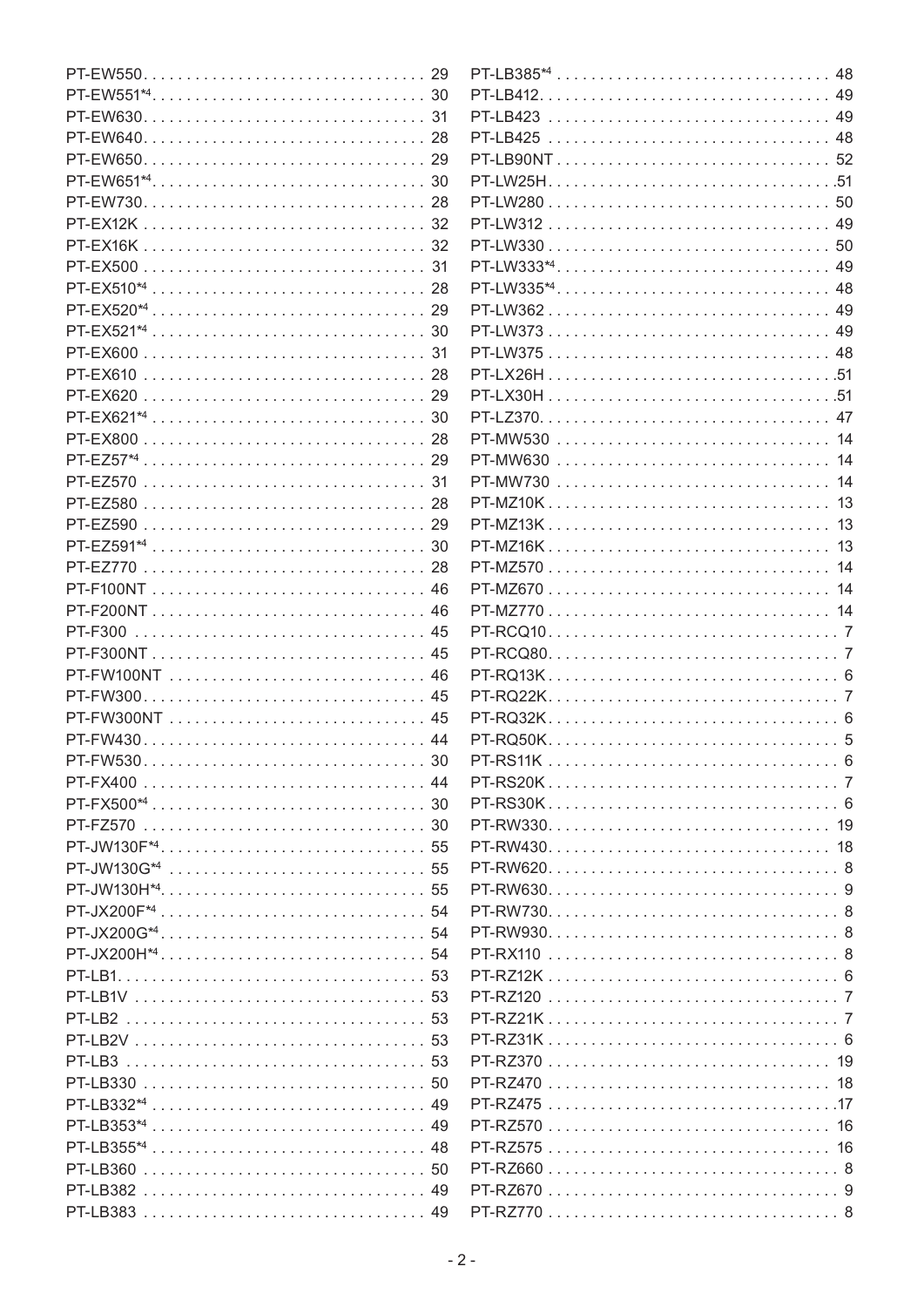PT-EW550 . . . . . . . . . . . . . . . . . . . . . . . . . . . . . . . . 29
PT-EW551*4 . . . . . . . . . . . . . . . . . . . . . . . . . . . . . . . . 30
PT-EW630 . . . . . . . . . . . . . . . . . . . . . . . . . . . . . . . . 31
PT-EW640 . . . . . . . . . . . . . . . . . . . . . . . . . . . . . . . . 28
PT-EW650 . . . . . . . . . . . . . . . . . . . . . . . . . . . . . . . . 29
PT-EW651*4 . . . . . . . . . . . . . . . . . . . . . . . . . . . . . . . . 30
PT-EW730 . . . . . . . . . . . . . . . . . . . . . . . . . . . . . . . . 28
PT-EX12K . . . . . . . . . . . . . . . . . . . . . . . . . . . . . . . . 32
PT-EX16K . . . . . . . . . . . . . . . . . . . . . . . . . . . . . . . . 32
PT-EX500 . . . . . . . . . . . . . . . . . . . . . . . . . . . . . . . . 31
PT-EX510*4 . . . . . . . . . . . . . . . . . . . . . . . . . . . . . . . . 28
PT-EX520*4 . . . . . . . . . . . . . . . . . . . . . . . . . . . . . . . . 29
PT-EX521*4 . . . . . . . . . . . . . . . . . . . . . . . . . . . . . . . . 30
PT-EX600 . . . . . . . . . . . . . . . . . . . . . . . . . . . . . . . . 31
PT-EX610 . . . . . . . . . . . . . . . . . . . . . . . . . . . . . . . . 28
PT-EX620 . . . . . . . . . . . . . . . . . . . . . . . . . . . . . . . . 29
PT-EX621*4 . . . . . . . . . . . . . . . . . . . . . . . . . . . . . . . . 30
PT-EX800 . . . . . . . . . . . . . . . . . . . . . . . . . . . . . . . . 28
PT-EZ57*4 . . . . . . . . . . . . . . . . . . . . . . . . . . . . . . . . 29
PT-EZ570 . . . . . . . . . . . . . . . . . . . . . . . . . . . . . . . . 31
PT-EZ580 . . . . . . . . . . . . . . . . . . . . . . . . . . . . . . . . 28
PT-EZ590 . . . . . . . . . . . . . . . . . . . . . . . . . . . . . . . . 29
PT-EZ591*4 . . . . . . . . . . . . . . . . . . . . . . . . . . . . . . . . 30
PT-EZ770 . . . . . . . . . . . . . . . . . . . . . . . . . . . . . . . . 28
PT-F100NT . . . . . . . . . . . . . . . . . . . . . . . . . . . . . . . . 46
PT-F200NT . . . . . . . . . . . . . . . . . . . . . . . . . . . . . . . . 46
PT-F300 . . . . . . . . . . . . . . . . . . . . . . . . . . . . . . . . 45
PT-F300NT . . . . . . . . . . . . . . . . . . . . . . . . . . . . . . . . 45
PT-FW100NT . . . . . . . . . . . . . . . . . . . . . . . . . . . . . . . . 46
PT-FW300 . . . . . . . . . . . . . . . . . . . . . . . . . . . . . . . . 45
PT-FW300NT . . . . . . . . . . . . . . . . . . . . . . . . . . . . . . . . 45
PT-FW430 . . . . . . . . . . . . . . . . . . . . . . . . . . . . . . . . 44
PT-FW530 . . . . . . . . . . . . . . . . . . . . . . . . . . . . . . . . 30
PT-FX400 . . . . . . . . . . . . . . . . . . . . . . . . . . . . . . . . 44
PT-FX500*4 . . . . . . . . . . . . . . . . . . . . . . . . . . . . . . . . 30
PT-FZ570 . . . . . . . . . . . . . . . . . . . . . . . . . . . . . . . . 30
PT-JW130F*4 . . . . . . . . . . . . . . . . . . . . . . . . . . . . . . . . 55
PT-JW130G*4 . . . . . . . . . . . . . . . . . . . . . . . . . . . . . . . . 55
PT-JW130H*4 . . . . . . . . . . . . . . . . . . . . . . . . . . . . . . . . 55
PT-JX200F*4 . . . . . . . . . . . . . . . . . . . . . . . . . . . . . . . . 54
PT-JX200G*4 . . . . . . . . . . . . . . . . . . . . . . . . . . . . . . . . 54
PT-JX200H*4 . . . . . . . . . . . . . . . . . . . . . . . . . . . . . . . . 54
PT-LB1 . . . . . . . . . . . . . . . . . . . . . . . . . . . . . . . . 53
PT-LB1V . . . . . . . . . . . . . . . . . . . . . . . . . . . . . . . . 53
PT-LB2 . . . . . . . . . . . . . . . . . . . . . . . . . . . . . . . . 53
PT-LB2V . . . . . . . . . . . . . . . . . . . . . . . . . . . . . . . . 53
PT-LB3 . . . . . . . . . . . . . . . . . . . . . . . . . . . . . . . . 53
PT-LB330 . . . . . . . . . . . . . . . . . . . . . . . . . . . . . . . . 50
PT-LB332*4 . . . . . . . . . . . . . . . . . . . . . . . . . . . . . . . . 49
PT-LB353*4 . . . . . . . . . . . . . . . . . . . . . . . . . . . . . . . . 49
PT-LB355*4 . . . . . . . . . . . . . . . . . . . . . . . . . . . . . . . . 48
PT-LB360 . . . . . . . . . . . . . . . . . . . . . . . . . . . . . . . . 50
PT-LB382 . . . . . . . . . . . . . . . . . . . . . . . . . . . . . . . . 49
PT-LB383 . . . . . . . . . . . . . . . . . . . . . . . . . . . . . . . . 49
PT-LB385*4 . . . . . . . . . . . . . . . . . . . . . . . . . . . . . . . . 48
PT-LB412 . . . . . . . . . . . . . . . . . . . . . . . . . . . . . . . . 49
PT-LB423 . . . . . . . . . . . . . . . . . . . . . . . . . . . . . . . . 49
PT-LB425 . . . . . . . . . . . . . . . . . . . . . . . . . . . . . . . . 48
PT-LB90NT . . . . . . . . . . . . . . . . . . . . . . . . . . . . . . . . 52
PT-LW25H . . . . . . . . . . . . . . . . . . . . . . . . . . . . . . . . 51
PT-LW280 . . . . . . . . . . . . . . . . . . . . . . . . . . . . . . . . 50
PT-LW312 . . . . . . . . . . . . . . . . . . . . . . . . . . . . . . . . 49
PT-LW330 . . . . . . . . . . . . . . . . . . . . . . . . . . . . . . . . 50
PT-LW333*4 . . . . . . . . . . . . . . . . . . . . . . . . . . . . . . . . 49
PT-LW335*4 . . . . . . . . . . . . . . . . . . . . . . . . . . . . . . . . 48
PT-LW362 . . . . . . . . . . . . . . . . . . . . . . . . . . . . . . . . 49
PT-LW373 . . . . . . . . . . . . . . . . . . . . . . . . . . . . . . . . 49
PT-LW375 . . . . . . . . . . . . . . . . . . . . . . . . . . . . . . . . 48
PT-LX26H . . . . . . . . . . . . . . . . . . . . . . . . . . . . . . . . 51
PT-LX30H . . . . . . . . . . . . . . . . . . . . . . . . . . . . . . . . 51
PT-LZ370 . . . . . . . . . . . . . . . . . . . . . . . . . . . . . . . . 47
PT-MW530 . . . . . . . . . . . . . . . . . . . . . . . . . . . . . . . . 14
PT-MW630 . . . . . . . . . . . . . . . . . . . . . . . . . . . . . . . . 14
PT-MW730 . . . . . . . . . . . . . . . . . . . . . . . . . . . . . . . . 14
PT-MZ10K . . . . . . . . . . . . . . . . . . . . . . . . . . . . . . . . 13
PT-MZ13K . . . . . . . . . . . . . . . . . . . . . . . . . . . . . . . . 13
PT-MZ16K . . . . . . . . . . . . . . . . . . . . . . . . . . . . . . . . 13
PT-MZ570 . . . . . . . . . . . . . . . . . . . . . . . . . . . . . . . . 14
PT-MZ670 . . . . . . . . . . . . . . . . . . . . . . . . . . . . . . . . 14
PT-MZ770 . . . . . . . . . . . . . . . . . . . . . . . . . . . . . . . . 14
PT-RCQ10 . . . . . . . . . . . . . . . . . . . . . . . . . . . . . . . . 7
PT-RCQ80 . . . . . . . . . . . . . . . . . . . . . . . . . . . . . . . . 7
PT-RQ13K . . . . . . . . . . . . . . . . . . . . . . . . . . . . . . . . 6
PT-RQ22K . . . . . . . . . . . . . . . . . . . . . . . . . . . . . . . . 7
PT-RQ32K . . . . . . . . . . . . . . . . . . . . . . . . . . . . . . . . 6
PT-RQ50K . . . . . . . . . . . . . . . . . . . . . . . . . . . . . . . . 5
PT-RS11K . . . . . . . . . . . . . . . . . . . . . . . . . . . . . . . . 6
PT-RS20K . . . . . . . . . . . . . . . . . . . . . . . . . . . . . . . . 7
PT-RS30K . . . . . . . . . . . . . . . . . . . . . . . . . . . . . . . . 6
PT-RW330 . . . . . . . . . . . . . . . . . . . . . . . . . . . . . . . . 19
PT-RW430 . . . . . . . . . . . . . . . . . . . . . . . . . . . . . . . . 18
PT-RW620 . . . . . . . . . . . . . . . . . . . . . . . . . . . . . . . . 8
PT-RW630 . . . . . . . . . . . . . . . . . . . . . . . . . . . . . . . . 9
PT-RW730 . . . . . . . . . . . . . . . . . . . . . . . . . . . . . . . . 8
PT-RW930 . . . . . . . . . . . . . . . . . . . . . . . . . . . . . . . . 8
PT-RX110 . . . . . . . . . . . . . . . . . . . . . . . . . . . . . . . . 8
PT-RZ12K . . . . . . . . . . . . . . . . . . . . . . . . . . . . . . . . 6
PT-RZ120 . . . . . . . . . . . . . . . . . . . . . . . . . . . . . . . . 7
PT-RZ21K . . . . . . . . . . . . . . . . . . . . . . . . . . . . . . . . 7
PT-RZ31K . . . . . . . . . . . . . . . . . . . . . . . . . . . . . . . . 6
PT-RZ370 . . . . . . . . . . . . . . . . . . . . . . . . . . . . . . . . 19
PT-RZ470 . . . . . . . . . . . . . . . . . . . . . . . . . . . . . . . . 18
PT-RZ475 . . . . . . . . . . . . . . . . . . . . . . . . . . . . . . . . 17
PT-RZ570 . . . . . . . . . . . . . . . . . . . . . . . . . . . . . . . . 16
PT-RZ575 . . . . . . . . . . . . . . . . . . . . . . . . . . . . . . . . 16
PT-RZ660 . . . . . . . . . . . . . . . . . . . . . . . . . . . . . . . . 8
PT-RZ670 . . . . . . . . . . . . . . . . . . . . . . . . . . . . . . . . 9
PT-RZ770 . . . . . . . . . . . . . . . . . . . . . . . . . . . . . . . . 8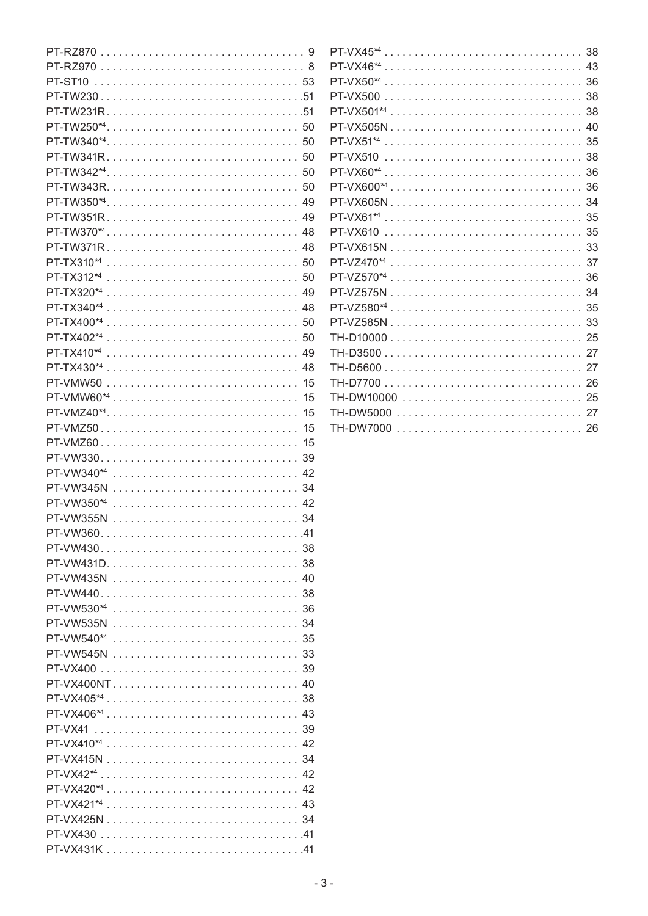PT-RZ870 . . . . . . . . . . . . . . . . . . . . . . . . . . . . . . . . . 9
PT-RZ970 . . . . . . . . . . . . . . . . . . . . . . . . . . . . . . . . . 8
PT-ST10 . . . . . . . . . . . . . . . . . . . . . . . . . . . . . . . . . 53
PT-TW230 . . . . . . . . . . . . . . . . . . . . . . . . . . . . . . . . .51
PT-TW231R . . . . . . . . . . . . . . . . . . . . . . . . . . . . . . . .51
PT-TW250*4 . . . . . . . . . . . . . . . . . . . . . . . . . . . . . . . 50
PT-TW340*4 . . . . . . . . . . . . . . . . . . . . . . . . . . . . . . . 50
PT-TW341R . . . . . . . . . . . . . . . . . . . . . . . . . . . . . . . 50
PT-TW342*4 . . . . . . . . . . . . . . . . . . . . . . . . . . . . . . . 50
PT-TW343R . . . . . . . . . . . . . . . . . . . . . . . . . . . . . . . 50
PT-TW350*4 . . . . . . . . . . . . . . . . . . . . . . . . . . . . . . . 49
PT-TW351R . . . . . . . . . . . . . . . . . . . . . . . . . . . . . . . 49
PT-TW370*4 . . . . . . . . . . . . . . . . . . . . . . . . . . . . . . . 48
PT-TW371R . . . . . . . . . . . . . . . . . . . . . . . . . . . . . . . 48
PT-TX310*4 . . . . . . . . . . . . . . . . . . . . . . . . . . . . . . . 50
PT-TX312*4 . . . . . . . . . . . . . . . . . . . . . . . . . . . . . . . 50
PT-TX320*4 . . . . . . . . . . . . . . . . . . . . . . . . . . . . . . . 49
PT-TX340*4 . . . . . . . . . . . . . . . . . . . . . . . . . . . . . . . 48
PT-TX400*4 . . . . . . . . . . . . . . . . . . . . . . . . . . . . . . . 50
PT-TX402*4 . . . . . . . . . . . . . . . . . . . . . . . . . . . . . . . 50
PT-TX410*4 . . . . . . . . . . . . . . . . . . . . . . . . . . . . . . . 49
PT-TX430*4 . . . . . . . . . . . . . . . . . . . . . . . . . . . . . . . 48
PT-VMW50 . . . . . . . . . . . . . . . . . . . . . . . . . . . . . . . 15
PT-VMW60*4 . . . . . . . . . . . . . . . . . . . . . . . . . . . . . . 15
PT-VMZ40*4 . . . . . . . . . . . . . . . . . . . . . . . . . . . . . . . 15
PT-VMZ50 . . . . . . . . . . . . . . . . . . . . . . . . . . . . . . . . 15
PT-VMZ60 . . . . . . . . . . . . . . . . . . . . . . . . . . . . . . . . 15
PT-VW330 . . . . . . . . . . . . . . . . . . . . . . . . . . . . . . . . 39
PT-VW340*4 . . . . . . . . . . . . . . . . . . . . . . . . . . . . . . 42
PT-VW345N . . . . . . . . . . . . . . . . . . . . . . . . . . . . . . 34
PT-VW350*4 . . . . . . . . . . . . . . . . . . . . . . . . . . . . . . 42
PT-VW355N . . . . . . . . . . . . . . . . . . . . . . . . . . . . . . 34
PT-VW360 . . . . . . . . . . . . . . . . . . . . . . . . . . . . . . . . .41
PT-VW430 . . . . . . . . . . . . . . . . . . . . . . . . . . . . . . . . 38
PT-VW431D . . . . . . . . . . . . . . . . . . . . . . . . . . . . . . . 38
PT-VW435N . . . . . . . . . . . . . . . . . . . . . . . . . . . . . . 40
PT-VW440 . . . . . . . . . . . . . . . . . . . . . . . . . . . . . . . . 38
PT-VW530*4 . . . . . . . . . . . . . . . . . . . . . . . . . . . . . . 36
PT-VW535N . . . . . . . . . . . . . . . . . . . . . . . . . . . . . . 34
PT-VW540*4 . . . . . . . . . . . . . . . . . . . . . . . . . . . . . . 35
PT-VW545N . . . . . . . . . . . . . . . . . . . . . . . . . . . . . . 33
PT-VX400 . . . . . . . . . . . . . . . . . . . . . . . . . . . . . . . . 39
PT-VX400NT . . . . . . . . . . . . . . . . . . . . . . . . . . . . . . 40
PT-VX405*4 . . . . . . . . . . . . . . . . . . . . . . . . . . . . . . . 38
PT-VX406*4 . . . . . . . . . . . . . . . . . . . . . . . . . . . . . . . 43
PT-VX41 . . . . . . . . . . . . . . . . . . . . . . . . . . . . . . . . . 39
PT-VX410*4 . . . . . . . . . . . . . . . . . . . . . . . . . . . . . . . 42
PT-VX415N . . . . . . . . . . . . . . . . . . . . . . . . . . . . . . . 34
PT-VX42*4 . . . . . . . . . . . . . . . . . . . . . . . . . . . . . . . . 42
PT-VX420*4 . . . . . . . . . . . . . . . . . . . . . . . . . . . . . . . 42
PT-VX421*4 . . . . . . . . . . . . . . . . . . . . . . . . . . . . . . . 43
PT-VX425N . . . . . . . . . . . . . . . . . . . . . . . . . . . . . . . 34
PT-VX430 . . . . . . . . . . . . . . . . . . . . . . . . . . . . . . . . .41
PT-VX431K . . . . . . . . . . . . . . . . . . . . . . . . . . . . . . . .41
PT-VX45*4 . . . . . . . . . . . . . . . . . . . . . . . . . . . . . . . . 38
PT-VX46*4 . . . . . . . . . . . . . . . . . . . . . . . . . . . . . . . . 43
PT-VX50*4 . . . . . . . . . . . . . . . . . . . . . . . . . . . . . . . . 36
PT-VX500 . . . . . . . . . . . . . . . . . . . . . . . . . . . . . . . . 38
PT-VX501*4 . . . . . . . . . . . . . . . . . . . . . . . . . . . . . . . 38
PT-VX505N . . . . . . . . . . . . . . . . . . . . . . . . . . . . . . . 40
PT-VX51*4 . . . . . . . . . . . . . . . . . . . . . . . . . . . . . . . . 35
PT-VX510 . . . . . . . . . . . . . . . . . . . . . . . . . . . . . . . . 38
PT-VX60*4 . . . . . . . . . . . . . . . . . . . . . . . . . . . . . . . . 36
PT-VX600*4 . . . . . . . . . . . . . . . . . . . . . . . . . . . . . . . 36
PT-VX605N . . . . . . . . . . . . . . . . . . . . . . . . . . . . . . . 34
PT-VX61*4 . . . . . . . . . . . . . . . . . . . . . . . . . . . . . . . . 35
PT-VX610 . . . . . . . . . . . . . . . . . . . . . . . . . . . . . . . . 35
PT-VX615N . . . . . . . . . . . . . . . . . . . . . . . . . . . . . . . 33
PT-VZ470*4 . . . . . . . . . . . . . . . . . . . . . . . . . . . . . . . 37
PT-VZ570*4 . . . . . . . . . . . . . . . . . . . . . . . . . . . . . . . 36
PT-VZ575N . . . . . . . . . . . . . . . . . . . . . . . . . . . . . . . 34
PT-VZ580*4 . . . . . . . . . . . . . . . . . . . . . . . . . . . . . . . 35
PT-VZ585N . . . . . . . . . . . . . . . . . . . . . . . . . . . . . . . 33
TH-D10000 . . . . . . . . . . . . . . . . . . . . . . . . . . . . . . . 25
TH-D3500 . . . . . . . . . . . . . . . . . . . . . . . . . . . . . . . . 27
TH-D5600 . . . . . . . . . . . . . . . . . . . . . . . . . . . . . . . . 27
TH-D7700 . . . . . . . . . . . . . . . . . . . . . . . . . . . . . . . . 26
TH-DW10000 . . . . . . . . . . . . . . . . . . . . . . . . . . . . . . 25
TH-DW5000 . . . . . . . . . . . . . . . . . . . . . . . . . . . . . . . 27
TH-DW7000 . . . . . . . . . . . . . . . . . . . . . . . . . . . . . . . 26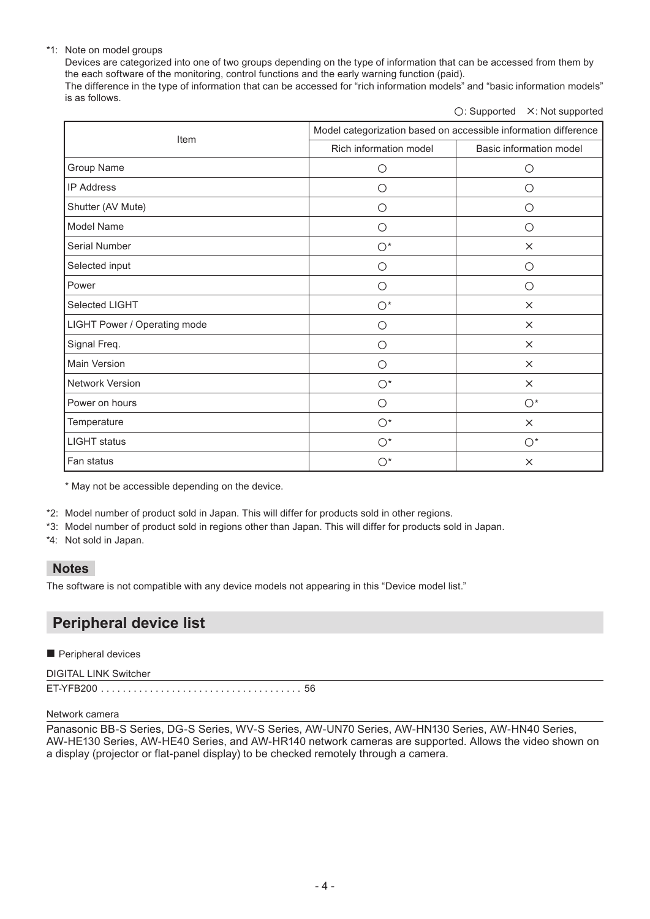*1: Note on model groups

Devices are categorized into one of two groups depending on the type of information that can be accessed from them by the each software of the monitoring, control functions and the early warning function (paid).

The difference in the type of information that can be accessed for “rich information models” and “basic information models” is as follows.

○: Supported ×: Not supported

| Item | Model categorization based on accessible information difference | |
|---|---|---|
| | Rich information model | Basic information model |
| Group Name | ○ | ○ |
| IP Address | ○ | ○ |
| Shutter (AV Mute) | ○ | ○ |
| Model Name | ○ | ○ |
| Serial Number | ○* | × |
| Selected input | ○ | ○ |
| Power | ○ | ○ |
| Selected LIGHT | ○* | × |
| LIGHT Power / Operating mode | ○ | × |
| Signal Freq. | ○ | × |
| Main Version | ○ | × |
| Network Version | ○* | × |
| Power on hours | ○ | ○* |
| Temperature | ○* | × |
| LIGHT status | ○* | ○* |
| Fan status | ○* | × |

* May not be accessible depending on the device.

*2: Model number of product sold in Japan. This will differ for products sold in other regions.

*3: Model number of product sold in regions other than Japan. This will differ for products sold in Japan.

*4: Not sold in Japan.

**Notes**

The software is not compatible with any device models not appearing in this “Device model list.”

## Peripheral device list

■ Peripheral devices

DIGITAL LINK Switcher

ET-YFB200 . . . . . . . . . . . . . . . . . . . . . . . . . . . . . . . . . . . . . 56

Network camera

Panasonic BB-S Series, DG-S Series, WV-S Series, AW-UN70 Series, AW-HN130 Series, AW-HN40 Series, AW-HE130 Series, AW-HE40 Series, and AW-HR140 network cameras are supported. Allows the video shown on a display (projector or flat-panel display) to be checked remotely through a camera.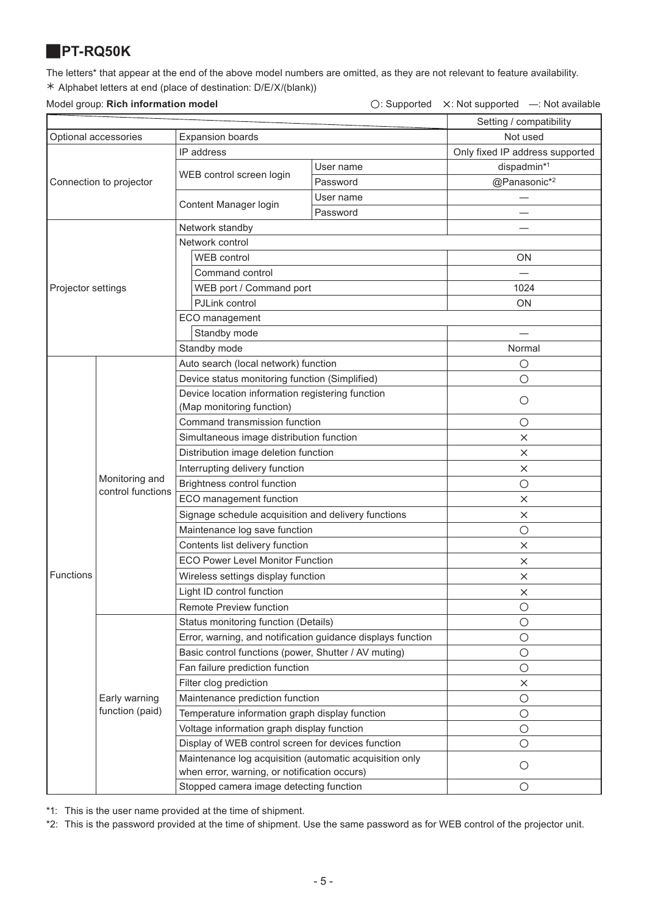## PT-RQ50K

The letters* that appear at the end of the above model numbers are omitted, as they are not relevant to feature availability.
∗ Alphabet letters at end (place of destination: D/E/X/(blank))

Model group: **Rich information model**　　　○: Supported　×: Not supported　—: Not available

| | | | | Setting / compatibility |
|---|---|---|---|---|
| Optional accessories | | Expansion boards | | Not used |
| Connection to projector | | IP address | | Only fixed IP address supported |
| | | WEB control screen login | User name | dispadmin*1 |
| | | | Password | @Panasonic*2 |
| | | Content Manager login | User name | — |
| | | | Password | — |
| Projector settings | | Network standby | | — |
| | | Network control | | |
| | | WEB control | | ON |
| | | Command control | | — |
| | | WEB port / Command port | | 1024 |
| | | PJLink control | | ON |
| | | ECO management | | |
| | | Standby mode | | — |
| | | Standby mode | | Normal |
| Functions | Monitoring and control functions | Auto search (local network) function | | ○ |
| | | Device status monitoring function (Simplified) | | ○ |
| | | Device location information registering function (Map monitoring function) | | ○ |
| | | Command transmission function | | ○ |
| | | Simultaneous image distribution function | | × |
| | | Distribution image deletion function | | × |
| | | Interrupting delivery function | | × |
| | | Brightness control function | | ○ |
| | | ECO management function | | × |
| | | Signage schedule acquisition and delivery functions | | × |
| | | Maintenance log save function | | ○ |
| | | Contents list delivery function | | × |
| | | ECO Power Level Monitor Function | | × |
| | | Wireless settings display function | | × |
| | | Light ID control function | | × |
| | | Remote Preview function | | ○ |
| | Early warning function (paid) | Status monitoring function (Details) | | ○ |
| | | Error, warning, and notification guidance displays function | | ○ |
| | | Basic control functions (power, Shutter / AV muting) | | ○ |
| | | Fan failure prediction function | | ○ |
| | | Filter clog prediction | | × |
| | | Maintenance prediction function | | ○ |
| | | Temperature information graph display function | | ○ |
| | | Voltage information graph display function | | ○ |
| | | Display of WEB control screen for devices function | | ○ |
| | | Maintenance log acquisition (automatic acquisition only when error, warning, or notification occurs) | | ○ |
| | | Stopped camera image detecting function | | ○ |

*1: This is the user name provided at the time of shipment.

*2: This is the password provided at the time of shipment. Use the same password as for WEB control of the projector unit.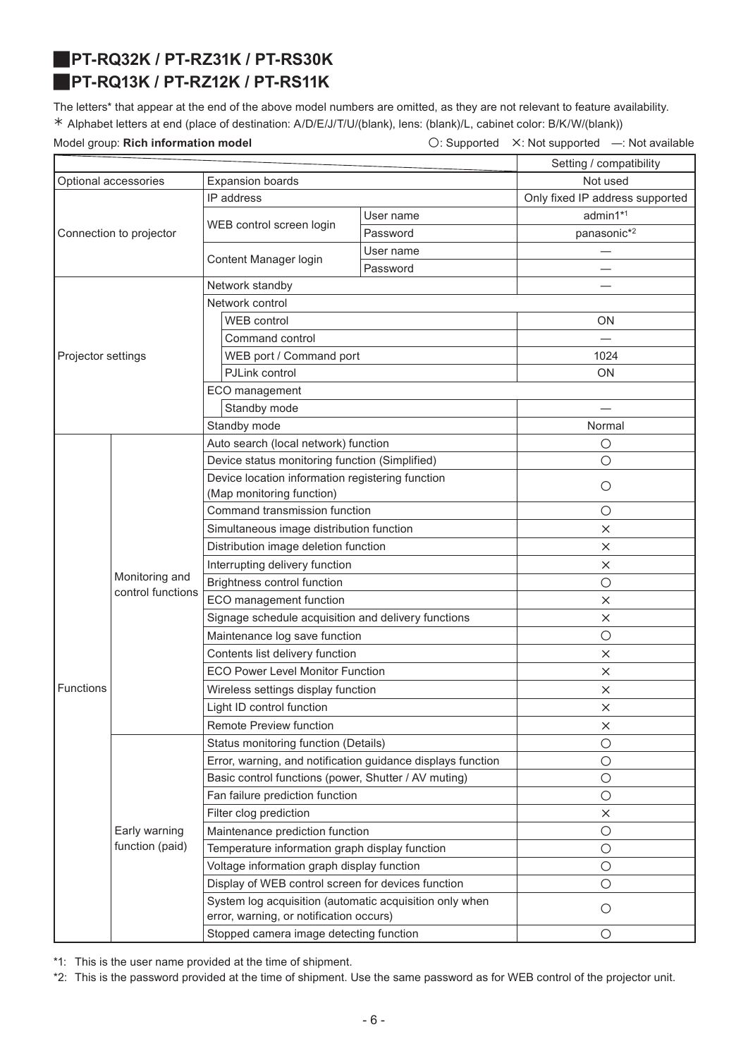## PT-RQ32K / PT-RZ31K / PT-RS30K
## PT-RQ13K / PT-RZ12K / PT-RS11K

The letters* that appear at the end of the above model numbers are omitted, as they are not relevant to feature availability.
＊ Alphabet letters at end (place of destination: A/D/E/J/T/U/(blank), lens: (blank)/L, cabinet color: B/K/W/(blank))

Model group: **Rich information model**

○: Supported ×: Not supported —: Not available

| | | | | Setting / compatibility |
|---|---|---|---|---|
| Optional accessories | | Expansion boards | | Not used |
| Connection to projector | | IP address | | Only fixed IP address supported |
| | | WEB control screen login | User name | admin1*1 |
| | | | Password | panasonic*2 |
| | | Content Manager login | User name | — |
| | | | Password | — |
| Projector settings | | Network standby | | — |
| | | Network control | | |
| | | WEB control | | ON |
| | | Command control | | — |
| | | WEB port / Command port | | 1024 |
| | | PJLink control | | ON |
| | | ECO management | | |
| | | Standby mode | | — |
| | | Standby mode | | Normal |
| Functions | Monitoring and control functions | Auto search (local network) function | | ○ |
| | | Device status monitoring function (Simplified) | | ○ |
| | | Device location information registering function (Map monitoring function) | | ○ |
| | | Command transmission function | | ○ |
| | | Simultaneous image distribution function | | × |
| | | Distribution image deletion function | | × |
| | | Interrupting delivery function | | × |
| | | Brightness control function | | ○ |
| | | ECO management function | | × |
| | | Signage schedule acquisition and delivery functions | | × |
| | | Maintenance log save function | | ○ |
| | | Contents list delivery function | | × |
| | | ECO Power Level Monitor Function | | × |
| | | Wireless settings display function | | × |
| | | Light ID control function | | × |
| | | Remote Preview function | | × |
| | Early warning function (paid) | Status monitoring function (Details) | | ○ |
| | | Error, warning, and notification guidance displays function | | ○ |
| | | Basic control functions (power, Shutter / AV muting) | | ○ |
| | | Fan failure prediction function | | ○ |
| | | Filter clog prediction | | × |
| | | Maintenance prediction function | | ○ |
| | | Temperature information graph display function | | ○ |
| | | Voltage information graph display function | | ○ |
| | | Display of WEB control screen for devices function | | ○ |
| | | System log acquisition (automatic acquisition only when error, warning, or notification occurs) | | ○ |
| | | Stopped camera image detecting function | | ○ |

*1: This is the user name provided at the time of shipment.

*2: This is the password provided at the time of shipment. Use the same password as for WEB control of the projector unit.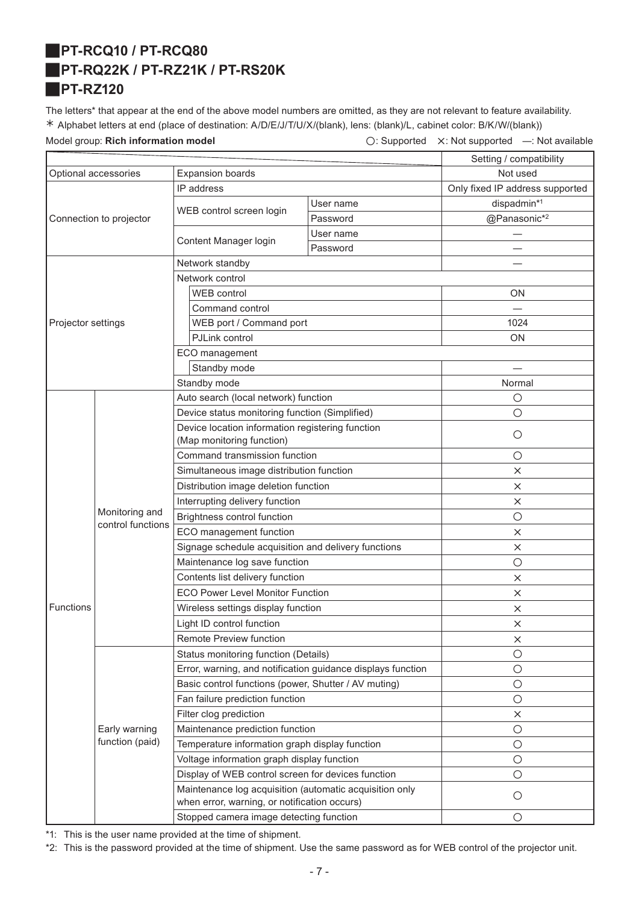## PT-RCQ10 / PT-RCQ80
## PT-RQ22K / PT-RZ21K / PT-RS20K
## PT-RZ120

The letters* that appear at the end of the above model numbers are omitted, as they are not relevant to feature availability.
＊ Alphabet letters at end (place of destination: A/D/E/J/T/U/X/(blank), lens: (blank)/L, cabinet color: B/K/W/(blank))

Model group: **Rich information model**　　○: Supported　×: Not supported　—: Not available

| | | | | Setting / compatibility |
|---|---|---|---|---|
| Optional accessories | | Expansion boards | | Not used |
| Connection to projector | | IP address | | Only fixed IP address supported |
| | | WEB control screen login | User name | dispadmin[*1] |
| | | | Password | @Panasonic[*2] |
| | | Content Manager login | User name | — |
| | | | Password | — |
| Projector settings | | Network standby | | — |
| | | Network control | | |
| | | WEB control | | ON |
| | | Command control | | — |
| | | WEB port / Command port | | 1024 |
| | | PJLink control | | ON |
| | | ECO management | | |
| | | Standby mode | | — |
| | | Standby mode | | Normal |
| Functions | Monitoring and control functions | Auto search (local network) function | | ○ |
| | | Device status monitoring function (Simplified) | | ○ |
| | | Device location information registering function (Map monitoring function) | | ○ |
| | | Command transmission function | | ○ |
| | | Simultaneous image distribution function | | × |
| | | Distribution image deletion function | | × |
| | | Interrupting delivery function | | × |
| | | Brightness control function | | ○ |
| | | ECO management function | | × |
| | | Signage schedule acquisition and delivery functions | | × |
| | | Maintenance log save function | | ○ |
| | | Contents list delivery function | | × |
| | | ECO Power Level Monitor Function | | × |
| | | Wireless settings display function | | × |
| | | Light ID control function | | × |
| | | Remote Preview function | | × |
| | Early warning function (paid) | Status monitoring function (Details) | | ○ |
| | | Error, warning, and notification guidance displays function | | ○ |
| | | Basic control functions (power, Shutter / AV muting) | | ○ |
| | | Fan failure prediction function | | ○ |
| | | Filter clog prediction | | × |
| | | Maintenance prediction function | | ○ |
| | | Temperature information graph display function | | ○ |
| | | Voltage information graph display function | | ○ |
| | | Display of WEB control screen for devices function | | ○ |
| | | Maintenance log acquisition (automatic acquisition only when error, warning, or notification occurs) | | ○ |
| | | Stopped camera image detecting function | | ○ |

*1: This is the user name provided at the time of shipment.
*2: This is the password provided at the time of shipment. Use the same password as for WEB control of the projector unit.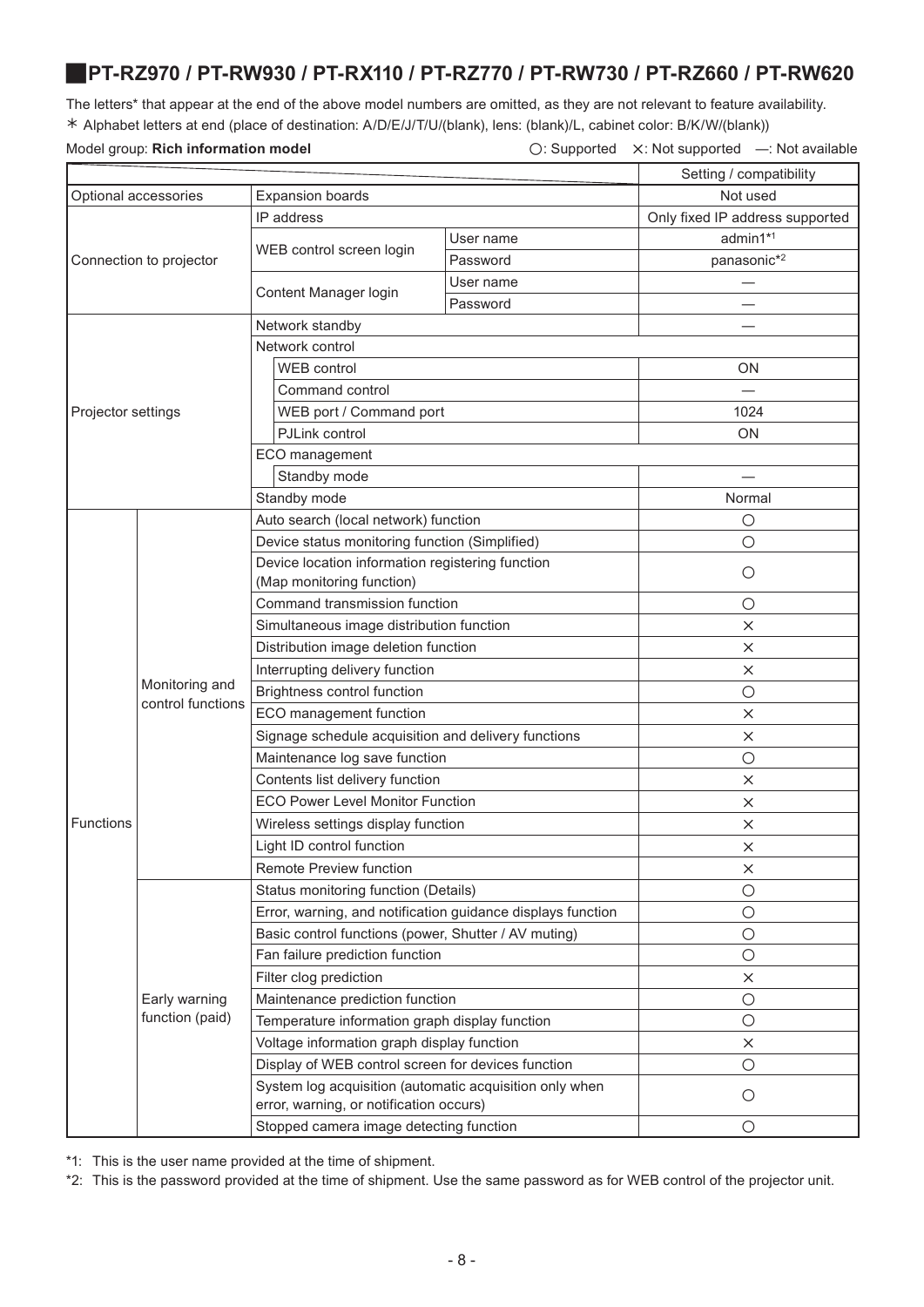## PT-RZ970 / PT-RW930 / PT-RX110 / PT-RZ770 / PT-RW730 / PT-RZ660 / PT-RW620

The letters* that appear at the end of the above model numbers are omitted, as they are not relevant to feature availability.

＊ Alphabet letters at end (place of destination: A/D/E/J/T/U/(blank), lens: (blank)/L, cabinet color: B/K/W/(blank))

Model group: **Rich information model**

○: Supported ×: Not supported —: Not available

| | | | | Setting / compatibility |
|---|---|---|---|---|
| Optional accessories | | Expansion boards | | Not used |
| Connection to projector | | IP address | | Only fixed IP address supported |
| | | WEB control screen login | User name | admin1*1 |
| | | | Password | panasonic*2 |
| | | Content Manager login | User name | — |
| | | | Password | — |
| Projector settings | | Network standby | | — |
| | | Network control | | |
| | | WEB control | | ON |
| | | Command control | | — |
| | | WEB port / Command port | | 1024 |
| | | PJLink control | | ON |
| | | ECO management | | |
| | | Standby mode | | — |
| | | Standby mode | | Normal |
| Functions | Monitoring and control functions | Auto search (local network) function | | ○ |
| | | Device status monitoring function (Simplified) | | ○ |
| | | Device location information registering function (Map monitoring function) | | ○ |
| | | Command transmission function | | ○ |
| | | Simultaneous image distribution function | | × |
| | | Distribution image deletion function | | × |
| | | Interrupting delivery function | | × |
| | | Brightness control function | | ○ |
| | | ECO management function | | × |
| | | Signage schedule acquisition and delivery functions | | × |
| | | Maintenance log save function | | ○ |
| | | Contents list delivery function | | × |
| | | ECO Power Level Monitor Function | | × |
| | | Wireless settings display function | | × |
| | | Light ID control function | | × |
| | | Remote Preview function | | × |
| | Early warning function (paid) | Status monitoring function (Details) | | ○ |
| | | Error, warning, and notification guidance displays function | | ○ |
| | | Basic control functions (power, Shutter / AV muting) | | ○ |
| | | Fan failure prediction function | | ○ |
| | | Filter clog prediction | | × |
| | | Maintenance prediction function | | ○ |
| | | Temperature information graph display function | | ○ |
| | | Voltage information graph display function | | × |
| | | Display of WEB control screen for devices function | | ○ |
| | | System log acquisition (automatic acquisition only when error, warning, or notification occurs) | | ○ |
| | | Stopped camera image detecting function | | ○ |

*1: This is the user name provided at the time of shipment.

*2: This is the password provided at the time of shipment. Use the same password as for WEB control of the projector unit.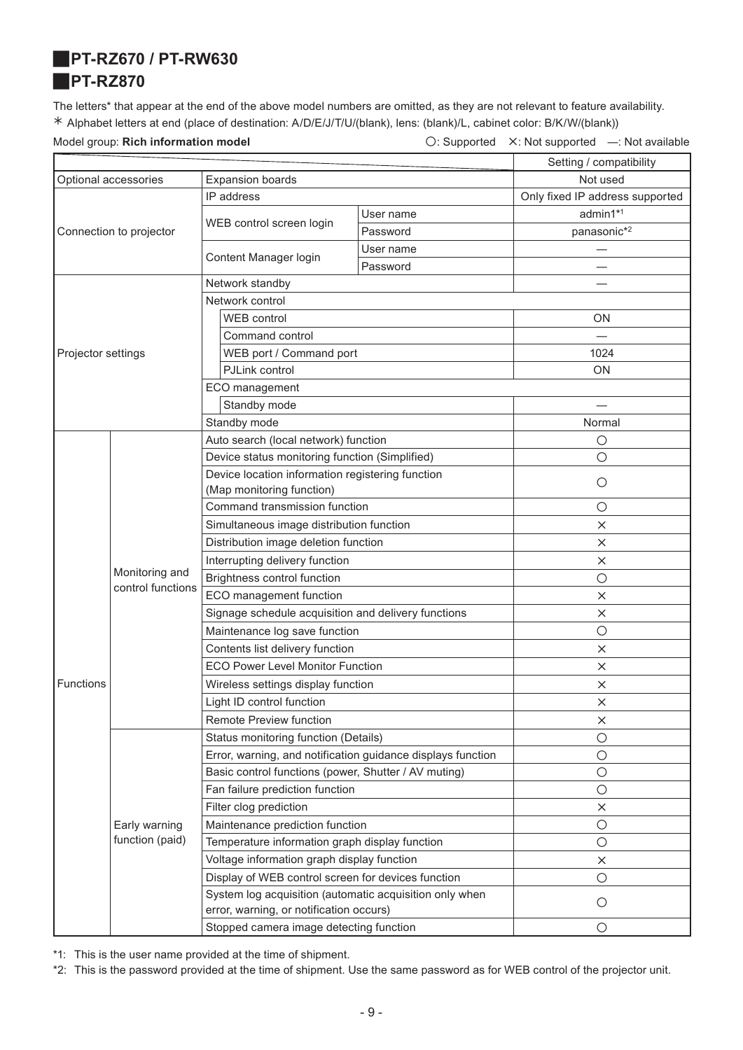## PT-RZ670 / PT-RW630

## PT-RZ870

The letters* that appear at the end of the above model numbers are omitted, as they are not relevant to feature availability.

＊ Alphabet letters at end (place of destination: A/D/E/J/T/U/(blank), lens: (blank)/L, cabinet color: B/K/W/(blank))

Model group: **Rich information model**

○: Supported ×: Not supported —: Not available

| | | | | Setting / compatibility |
|---|---|---|---|---|
| Optional accessories | | Expansion boards | | Not used |
| Connection to projector | | IP address | | Only fixed IP address supported |
| | | WEB control screen login | User name | admin1*1 |
| | | | Password | panasonic*2 |
| | | Content Manager login | User name | — |
| | | | Password | — |
| Projector settings | | Network standby | | — |
| | | Network control | | |
| | | WEB control | | ON |
| | | Command control | | — |
| | | WEB port / Command port | | 1024 |
| | | PJLink control | | ON |
| | | ECO management | | |
| | | Standby mode | | — |
| | | Standby mode | | Normal |
| Functions | Monitoring and control functions | Auto search (local network) function | | ○ |
| | | Device status monitoring function (Simplified) | | ○ |
| | | Device location information registering function (Map monitoring function) | | ○ |
| | | Command transmission function | | ○ |
| | | Simultaneous image distribution function | | × |
| | | Distribution image deletion function | | × |
| | | Interrupting delivery function | | × |
| | | Brightness control function | | ○ |
| | | ECO management function | | × |
| | | Signage schedule acquisition and delivery functions | | × |
| | | Maintenance log save function | | ○ |
| | | Contents list delivery function | | × |
| | | ECO Power Level Monitor Function | | × |
| | | Wireless settings display function | | × |
| | | Light ID control function | | × |
| | | Remote Preview function | | × |
| | Early warning function (paid) | Status monitoring function (Details) | | ○ |
| | | Error, warning, and notification guidance displays function | | ○ |
| | | Basic control functions (power, Shutter / AV muting) | | ○ |
| | | Fan failure prediction function | | ○ |
| | | Filter clog prediction | | × |
| | | Maintenance prediction function | | ○ |
| | | Temperature information graph display function | | ○ |
| | | Voltage information graph display function | | × |
| | | Display of WEB control screen for devices function | | ○ |
| | | System log acquisition (automatic acquisition only when error, warning, or notification occurs) | | ○ |
| | | Stopped camera image detecting function | | ○ |

*1: This is the user name provided at the time of shipment.

*2: This is the password provided at the time of shipment. Use the same password as for WEB control of the projector unit.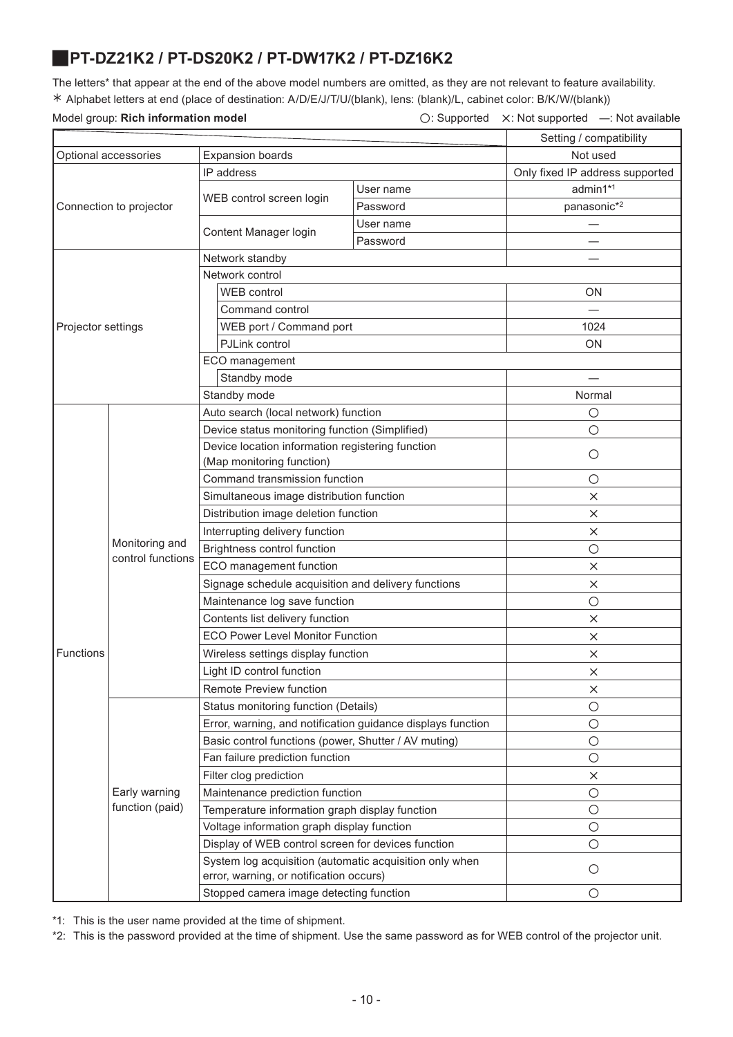## PT-DZ21K2 / PT-DS20K2 / PT-DW17K2 / PT-DZ16K2

The letters* that appear at the end of the above model numbers are omitted, as they are not relevant to feature availability.
* Alphabet letters at end (place of destination: A/D/E/J/T/U/(blank), lens: (blank)/L, cabinet color: B/K/W/(blank))

Model group: **Rich information model**

○: Supported　×: Not supported　—: Not available

| | | | | Setting / compatibility |
|---|---|---|---|---|
| Optional accessories | | Expansion boards | | Not used |
| Connection to projector | | IP address | | Only fixed IP address supported |
| | | WEB control screen login | User name | admin1*1 |
| | | | Password | panasonic*2 |
| | | Content Manager login | User name | — |
| | | | Password | — |
| Projector settings | | Network standby | | — |
| | | Network control | | |
| | | WEB control | | ON |
| | | Command control | | — |
| | | WEB port / Command port | | 1024 |
| | | PJLink control | | ON |
| | | ECO management | | |
| | | Standby mode | | — |
| | | Standby mode | | Normal |
| Functions | Monitoring and control functions | Auto search (local network) function | | ○ |
| | | Device status monitoring function (Simplified) | | ○ |
| | | Device location information registering function (Map monitoring function) | | ○ |
| | | Command transmission function | | ○ |
| | | Simultaneous image distribution function | | × |
| | | Distribution image deletion function | | × |
| | | Interrupting delivery function | | × |
| | | Brightness control function | | ○ |
| | | ECO management function | | × |
| | | Signage schedule acquisition and delivery functions | | × |
| | | Maintenance log save function | | ○ |
| | | Contents list delivery function | | × |
| | | ECO Power Level Monitor Function | | × |
| | | Wireless settings display function | | × |
| | | Light ID control function | | × |
| | | Remote Preview function | | × |
| | Early warning function (paid) | Status monitoring function (Details) | | ○ |
| | | Error, warning, and notification guidance displays function | | ○ |
| | | Basic control functions (power, Shutter / AV muting) | | ○ |
| | | Fan failure prediction function | | ○ |
| | | Filter clog prediction | | × |
| | | Maintenance prediction function | | ○ |
| | | Temperature information graph display function | | ○ |
| | | Voltage information graph display function | | ○ |
| | | Display of WEB control screen for devices function | | ○ |
| | | System log acquisition (automatic acquisition only when error, warning, or notification occurs) | | ○ |
| | | Stopped camera image detecting function | | ○ |

*1: This is the user name provided at the time of shipment.

*2: This is the password provided at the time of shipment. Use the same password as for WEB control of the projector unit.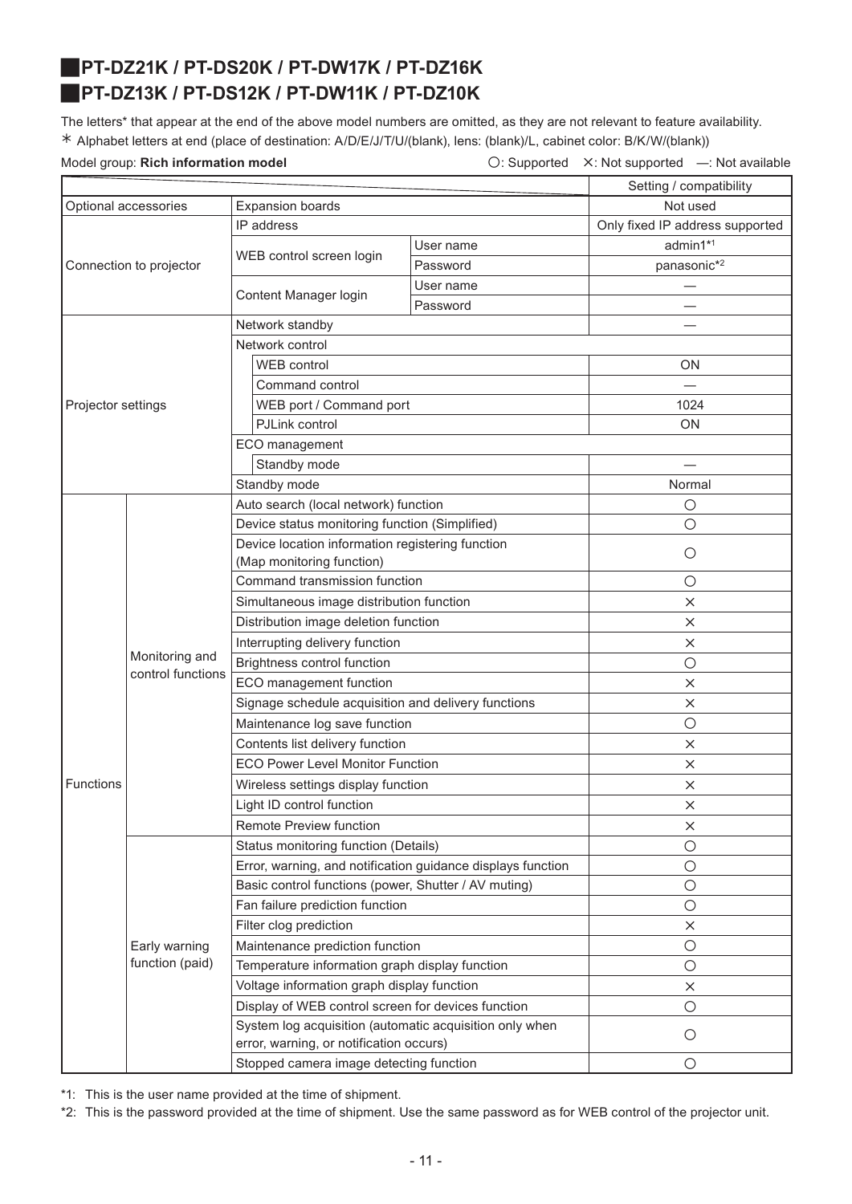## PT-DZ21K / PT-DS20K / PT-DW17K / PT-DZ16K
## PT-DZ13K / PT-DS12K / PT-DW11K / PT-DZ10K

The letters* that appear at the end of the above model numbers are omitted, as they are not relevant to feature availability.

＊ Alphabet letters at end (place of destination: A/D/E/J/T/U/(blank), lens: (blank)/L, cabinet color: B/K/W/(blank))

Model group: **Rich information model**

○: Supported　×: Not supported　—: Not available

| | | | | Setting / compatibility |
|---|---|---|---|---|
| Optional accessories | | Expansion boards | | Not used |
| Connection to projector | | IP address | | Only fixed IP address supported |
| | | WEB control screen login | User name | admin1*1 |
| | | | Password | panasonic*2 |
| | | Content Manager login | User name | — |
| | | | Password | — |
| Projector settings | | Network standby | | — |
| | | Network control | | |
| | | WEB control | | ON |
| | | Command control | | — |
| | | WEB port / Command port | | 1024 |
| | | PJLink control | | ON |
| | | ECO management | | |
| | | Standby mode | | — |
| | | Standby mode | | Normal |
| Functions | Monitoring and control functions | Auto search (local network) function | | ○ |
| | | Device status monitoring function (Simplified) | | ○ |
| | | Device location information registering function (Map monitoring function) | | ○ |
| | | Command transmission function | | ○ |
| | | Simultaneous image distribution function | | × |
| | | Distribution image deletion function | | × |
| | | Interrupting delivery function | | × |
| | | Brightness control function | | ○ |
| | | ECO management function | | × |
| | | Signage schedule acquisition and delivery functions | | × |
| | | Maintenance log save function | | ○ |
| | | Contents list delivery function | | × |
| | | ECO Power Level Monitor Function | | × |
| | | Wireless settings display function | | × |
| | | Light ID control function | | × |
| | | Remote Preview function | | × |
| | Early warning function (paid) | Status monitoring function (Details) | | ○ |
| | | Error, warning, and notification guidance displays function | | ○ |
| | | Basic control functions (power, Shutter / AV muting) | | ○ |
| | | Fan failure prediction function | | ○ |
| | | Filter clog prediction | | × |
| | | Maintenance prediction function | | ○ |
| | | Temperature information graph display function | | ○ |
| | | Voltage information graph display function | | × |
| | | Display of WEB control screen for devices function | | ○ |
| | | System log acquisition (automatic acquisition only when error, warning, or notification occurs) | | ○ |
| | | Stopped camera image detecting function | | ○ |

*1: This is the user name provided at the time of shipment.

*2: This is the password provided at the time of shipment. Use the same password as for WEB control of the projector unit.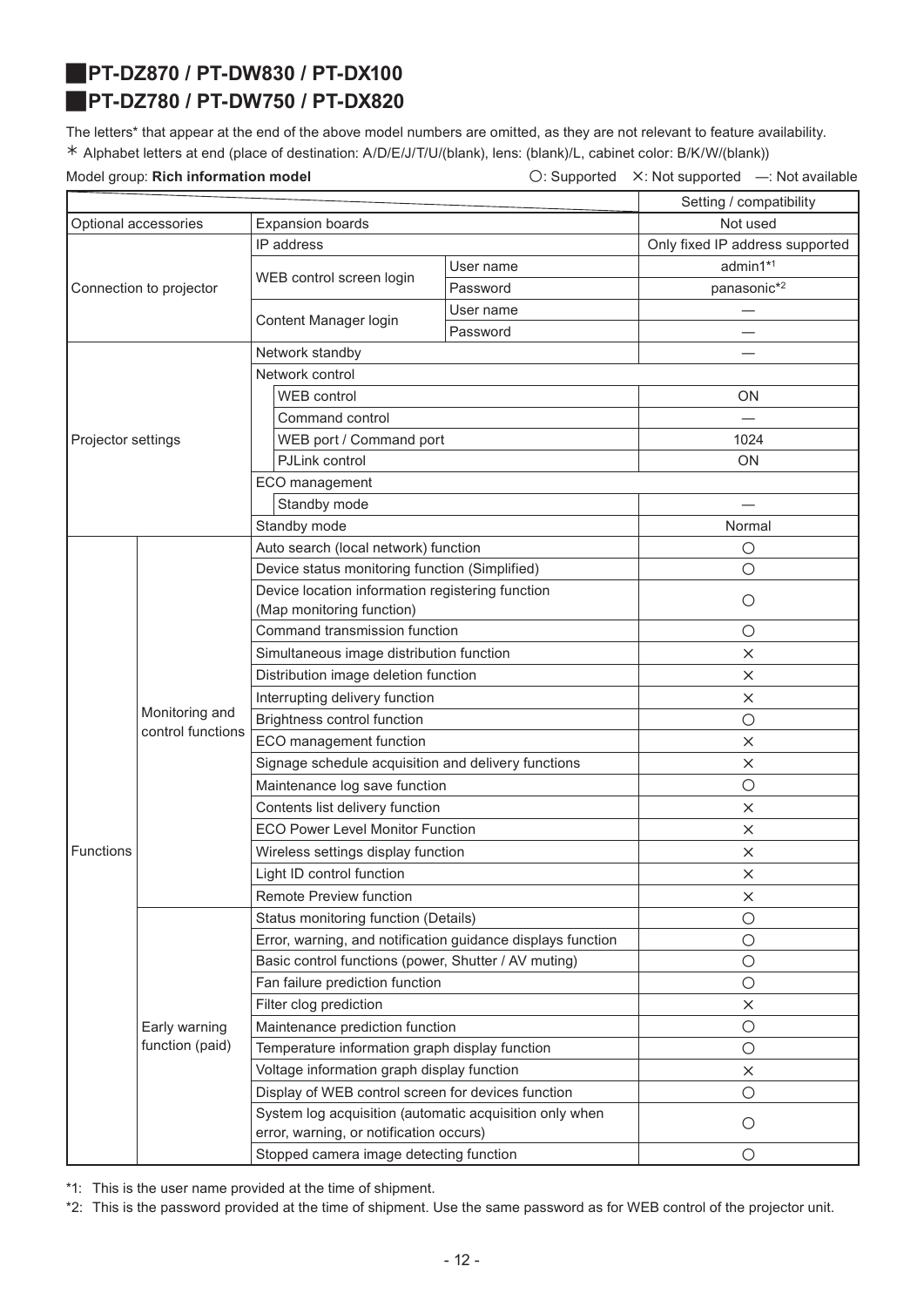## ■PT-DZ870 / PT-DW830 / PT-DX100
## ■PT-DZ780 / PT-DW750 / PT-DX820

The letters* that appear at the end of the above model numbers are omitted, as they are not relevant to feature availability.

\* Alphabet letters at end (place of destination: A/D/E/J/T/U/(blank), lens: (blank)/L, cabinet color: B/K/W/(blank))

Model group: **Rich information model**

○: Supported ×: Not supported —: Not available

| | | | | Setting / compatibility |
|---|---|---|---|---|
| Optional accessories | | Expansion boards | | Not used |
| Connection to projector | | IP address | | Only fixed IP address supported |
| | | WEB control screen login | User name | admin1*1 |
| | | | Password | panasonic*2 |
| | | Content Manager login | User name | — |
| | | | Password | — |
| Projector settings | | Network standby | | — |
| | | Network control | | |
| | | WEB control | | ON |
| | | Command control | | — |
| | | WEB port / Command port | | 1024 |
| | | PJLink control | | ON |
| | | ECO management | | |
| | | Standby mode | | — |
| | | Standby mode | | Normal |
| Functions | Monitoring and control functions | Auto search (local network) function | | ○ |
| | | Device status monitoring function (Simplified) | | ○ |
| | | Device location information registering function (Map monitoring function) | | ○ |
| | | Command transmission function | | ○ |
| | | Simultaneous image distribution function | | × |
| | | Distribution image deletion function | | × |
| | | Interrupting delivery function | | × |
| | | Brightness control function | | ○ |
| | | ECO management function | | × |
| | | Signage schedule acquisition and delivery functions | | × |
| | | Maintenance log save function | | ○ |
| | | Contents list delivery function | | × |
| | | ECO Power Level Monitor Function | | × |
| | | Wireless settings display function | | × |
| | | Light ID control function | | × |
| | | Remote Preview function | | × |
| | Early warning function (paid) | Status monitoring function (Details) | | ○ |
| | | Error, warning, and notification guidance displays function | | ○ |
| | | Basic control functions (power, Shutter / AV muting) | | ○ |
| | | Fan failure prediction function | | ○ |
| | | Filter clog prediction | | × |
| | | Maintenance prediction function | | ○ |
| | | Temperature information graph display function | | ○ |
| | | Voltage information graph display function | | × |
| | | Display of WEB control screen for devices function | | ○ |
| | | System log acquisition (automatic acquisition only when error, warning, or notification occurs) | | ○ |
| | | Stopped camera image detecting function | | ○ |

*1: This is the user name provided at the time of shipment.

*2: This is the password provided at the time of shipment. Use the same password as for WEB control of the projector unit.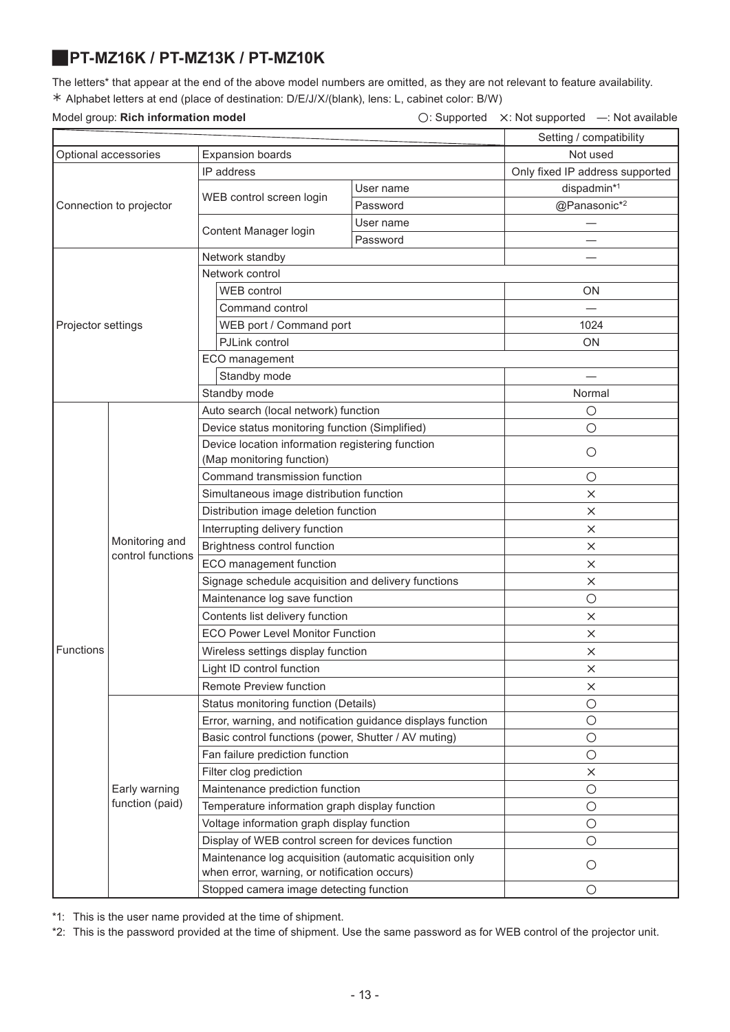## PT-MZ16K / PT-MZ13K / PT-MZ10K

The letters* that appear at the end of the above model numbers are omitted, as they are not relevant to feature availability.

＊ Alphabet letters at end (place of destination: D/E/J/X/(blank), lens: L, cabinet color: B/W)

Model group: **Rich information model**

○: Supported ×: Not supported —: Not available

| | | | | Setting / compatibility |
|---|---|---|---|---|
| Optional accessories | | Expansion boards | | Not used |
| Connection to projector | | IP address | | Only fixed IP address supported |
| | | WEB control screen login | User name | dispadmin*1 |
| | | | Password | @Panasonic*2 |
| | | Content Manager login | User name | — |
| | | | Password | — |
| Projector settings | | Network standby | | — |
| | | Network control | | |
| | | WEB control | | ON |
| | | Command control | | — |
| | | WEB port / Command port | | 1024 |
| | | PJLink control | | ON |
| | | ECO management | | |
| | | Standby mode | | — |
| | | Standby mode | | Normal |
| Functions | Monitoring and control functions | Auto search (local network) function | | ○ |
| | | Device status monitoring function (Simplified) | | ○ |
| | | Device location information registering function (Map monitoring function) | | ○ |
| | | Command transmission function | | ○ |
| | | Simultaneous image distribution function | | × |
| | | Distribution image deletion function | | × |
| | | Interrupting delivery function | | × |
| | | Brightness control function | | × |
| | | ECO management function | | × |
| | | Signage schedule acquisition and delivery functions | | × |
| | | Maintenance log save function | | ○ |
| | | Contents list delivery function | | × |
| | | ECO Power Level Monitor Function | | × |
| | | Wireless settings display function | | × |
| | | Light ID control function | | × |
| | | Remote Preview function | | × |
| | Early warning function (paid) | Status monitoring function (Details) | | ○ |
| | | Error, warning, and notification guidance displays function | | ○ |
| | | Basic control functions (power, Shutter / AV muting) | | ○ |
| | | Fan failure prediction function | | ○ |
| | | Filter clog prediction | | × |
| | | Maintenance prediction function | | ○ |
| | | Temperature information graph display function | | ○ |
| | | Voltage information graph display function | | ○ |
| | | Display of WEB control screen for devices function | | ○ |
| | | Maintenance log acquisition (automatic acquisition only when error, warning, or notification occurs) | | ○ |
| | | Stopped camera image detecting function | | ○ |

*1: This is the user name provided at the time of shipment.

*2: This is the password provided at the time of shipment. Use the same password as for WEB control of the projector unit.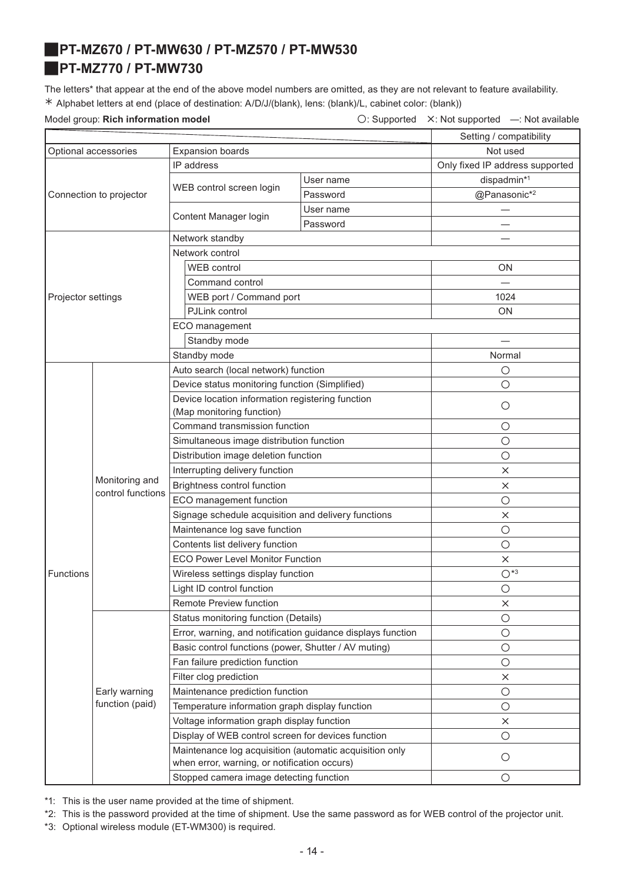## PT-MZ670 / PT-MW630 / PT-MZ570 / PT-MW530
## PT-MZ770 / PT-MW730

The letters* that appear at the end of the above model numbers are omitted, as they are not relevant to feature availability.

∗ Alphabet letters at end (place of destination: A/D/J/(blank), lens: (blank)/L, cabinet color: (blank))

Model group: **Rich information model**

○: Supported ×: Not supported —: Not available

| | | | | Setting / compatibility |
|---|---|---|---|---|
| Optional accessories | | Expansion boards | | Not used |
| Connection to projector | | IP address | | Only fixed IP address supported |
| | | WEB control screen login | User name | dispadmin[*1] |
| | | | Password | @Panasonic[*2] |
| | | Content Manager login | User name | — |
| | | | Password | — |
| Projector settings | | Network standby | | — |
| | | Network control | | |
| | | WEB control | | ON |
| | | Command control | | — |
| | | WEB port / Command port | | 1024 |
| | | PJLink control | | ON |
| | | ECO management | | |
| | | Standby mode | | — |
| | | Standby mode | | Normal |
| Functions | Monitoring and control functions | Auto search (local network) function | | ○ |
| | | Device status monitoring function (Simplified) | | ○ |
| | | Device location information registering function (Map monitoring function) | | ○ |
| | | Command transmission function | | ○ |
| | | Simultaneous image distribution function | | ○ |
| | | Distribution image deletion function | | ○ |
| | | Interrupting delivery function | | × |
| | | Brightness control function | | × |
| | | ECO management function | | ○ |
| | | Signage schedule acquisition and delivery functions | | × |
| | | Maintenance log save function | | ○ |
| | | Contents list delivery function | | ○ |
| | | ECO Power Level Monitor Function | | × |
| | | Wireless settings display function | | ○[*3] |
| | | Light ID control function | | ○ |
| | | Remote Preview function | | × |
| | Early warning function (paid) | Status monitoring function (Details) | | ○ |
| | | Error, warning, and notification guidance displays function | | ○ |
| | | Basic control functions (power, Shutter / AV muting) | | ○ |
| | | Fan failure prediction function | | ○ |
| | | Filter clog prediction | | × |
| | | Maintenance prediction function | | ○ |
| | | Temperature information graph display function | | ○ |
| | | Voltage information graph display function | | × |
| | | Display of WEB control screen for devices function | | ○ |
| | | Maintenance log acquisition (automatic acquisition only when error, warning, or notification occurs) | | ○ |
| | | Stopped camera image detecting function | | ○ |

*1: This is the user name provided at the time of shipment.

*2: This is the password provided at the time of shipment. Use the same password as for WEB control of the projector unit.

*3: Optional wireless module (ET-WM300) is required.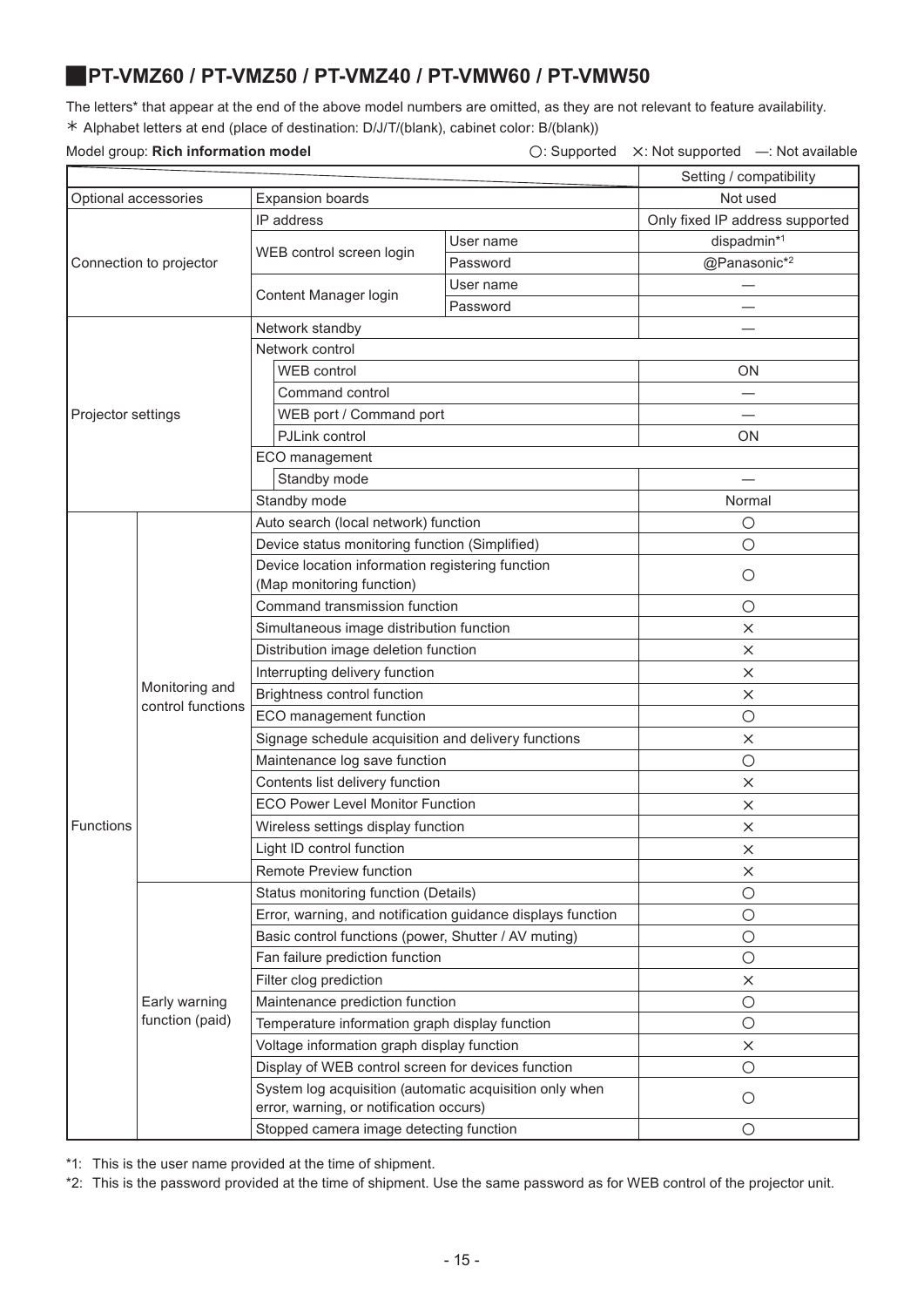## PT-VMZ60 / PT-VMZ50 / PT-VMZ40 / PT-VMW60 / PT-VMW50

The letters* that appear at the end of the above model numbers are omitted, as they are not relevant to feature availability.
* Alphabet letters at end (place of destination: D/J/T/(blank), cabinet color: B/(blank))

Model group: **Rich information model** ○: Supported ×: Not supported —: Not available

| | | | | Setting / compatibility |
|---|---|---|---|---|
| Optional accessories | | Expansion boards | | Not used |
| Connection to projector | | IP address | | Only fixed IP address supported |
| | | WEB control screen login | User name | dispadmin[*1] |
| | | | Password | @Panasonic[*2] |
| | | Content Manager login | User name | — |
| | | | Password | — |
| Projector settings | | Network standby | | — |
| | | Network control | | |
| | | WEB control | | ON |
| | | Command control | | — |
| | | WEB port / Command port | | — |
| | | PJLink control | | ON |
| | | ECO management | | |
| | | Standby mode | | — |
| | | Standby mode | | Normal |
| Functions | Monitoring and control functions | Auto search (local network) function | | ○ |
| | | Device status monitoring function (Simplified) | | ○ |
| | | Device location information registering function (Map monitoring function) | | ○ |
| | | Command transmission function | | ○ |
| | | Simultaneous image distribution function | | × |
| | | Distribution image deletion function | | × |
| | | Interrupting delivery function | | × |
| | | Brightness control function | | × |
| | | ECO management function | | ○ |
| | | Signage schedule acquisition and delivery functions | | × |
| | | Maintenance log save function | | ○ |
| | | Contents list delivery function | | × |
| | | ECO Power Level Monitor Function | | × |
| | | Wireless settings display function | | × |
| | | Light ID control function | | × |
| | | Remote Preview function | | × |
| | Early warning function (paid) | Status monitoring function (Details) | | ○ |
| | | Error, warning, and notification guidance displays function | | ○ |
| | | Basic control functions (power, Shutter / AV muting) | | ○ |
| | | Fan failure prediction function | | ○ |
| | | Filter clog prediction | | × |
| | | Maintenance prediction function | | ○ |
| | | Temperature information graph display function | | ○ |
| | | Voltage information graph display function | | × |
| | | Display of WEB control screen for devices function | | ○ |
| | | System log acquisition (automatic acquisition only when error, warning, or notification occurs) | | ○ |
| | | Stopped camera image detecting function | | ○ |

*1: This is the user name provided at the time of shipment.

*2: This is the password provided at the time of shipment. Use the same password as for WEB control of the projector unit.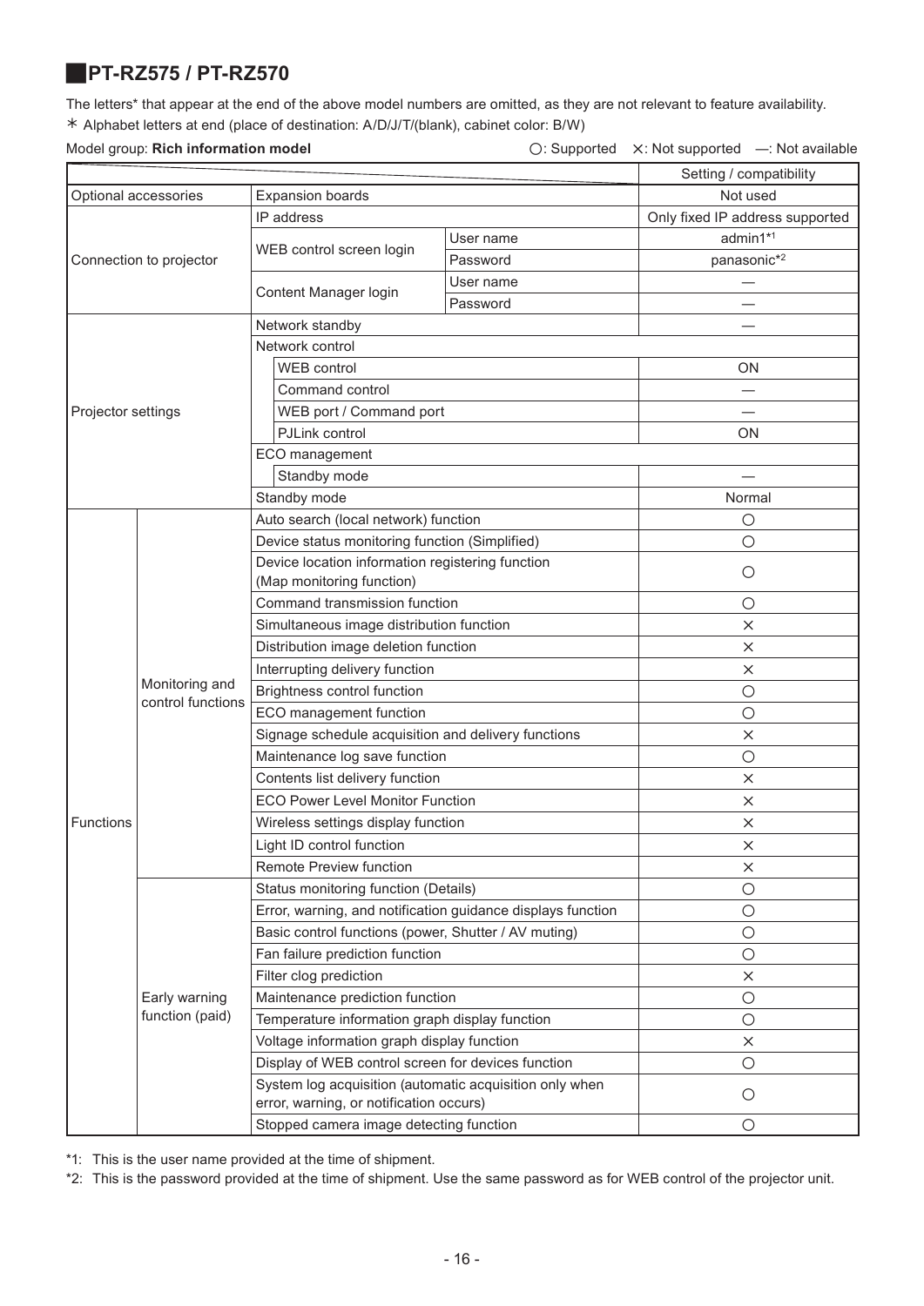## PT-RZ575 / PT-RZ570

The letters* that appear at the end of the above model numbers are omitted, as they are not relevant to feature availability.

＊ Alphabet letters at end (place of destination: A/D/J/T/(blank), cabinet color: B/W)

Model group: **Rich information model** ○: Supported ×: Not supported —: Not available

| | | | | Setting / compatibility |
|---|---|---|---|---|
| Optional accessories | | Expansion boards | | Not used |
| Connection to projector | | IP address | | Only fixed IP address supported |
| | | WEB control screen login | User name | admin1*1 |
| | | | Password | panasonic*2 |
| | | Content Manager login | User name | — |
| | | | Password | — |
| Projector settings | | Network standby | | — |
| | | Network control | | |
| | | WEB control | | ON |
| | | Command control | | — |
| | | WEB port / Command port | | — |
| | | PJLink control | | ON |
| | | ECO management | | |
| | | Standby mode | | — |
| | | Standby mode | | Normal |
| Functions | Monitoring and control functions | Auto search (local network) function | | ○ |
| | | Device status monitoring function (Simplified) | | ○ |
| | | Device location information registering function (Map monitoring function) | | ○ |
| | | Command transmission function | | ○ |
| | | Simultaneous image distribution function | | × |
| | | Distribution image deletion function | | × |
| | | Interrupting delivery function | | × |
| | | Brightness control function | | ○ |
| | | ECO management function | | ○ |
| | | Signage schedule acquisition and delivery functions | | × |
| | | Maintenance log save function | | ○ |
| | | Contents list delivery function | | × |
| | | ECO Power Level Monitor Function | | × |
| | | Wireless settings display function | | × |
| | | Light ID control function | | × |
| | | Remote Preview function | | × |
| | Early warning function (paid) | Status monitoring function (Details) | | ○ |
| | | Error, warning, and notification guidance displays function | | ○ |
| | | Basic control functions (power, Shutter / AV muting) | | ○ |
| | | Fan failure prediction function | | ○ |
| | | Filter clog prediction | | × |
| | | Maintenance prediction function | | ○ |
| | | Temperature information graph display function | | ○ |
| | | Voltage information graph display function | | × |
| | | Display of WEB control screen for devices function | | ○ |
| | | System log acquisition (automatic acquisition only when error, warning, or notification occurs) | | ○ |
| | | Stopped camera image detecting function | | ○ |

*1: This is the user name provided at the time of shipment.

*2: This is the password provided at the time of shipment. Use the same password as for WEB control of the projector unit.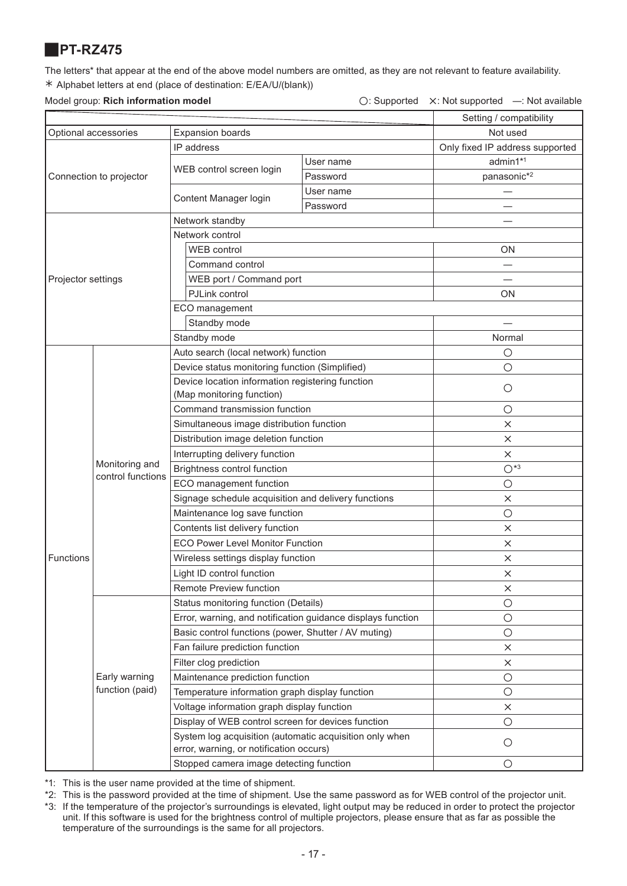## PT-RZ475

The letters* that appear at the end of the above model numbers are omitted, as they are not relevant to feature availability.

＊ Alphabet letters at end (place of destination: E/EA/U/(blank))

Model group: **Rich information model** ○: Supported ×: Not supported —: Not available

| | | | | Setting / compatibility |
|---|---|---|---|---|
| Optional accessories | | Expansion boards | | Not used |
| Connection to projector | | IP address | | Only fixed IP address supported |
| | | WEB control screen login | User name | admin1*1 |
| | | | Password | panasonic*2 |
| | | Content Manager login | User name | — |
| | | | Password | — |
| Projector settings | | Network standby | | — |
| | | Network control | | |
| | | WEB control | | ON |
| | | Command control | | — |
| | | WEB port / Command port | | — |
| | | PJLink control | | ON |
| | | ECO management | | |
| | | Standby mode | | — |
| | | Standby mode | | Normal |
| Functions | Monitoring and control functions | Auto search (local network) function | | ○ |
| | | Device status monitoring function (Simplified) | | ○ |
| | | Device location information registering function (Map monitoring function) | | ○ |
| | | Command transmission function | | ○ |
| | | Simultaneous image distribution function | | × |
| | | Distribution image deletion function | | × |
| | | Interrupting delivery function | | × |
| | | Brightness control function | | ○*3 |
| | | ECO management function | | ○ |
| | | Signage schedule acquisition and delivery functions | | × |
| | | Maintenance log save function | | ○ |
| | | Contents list delivery function | | × |
| | | ECO Power Level Monitor Function | | × |
| | | Wireless settings display function | | × |
| | | Light ID control function | | × |
| | | Remote Preview function | | × |
| | Early warning function (paid) | Status monitoring function (Details) | | ○ |
| | | Error, warning, and notification guidance displays function | | ○ |
| | | Basic control functions (power, Shutter / AV muting) | | ○ |
| | | Fan failure prediction function | | × |
| | | Filter clog prediction | | × |
| | | Maintenance prediction function | | ○ |
| | | Temperature information graph display function | | ○ |
| | | Voltage information graph display function | | × |
| | | Display of WEB control screen for devices function | | ○ |
| | | System log acquisition (automatic acquisition only when error, warning, or notification occurs) | | ○ |
| | | Stopped camera image detecting function | | ○ |

*1: This is the user name provided at the time of shipment.

*2: This is the password provided at the time of shipment. Use the same password as for WEB control of the projector unit.

*3: If the temperature of the projector's surroundings is elevated, light output may be reduced in order to protect the projector unit. If this software is used for the brightness control of multiple projectors, please ensure that as far as possible the temperature of the surroundings is the same for all projectors.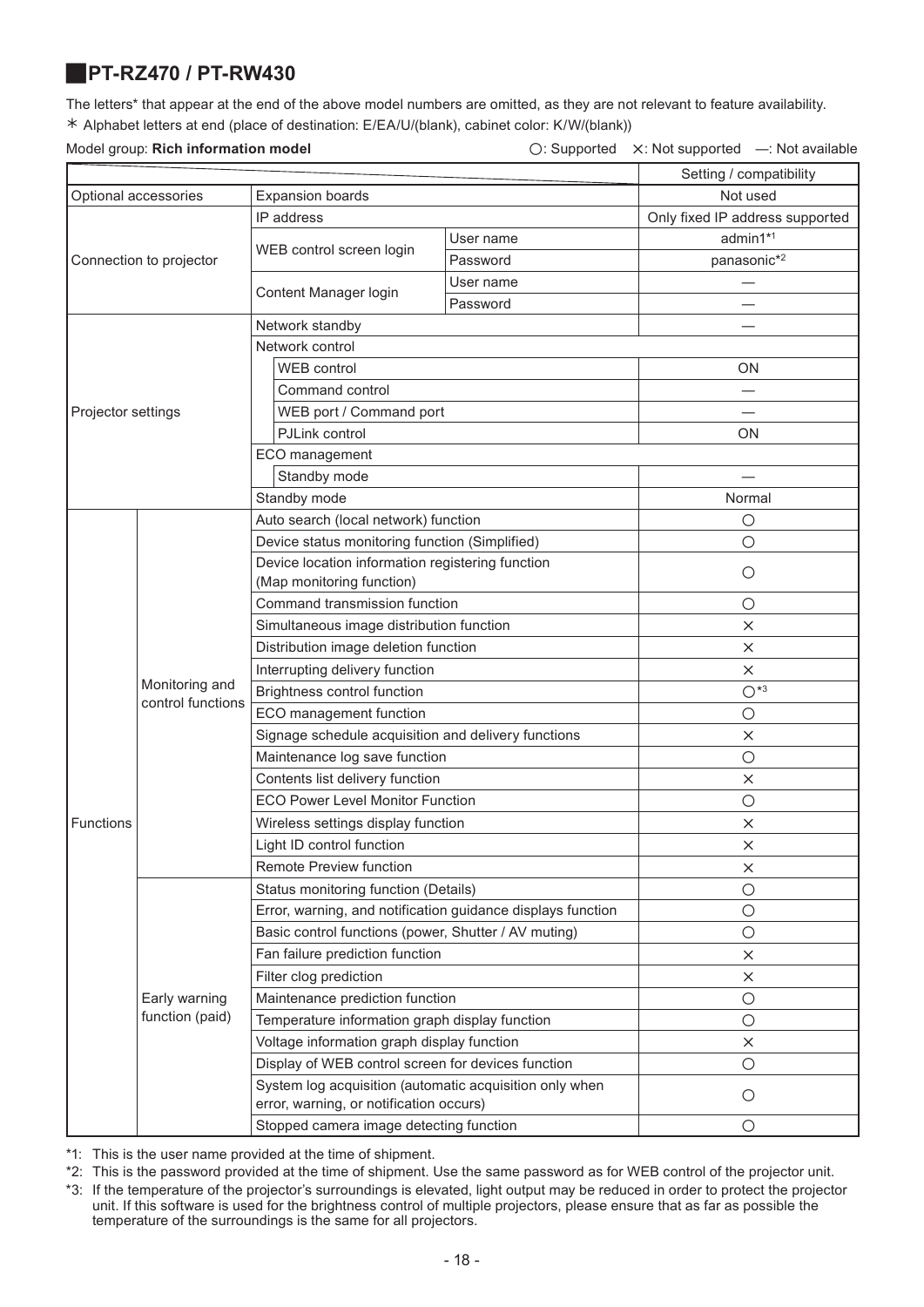## PT-RZ470 / PT-RW430

The letters* that appear at the end of the above model numbers are omitted, as they are not relevant to feature availability.

\* Alphabet letters at end (place of destination: E/EA/U/(blank), cabinet color: K/W/(blank))

Model group: **Rich information model**

○: Supported ×: Not supported —: Not available

| | | | | Setting / compatibility |
|---|---|---|---|---|
| Optional accessories | | Expansion boards | | Not used |
| Connection to projector | | IP address | | Only fixed IP address supported |
| | | WEB control screen login | User name | admin1*1 |
| | | | Password | panasonic*2 |
| | | Content Manager login | User name | — |
| | | | Password | — |
| Projector settings | | Network standby | | — |
| | | Network control | | |
| | | WEB control | | ON |
| | | Command control | | — |
| | | WEB port / Command port | | — |
| | | PJLink control | | ON |
| | | ECO management | | |
| | | Standby mode | | — |
| | | Standby mode | | Normal |
| Functions | Monitoring and control functions | Auto search (local network) function | | ○ |
| | | Device status monitoring function (Simplified) | | ○ |
| | | Device location information registering function (Map monitoring function) | | ○ |
| | | Command transmission function | | ○ |
| | | Simultaneous image distribution function | | × |
| | | Distribution image deletion function | | × |
| | | Interrupting delivery function | | × |
| | | Brightness control function | | ○*3 |
| | | ECO management function | | ○ |
| | | Signage schedule acquisition and delivery functions | | × |
| | | Maintenance log save function | | ○ |
| | | Contents list delivery function | | × |
| | | ECO Power Level Monitor Function | | ○ |
| | | Wireless settings display function | | × |
| | | Light ID control function | | × |
| | | Remote Preview function | | × |
| | Early warning function (paid) | Status monitoring function (Details) | | ○ |
| | | Error, warning, and notification guidance displays function | | ○ |
| | | Basic control functions (power, Shutter / AV muting) | | ○ |
| | | Fan failure prediction function | | × |
| | | Filter clog prediction | | × |
| | | Maintenance prediction function | | ○ |
| | | Temperature information graph display function | | ○ |
| | | Voltage information graph display function | | × |
| | | Display of WEB control screen for devices function | | ○ |
| | | System log acquisition (automatic acquisition only when error, warning, or notification occurs) | | ○ |
| | | Stopped camera image detecting function | | ○ |

*1: This is the user name provided at the time of shipment.

*2: This is the password provided at the time of shipment. Use the same password as for WEB control of the projector unit.

*3: If the temperature of the projector's surroundings is elevated, light output may be reduced in order to protect the projector unit. If this software is used for the brightness control of multiple projectors, please ensure that as far as possible the temperature of the surroundings is the same for all projectors.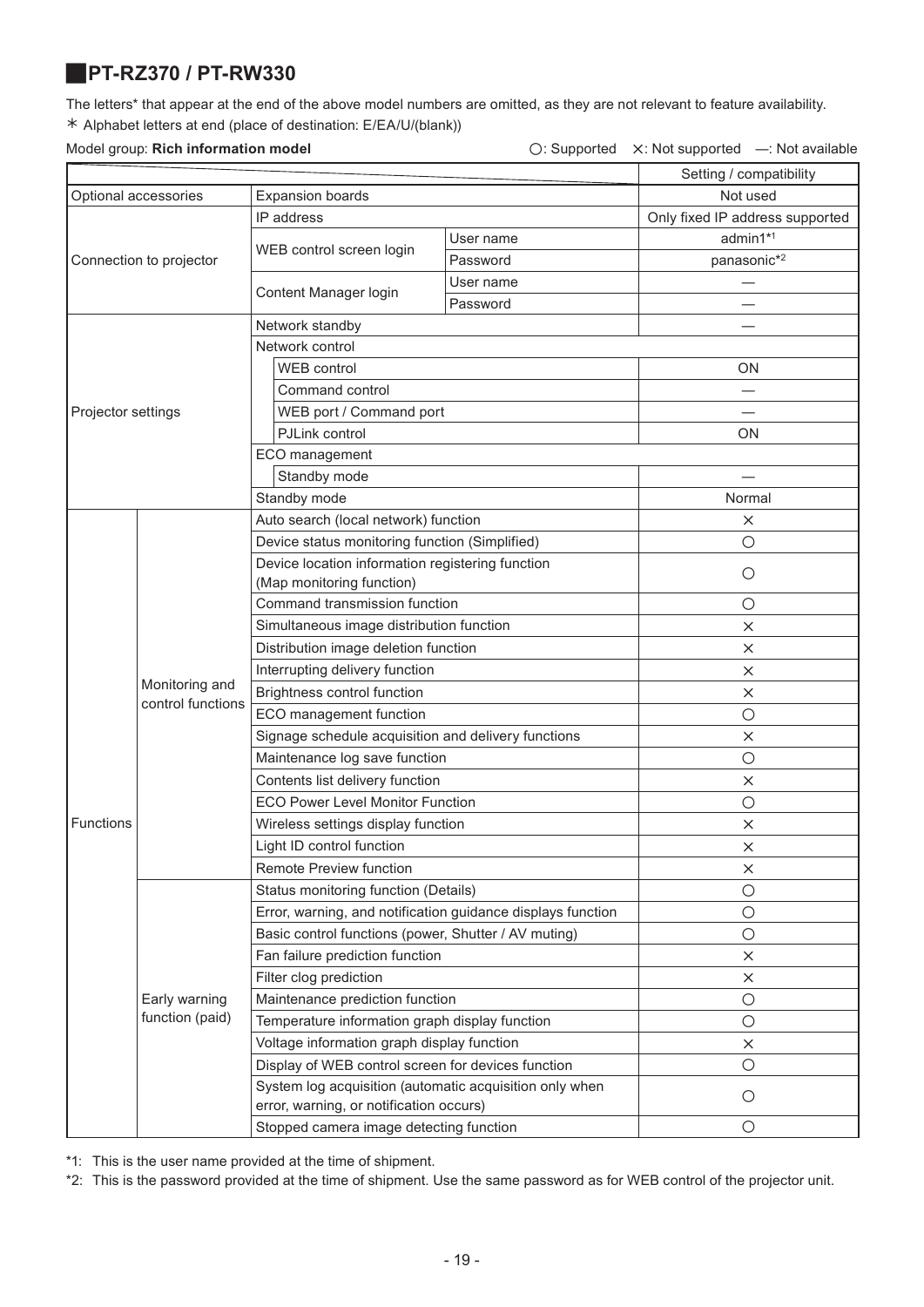## PT-RZ370 / PT-RW330

The letters* that appear at the end of the above model numbers are omitted, as they are not relevant to feature availability.
＊ Alphabet letters at end (place of destination: E/EA/U/(blank))

Model group: **Rich information model** ○: Supported ×: Not supported —: Not available

| | | | | Setting / compatibility |
|---|---|---|---|---|
| Optional accessories | | Expansion boards | | Not used |
| Connection to projector | | IP address | | Only fixed IP address supported |
| | | WEB control screen login | User name | admin1*1 |
| | | | Password | panasonic*2 |
| | | Content Manager login | User name | — |
| | | | Password | — |
| Projector settings | | Network standby | | — |
| | | Network control | | |
| | | WEB control | | ON |
| | | Command control | | — |
| | | WEB port / Command port | | — |
| | | PJLink control | | ON |
| | | ECO management | | |
| | | Standby mode | | — |
| | | Standby mode | | Normal |
| Functions | Monitoring and control functions | Auto search (local network) function | | × |
| | | Device status monitoring function (Simplified) | | ○ |
| | | Device location information registering function (Map monitoring function) | | ○ |
| | | Command transmission function | | ○ |
| | | Simultaneous image distribution function | | × |
| | | Distribution image deletion function | | × |
| | | Interrupting delivery function | | × |
| | | Brightness control function | | × |
| | | ECO management function | | ○ |
| | | Signage schedule acquisition and delivery functions | | × |
| | | Maintenance log save function | | ○ |
| | | Contents list delivery function | | × |
| | | ECO Power Level Monitor Function | | ○ |
| | | Wireless settings display function | | × |
| | | Light ID control function | | × |
| | | Remote Preview function | | × |
| | Early warning function (paid) | Status monitoring function (Details) | | ○ |
| | | Error, warning, and notification guidance displays function | | ○ |
| | | Basic control functions (power, Shutter / AV muting) | | ○ |
| | | Fan failure prediction function | | × |
| | | Filter clog prediction | | × |
| | | Maintenance prediction function | | ○ |
| | | Temperature information graph display function | | ○ |
| | | Voltage information graph display function | | × |
| | | Display of WEB control screen for devices function | | ○ |
| | | System log acquisition (automatic acquisition only when error, warning, or notification occurs) | | ○ |
| | | Stopped camera image detecting function | | ○ |

*1: This is the user name provided at the time of shipment.

*2: This is the password provided at the time of shipment. Use the same password as for WEB control of the projector unit.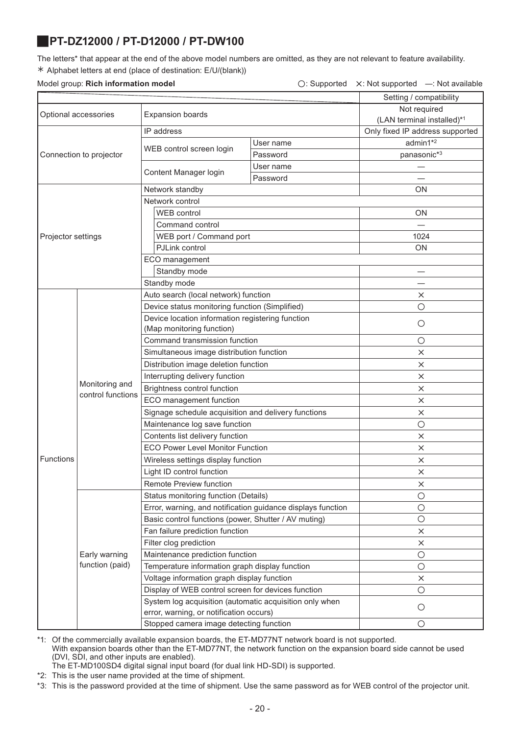## PT-DZ12000 / PT-D12000 / PT-DW100

The letters* that appear at the end of the above model numbers are omitted, as they are not relevant to feature availability.

＊ Alphabet letters at end (place of destination: E/U/(blank))

Model group: **Rich information model** ○: Supported ×: Not supported —: Not available

| | | | | Setting / compatibility |
|---|---|---|---|---|
| Optional accessories | | Expansion boards | | Not required (LAN terminal installed)*1 |
| Connection to projector | | IP address | | Only fixed IP address supported |
| | | WEB control screen login | User name | admin1*2 |
| | | | Password | panasonic*3 |
| | | Content Manager login | User name | — |
| | | | Password | — |
| Projector settings | | Network standby | | ON |
| | | Network control | | |
| | | WEB control | | ON |
| | | Command control | | — |
| | | WEB port / Command port | | 1024 |
| | | PJLink control | | ON |
| | | ECO management | | |
| | | Standby mode | | — |
| | | Standby mode | | — |
| Functions | Monitoring and control functions | Auto search (local network) function | | × |
| | | Device status monitoring function (Simplified) | | ○ |
| | | Device location information registering function (Map monitoring function) | | ○ |
| | | Command transmission function | | ○ |
| | | Simultaneous image distribution function | | × |
| | | Distribution image deletion function | | × |
| | | Interrupting delivery function | | × |
| | | Brightness control function | | × |
| | | ECO management function | | × |
| | | Signage schedule acquisition and delivery functions | | × |
| | | Maintenance log save function | | ○ |
| | | Contents list delivery function | | × |
| | | ECO Power Level Monitor Function | | × |
| | | Wireless settings display function | | × |
| | | Light ID control function | | × |
| | | Remote Preview function | | × |
| | Early warning function (paid) | Status monitoring function (Details) | | ○ |
| | | Error, warning, and notification guidance displays function | | ○ |
| | | Basic control functions (power, Shutter / AV muting) | | ○ |
| | | Fan failure prediction function | | × |
| | | Filter clog prediction | | × |
| | | Maintenance prediction function | | ○ |
| | | Temperature information graph display function | | ○ |
| | | Voltage information graph display function | | × |
| | | Display of WEB control screen for devices function | | ○ |
| | | System log acquisition (automatic acquisition only when error, warning, or notification occurs) | | ○ |
| | | Stopped camera image detecting function | | ○ |

*1: Of the commercially available expansion boards, the ET-MD77NT network board is not supported.
With expansion boards other than the ET-MD77NT, the network function on the expansion board side cannot be used (DVI, SDI, and other inputs are enabled).
The ET-MD100SD4 digital signal input board (for dual link HD-SDI) is supported.

*2: This is the user name provided at the time of shipment.

*3: This is the password provided at the time of shipment. Use the same password as for WEB control of the projector unit.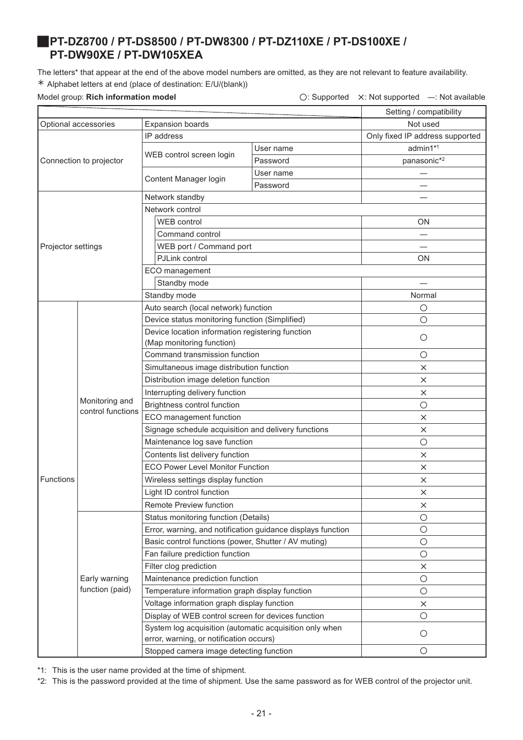## PT-DZ8700 / PT-DS8500 / PT-DW8300 / PT-DZ110XE / PT-DS100XE / PT-DW90XE / PT-DW105XEA

The letters* that appear at the end of the above model numbers are omitted, as they are not relevant to feature availability.

* Alphabet letters at end (place of destination: E/U/(blank))

Model group: **Rich information model**

○: Supported ×: Not supported —: Not available

| | | | | Setting / compatibility |
|---|---|---|---|---|
| Optional accessories | | Expansion boards | | Not used |
| Connection to projector | | IP address | | Only fixed IP address supported |
| | | WEB control screen login | User name | admin1*1 |
| | | | Password | panasonic*2 |
| | | Content Manager login | User name | — |
| | | | Password | — |
| Projector settings | | Network standby | | — |
| | | Network control | | |
| | | WEB control | | ON |
| | | Command control | | — |
| | | WEB port / Command port | | — |
| | | PJLink control | | ON |
| | | ECO management | | |
| | | Standby mode | | — |
| | | Standby mode | | Normal |
| Functions | Monitoring and control functions | Auto search (local network) function | | ○ |
| | | Device status monitoring function (Simplified) | | ○ |
| | | Device location information registering function (Map monitoring function) | | ○ |
| | | Command transmission function | | ○ |
| | | Simultaneous image distribution function | | × |
| | | Distribution image deletion function | | × |
| | | Interrupting delivery function | | × |
| | | Brightness control function | | ○ |
| | | ECO management function | | × |
| | | Signage schedule acquisition and delivery functions | | × |
| | | Maintenance log save function | | ○ |
| | | Contents list delivery function | | × |
| | | ECO Power Level Monitor Function | | × |
| | | Wireless settings display function | | × |
| | | Light ID control function | | × |
| | | Remote Preview function | | × |
| | Early warning function (paid) | Status monitoring function (Details) | | ○ |
| | | Error, warning, and notification guidance displays function | | ○ |
| | | Basic control functions (power, Shutter / AV muting) | | ○ |
| | | Fan failure prediction function | | ○ |
| | | Filter clog prediction | | × |
| | | Maintenance prediction function | | ○ |
| | | Temperature information graph display function | | ○ |
| | | Voltage information graph display function | | × |
| | | Display of WEB control screen for devices function | | ○ |
| | | System log acquisition (automatic acquisition only when error, warning, or notification occurs) | | ○ |
| | | Stopped camera image detecting function | | ○ |

*1: This is the user name provided at the time of shipment.

*2: This is the password provided at the time of shipment. Use the same password as for WEB control of the projector unit.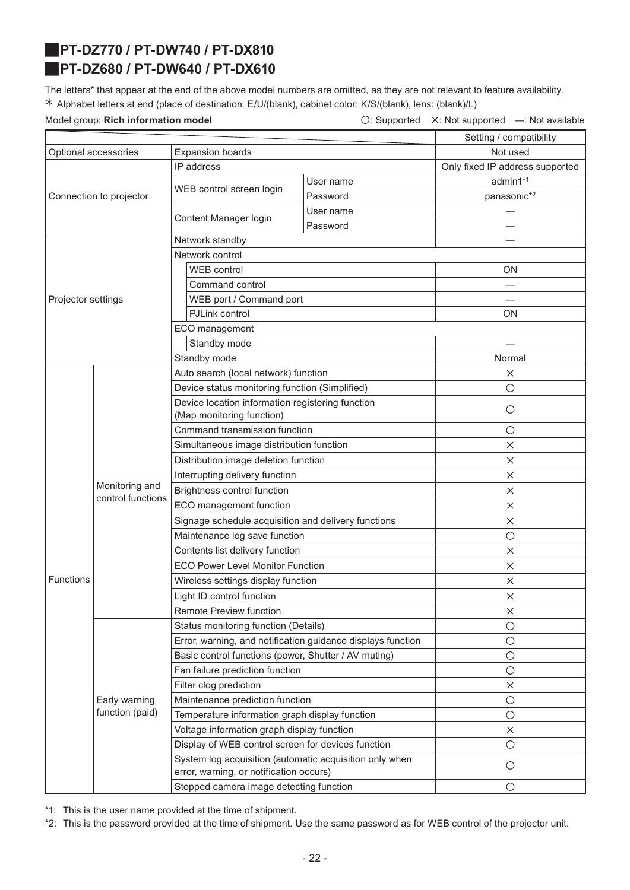## PT-DZ770 / PT-DW740 / PT-DX810
## PT-DZ680 / PT-DW640 / PT-DX610

The letters* that appear at the end of the above model numbers are omitted, as they are not relevant to feature availability.

∗ Alphabet letters at end (place of destination: E/U/(blank), cabinet color: K/S/(blank), lens: (blank)/L)

Model group: **Rich information model**

○: Supported ×: Not supported —: Not available

| | | | | Setting / compatibility |
|---|---|---|---|---|
| Optional accessories | | Expansion boards | | Not used |
| Connection to projector | | IP address | | Only fixed IP address supported |
| | | WEB control screen login | User name | admin1*1 |
| | | | Password | panasonic*2 |
| | | Content Manager login | User name | — |
| | | | Password | — |
| Projector settings | | Network standby | | — |
| | | Network control | | |
| | | WEB control | | ON |
| | | Command control | | — |
| | | WEB port / Command port | | — |
| | | PJLink control | | ON |
| | | ECO management | | |
| | | Standby mode | | — |
| | | Standby mode | | Normal |
| Functions | Monitoring and control functions | Auto search (local network) function | | × |
| | | Device status monitoring function (Simplified) | | ○ |
| | | Device location information registering function (Map monitoring function) | | ○ |
| | | Command transmission function | | ○ |
| | | Simultaneous image distribution function | | × |
| | | Distribution image deletion function | | × |
| | | Interrupting delivery function | | × |
| | | Brightness control function | | × |
| | | ECO management function | | × |
| | | Signage schedule acquisition and delivery functions | | × |
| | | Maintenance log save function | | ○ |
| | | Contents list delivery function | | × |
| | | ECO Power Level Monitor Function | | × |
| | | Wireless settings display function | | × |
| | | Light ID control function | | × |
| | | Remote Preview function | | × |
| | Early warning function (paid) | Status monitoring function (Details) | | ○ |
| | | Error, warning, and notification guidance displays function | | ○ |
| | | Basic control functions (power, Shutter / AV muting) | | ○ |
| | | Fan failure prediction function | | ○ |
| | | Filter clog prediction | | × |
| | | Maintenance prediction function | | ○ |
| | | Temperature information graph display function | | ○ |
| | | Voltage information graph display function | | × |
| | | Display of WEB control screen for devices function | | ○ |
| | | System log acquisition (automatic acquisition only when error, warning, or notification occurs) | | ○ |
| | | Stopped camera image detecting function | | ○ |

*1: This is the user name provided at the time of shipment.

*2: This is the password provided at the time of shipment. Use the same password as for WEB control of the projector unit.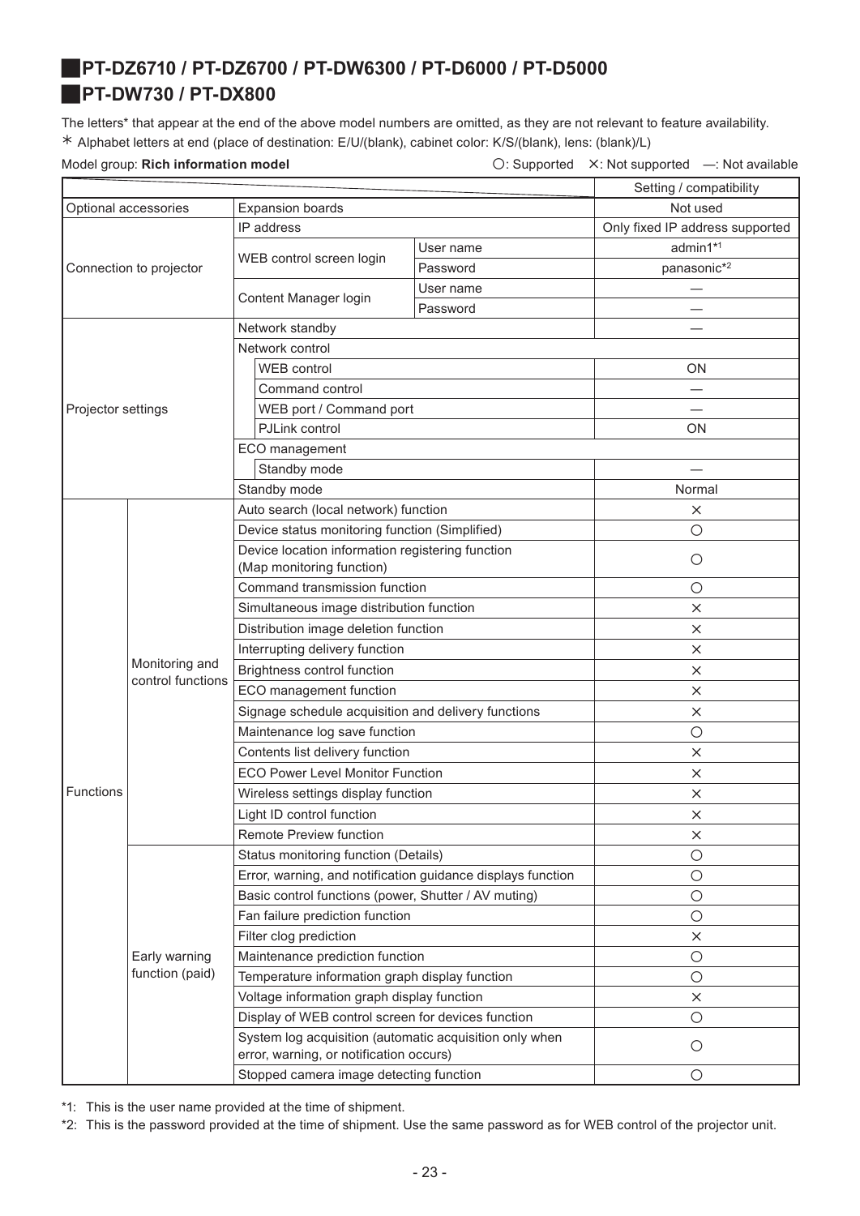## PT-DZ6710 / PT-DZ6700 / PT-DW6300 / PT-D6000 / PT-D5000
## PT-DW730 / PT-DX800

The letters* that appear at the end of the above model numbers are omitted, as they are not relevant to feature availability.
* Alphabet letters at end (place of destination: E/U/(blank), cabinet color: K/S/(blank), lens: (blank)/L)

Model group: **Rich information model**

○: Supported ×: Not supported —: Not available

| | | | | Setting / compatibility |
|---|---|---|---|---|
| Optional accessories | | Expansion boards | | Not used |
| Connection to projector | | IP address | | Only fixed IP address supported |
| | | WEB control screen login | User name | admin1*1 |
| | | | Password | panasonic*2 |
| | | Content Manager login | User name | — |
| | | | Password | — |
| Projector settings | | Network standby | | — |
| | | Network control | | |
| | | WEB control | | ON |
| | | Command control | | — |
| | | WEB port / Command port | | — |
| | | PJLink control | | ON |
| | | ECO management | | |
| | | Standby mode | | — |
| | | Standby mode | | Normal |
| Functions | Monitoring and control functions | Auto search (local network) function | | × |
| | | Device status monitoring function (Simplified) | | ○ |
| | | Device location information registering function (Map monitoring function) | | ○ |
| | | Command transmission function | | ○ |
| | | Simultaneous image distribution function | | × |
| | | Distribution image deletion function | | × |
| | | Interrupting delivery function | | × |
| | | Brightness control function | | × |
| | | ECO management function | | × |
| | | Signage schedule acquisition and delivery functions | | × |
| | | Maintenance log save function | | ○ |
| | | Contents list delivery function | | × |
| | | ECO Power Level Monitor Function | | × |
| | | Wireless settings display function | | × |
| | | Light ID control function | | × |
| | | Remote Preview function | | × |
| | Early warning function (paid) | Status monitoring function (Details) | | ○ |
| | | Error, warning, and notification guidance displays function | | ○ |
| | | Basic control functions (power, Shutter / AV muting) | | ○ |
| | | Fan failure prediction function | | ○ |
| | | Filter clog prediction | | × |
| | | Maintenance prediction function | | ○ |
| | | Temperature information graph display function | | ○ |
| | | Voltage information graph display function | | × |
| | | Display of WEB control screen for devices function | | ○ |
| | | System log acquisition (automatic acquisition only when error, warning, or notification occurs) | | ○ |
| | | Stopped camera image detecting function | | ○ |

*1: This is the user name provided at the time of shipment.

*2: This is the password provided at the time of shipment. Use the same password as for WEB control of the projector unit.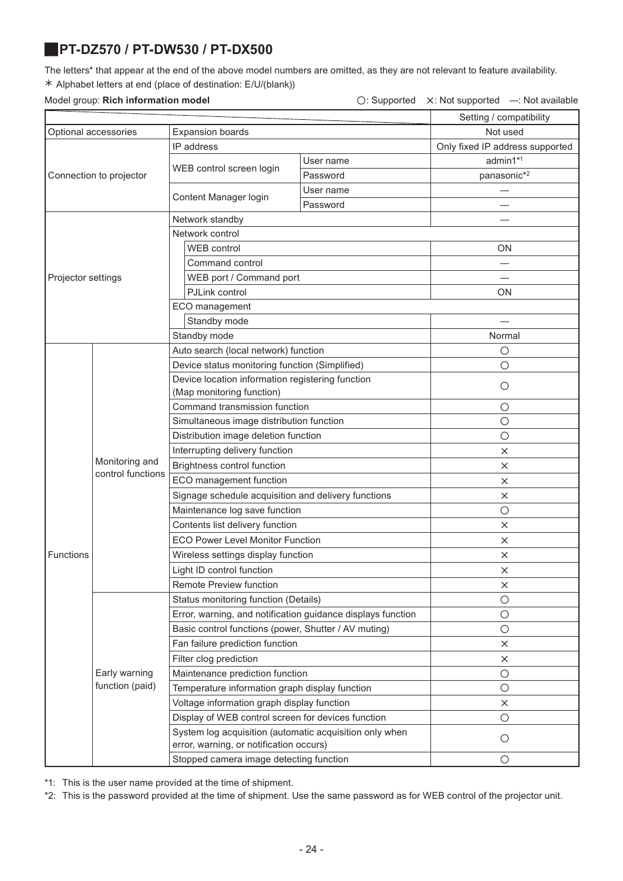## PT-DZ570 / PT-DW530 / PT-DX500

The letters* that appear at the end of the above model numbers are omitted, as they are not relevant to feature availability.

＊ Alphabet letters at end (place of destination: E/U/(blank))

Model group: **Rich information model**

○: Supported　×: Not supported　—: Not available

| | | | | Setting / compatibility |
|---|---|---|---|---|
| Optional accessories | | Expansion boards | | Not used |
| Connection to projector | | IP address | | Only fixed IP address supported |
| | | WEB control screen login | User name | admin1*1 |
| | | | Password | panasonic*2 |
| | | Content Manager login | User name | — |
| | | | Password | — |
| Projector settings | | Network standby | | — |
| | | Network control | | |
| | | WEB control | | ON |
| | | Command control | | — |
| | | WEB port / Command port | | — |
| | | PJLink control | | ON |
| | | ECO management | | |
| | | Standby mode | | — |
| | | Standby mode | | Normal |
| Functions | Monitoring and control functions | Auto search (local network) function | | ○ |
| | | Device status monitoring function (Simplified) | | ○ |
| | | Device location information registering function (Map monitoring function) | | ○ |
| | | Command transmission function | | ○ |
| | | Simultaneous image distribution function | | ○ |
| | | Distribution image deletion function | | ○ |
| | | Interrupting delivery function | | × |
| | | Brightness control function | | × |
| | | ECO management function | | × |
| | | Signage schedule acquisition and delivery functions | | × |
| | | Maintenance log save function | | ○ |
| | | Contents list delivery function | | × |
| | | ECO Power Level Monitor Function | | × |
| | | Wireless settings display function | | × |
| | | Light ID control function | | × |
| | | Remote Preview function | | × |
| | Early warning function (paid) | Status monitoring function (Details) | | ○ |
| | | Error, warning, and notification guidance displays function | | ○ |
| | | Basic control functions (power, Shutter / AV muting) | | ○ |
| | | Fan failure prediction function | | × |
| | | Filter clog prediction | | × |
| | | Maintenance prediction function | | ○ |
| | | Temperature information graph display function | | ○ |
| | | Voltage information graph display function | | × |
| | | Display of WEB control screen for devices function | | ○ |
| | | System log acquisition (automatic acquisition only when error, warning, or notification occurs) | | ○ |
| | | Stopped camera image detecting function | | ○ |

*1: This is the user name provided at the time of shipment.

*2: This is the password provided at the time of shipment. Use the same password as for WEB control of the projector unit.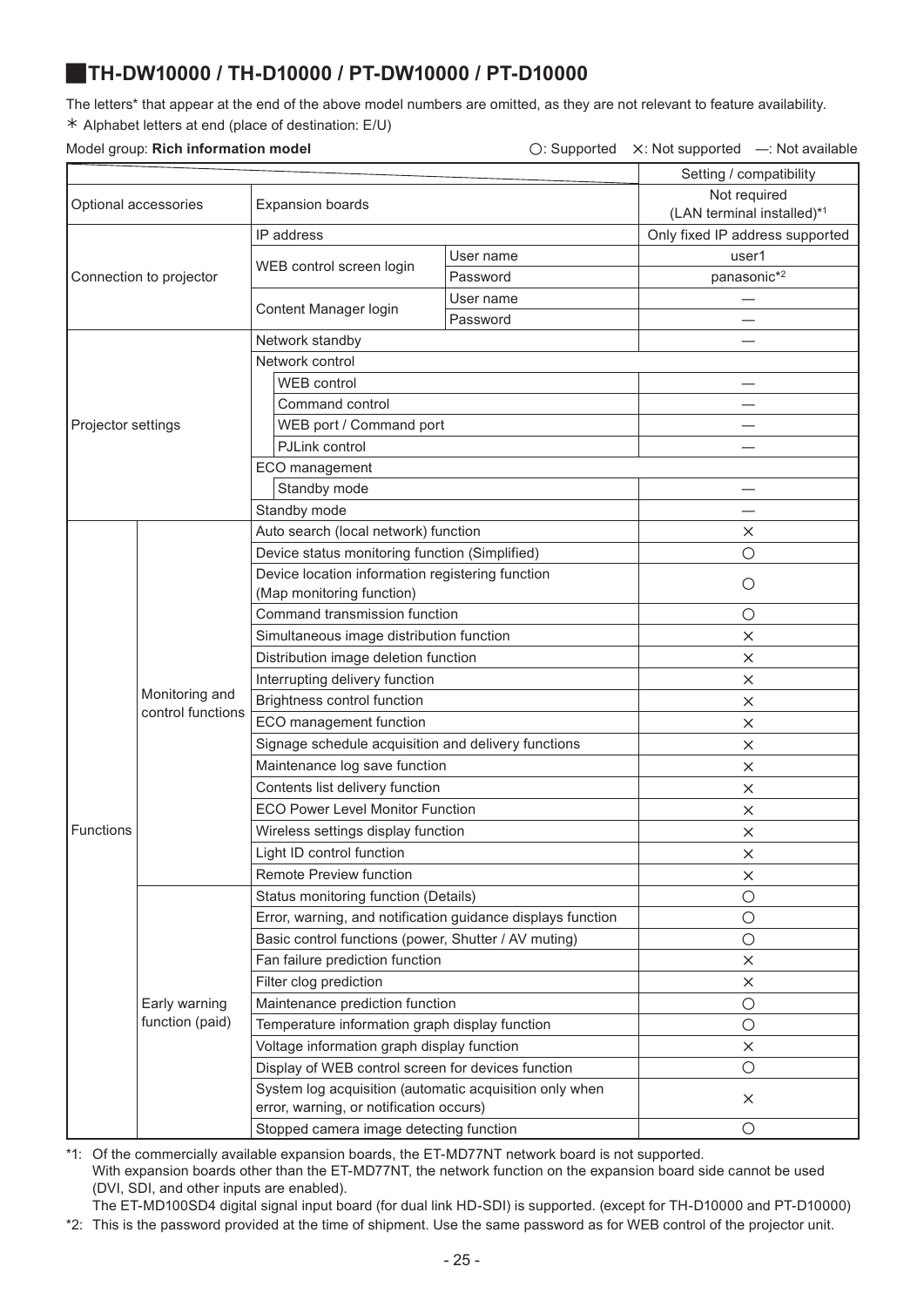## TH-DW10000 / TH-D10000 / PT-DW10000 / PT-D10000

The letters* that appear at the end of the above model numbers are omitted, as they are not relevant to feature availability.

＊ Alphabet letters at end (place of destination: E/U)

Model group: **Rich information model**　　　○: Supported　×: Not supported　—: Not available

| | | | | Setting / compatibility |
|---|---|---|---|---|
| Optional accessories | | Expansion boards | | Not required (LAN terminal installed)*1 |
| Connection to projector | | IP address | | Only fixed IP address supported |
| | | WEB control screen login | User name | user1 |
| | | | Password | panasonic*2 |
| | | Content Manager login | User name | — |
| | | | Password | — |
| Projector settings | | Network standby | | — |
| | | Network control | | |
| | | WEB control | | — |
| | | Command control | | — |
| | | WEB port / Command port | | — |
| | | PJLink control | | — |
| | | ECO management | | |
| | | Standby mode | | — |
| | | Standby mode | | — |
| Functions | Monitoring and control functions | Auto search (local network) function | | × |
| | | Device status monitoring function (Simplified) | | ○ |
| | | Device location information registering function (Map monitoring function) | | ○ |
| | | Command transmission function | | ○ |
| | | Simultaneous image distribution function | | × |
| | | Distribution image deletion function | | × |
| | | Interrupting delivery function | | × |
| | | Brightness control function | | × |
| | | ECO management function | | × |
| | | Signage schedule acquisition and delivery functions | | × |
| | | Maintenance log save function | | × |
| | | Contents list delivery function | | × |
| | | ECO Power Level Monitor Function | | × |
| | | Wireless settings display function | | × |
| | | Light ID control function | | × |
| | | Remote Preview function | | × |
| | Early warning function (paid) | Status monitoring function (Details) | | ○ |
| | | Error, warning, and notification guidance displays function | | ○ |
| | | Basic control functions (power, Shutter / AV muting) | | ○ |
| | | Fan failure prediction function | | × |
| | | Filter clog prediction | | × |
| | | Maintenance prediction function | | ○ |
| | | Temperature information graph display function | | ○ |
| | | Voltage information graph display function | | × |
| | | Display of WEB control screen for devices function | | ○ |
| | | System log acquisition (automatic acquisition only when error, warning, or notification occurs) | | × |
| | | Stopped camera image detecting function | | ○ |

*1: Of the commercially available expansion boards, the ET-MD77NT network board is not supported.
With expansion boards other than the ET-MD77NT, the network function on the expansion board side cannot be used (DVI, SDI, and other inputs are enabled).
The ET-MD100SD4 digital signal input board (for dual link HD-SDI) is supported. (except for TH-D10000 and PT-D10000)

*2: This is the password provided at the time of shipment. Use the same password as for WEB control of the projector unit.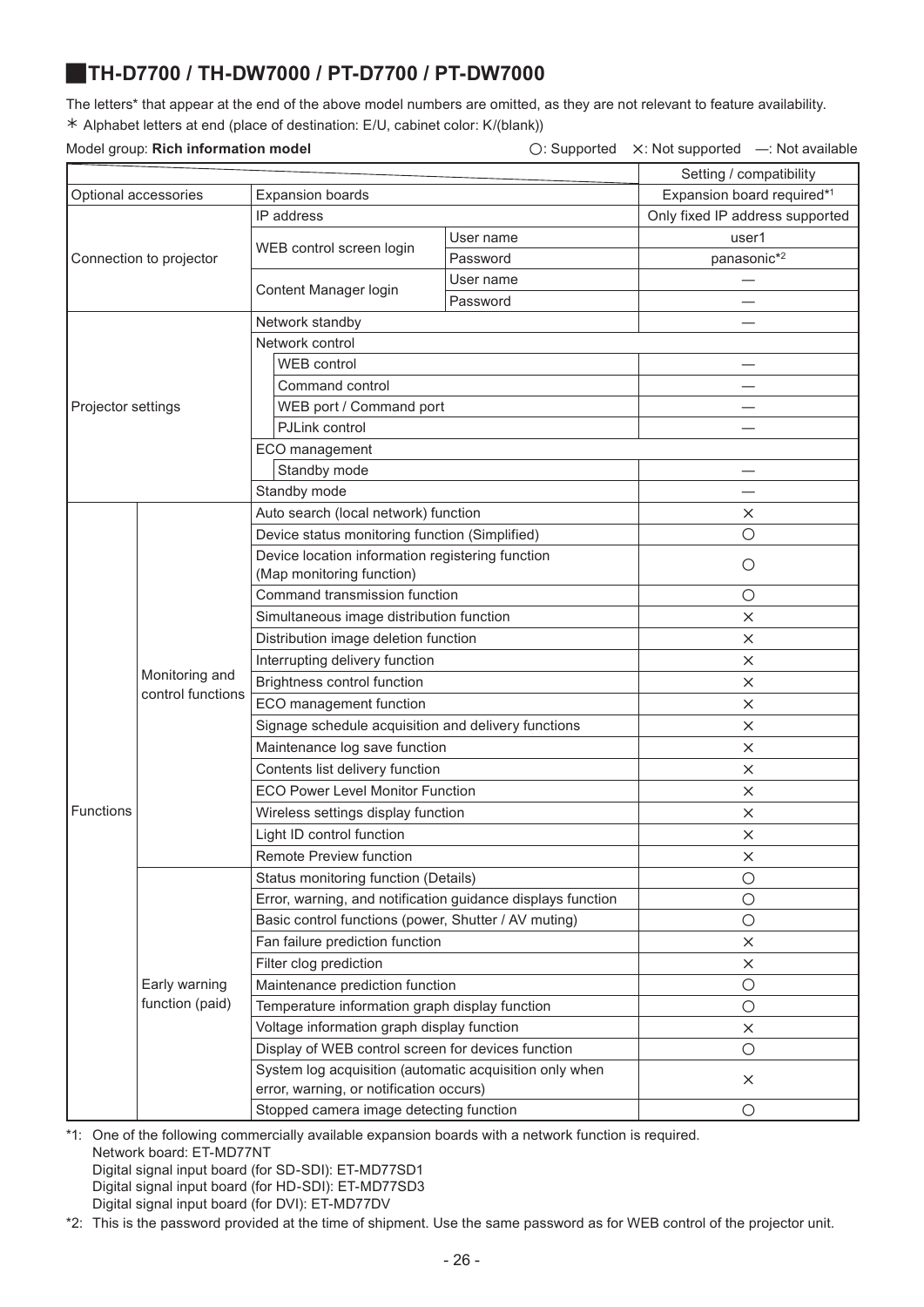## TH-D7700 / TH-DW7000 / PT-D7700 / PT-DW7000

The letters* that appear at the end of the above model numbers are omitted, as they are not relevant to feature availability.
＊ Alphabet letters at end (place of destination: E/U, cabinet color: K/(blank))

Model group: **Rich information model** ○: Supported ×: Not supported —: Not available

| | | | | Setting / compatibility |
|---|---|---|---|---|
| Optional accessories | | Expansion boards | | Expansion board required*1 |
| Connection to projector | | IP address | | Only fixed IP address supported |
| | | WEB control screen login | User name | user1 |
| | | | Password | panasonic*2 |
| | | Content Manager login | User name | — |
| | | | Password | — |
| Projector settings | | Network standby | | — |
| | | Network control | | |
| | | WEB control | | — |
| | | Command control | | — |
| | | WEB port / Command port | | — |
| | | PJLink control | | — |
| | | ECO management | | |
| | | Standby mode | | — |
| | | Standby mode | | — |
| Functions | Monitoring and control functions | Auto search (local network) function | | × |
| | | Device status monitoring function (Simplified) | | ○ |
| | | Device location information registering function (Map monitoring function) | | ○ |
| | | Command transmission function | | ○ |
| | | Simultaneous image distribution function | | × |
| | | Distribution image deletion function | | × |
| | | Interrupting delivery function | | × |
| | | Brightness control function | | × |
| | | ECO management function | | × |
| | | Signage schedule acquisition and delivery functions | | × |
| | | Maintenance log save function | | × |
| | | Contents list delivery function | | × |
| | | ECO Power Level Monitor Function | | × |
| | | Wireless settings display function | | × |
| | | Light ID control function | | × |
| | | Remote Preview function | | × |
| | Early warning function (paid) | Status monitoring function (Details) | | ○ |
| | | Error, warning, and notification guidance displays function | | ○ |
| | | Basic control functions (power, Shutter / AV muting) | | ○ |
| | | Fan failure prediction function | | × |
| | | Filter clog prediction | | × |
| | | Maintenance prediction function | | ○ |
| | | Temperature information graph display function | | ○ |
| | | Voltage information graph display function | | × |
| | | Display of WEB control screen for devices function | | ○ |
| | | System log acquisition (automatic acquisition only when error, warning, or notification occurs) | | × |
| | | Stopped camera image detecting function | | ○ |

*1: One of the following commercially available expansion boards with a network function is required.
Network board: ET-MD77NT
Digital signal input board (for SD-SDI): ET-MD77SD1
Digital signal input board (for HD-SDI): ET-MD77SD3
Digital signal input board (for DVI): ET-MD77DV

*2: This is the password provided at the time of shipment. Use the same password as for WEB control of the projector unit.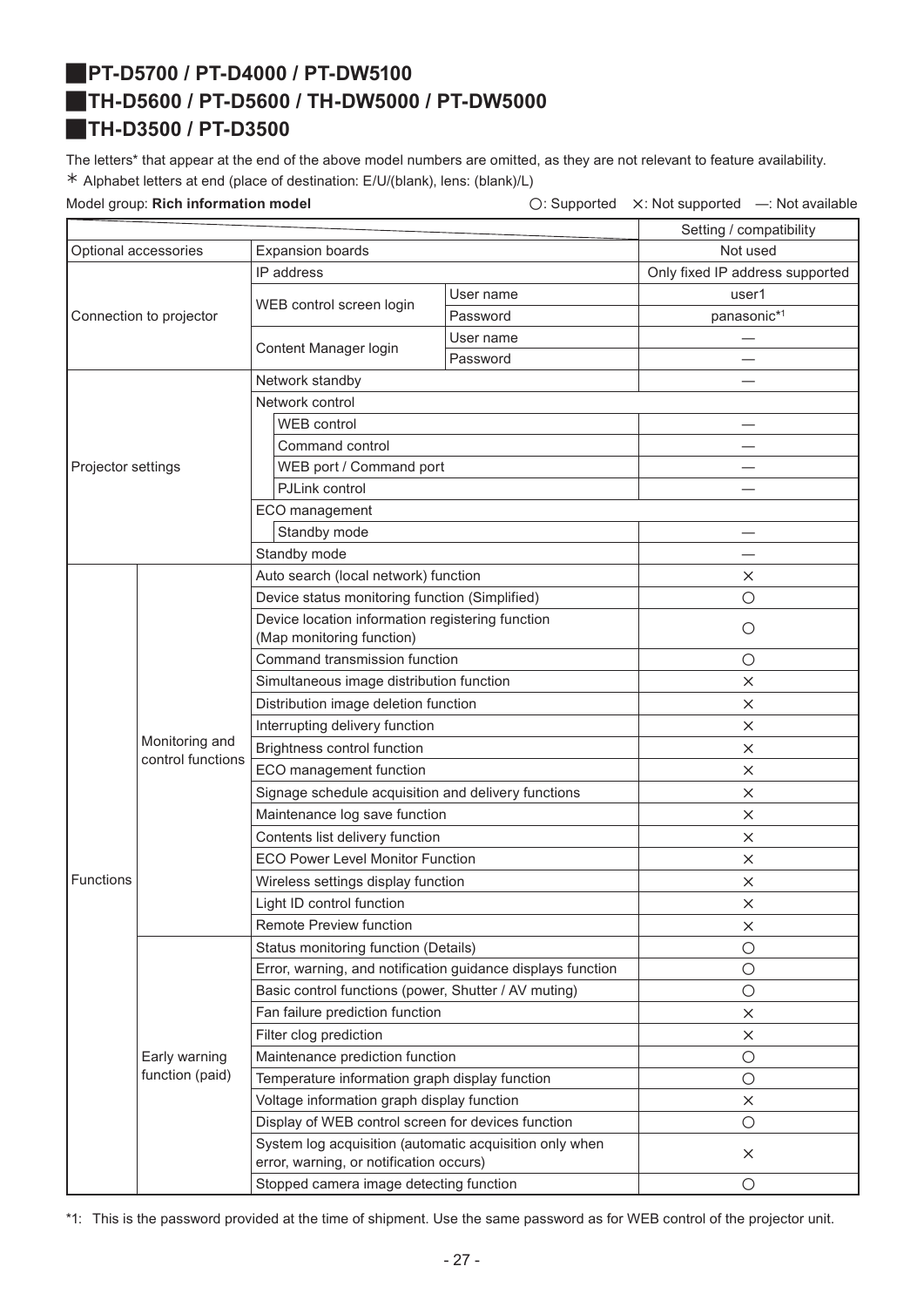## PT-D5700 / PT-D4000 / PT-DW5100
## TH-D5600 / PT-D5600 / TH-DW5000 / PT-DW5000
## TH-D3500 / PT-D3500

The letters* that appear at the end of the above model numbers are omitted, as they are not relevant to feature availability.
* Alphabet letters at end (place of destination: E/U/(blank), lens: (blank)/L)

Model group: **Rich information model**

○: Supported ×: Not supported —: Not available

| | | | | Setting / compatibility |
|---|---|---|---|---|
| Optional accessories | | Expansion boards | | Not used |
| Connection to projector | | IP address | | Only fixed IP address supported |
| | | WEB control screen login | User name | user1 |
| | | | Password | panasonic*1 |
| | | Content Manager login | User name | — |
| | | | Password | — |
| Projector settings | | Network standby | | — |
| | | Network control | | |
| | | WEB control | | — |
| | | Command control | | — |
| | | WEB port / Command port | | — |
| | | PJLink control | | — |
| | | ECO management | | |
| | | Standby mode | | — |
| | | Standby mode | | — |
| Functions | Monitoring and control functions | Auto search (local network) function | | × |
| | | Device status monitoring function (Simplified) | | ○ |
| | | Device location information registering function (Map monitoring function) | | ○ |
| | | Command transmission function | | ○ |
| | | Simultaneous image distribution function | | × |
| | | Distribution image deletion function | | × |
| | | Interrupting delivery function | | × |
| | | Brightness control function | | × |
| | | ECO management function | | × |
| | | Signage schedule acquisition and delivery functions | | × |
| | | Maintenance log save function | | × |
| | | Contents list delivery function | | × |
| | | ECO Power Level Monitor Function | | × |
| | | Wireless settings display function | | × |
| | | Light ID control function | | × |
| | | Remote Preview function | | × |
| | Early warning function (paid) | Status monitoring function (Details) | | ○ |
| | | Error, warning, and notification guidance displays function | | ○ |
| | | Basic control functions (power, Shutter / AV muting) | | ○ |
| | | Fan failure prediction function | | × |
| | | Filter clog prediction | | × |
| | | Maintenance prediction function | | ○ |
| | | Temperature information graph display function | | ○ |
| | | Voltage information graph display function | | × |
| | | Display of WEB control screen for devices function | | ○ |
| | | System log acquisition (automatic acquisition only when error, warning, or notification occurs) | | × |
| | | Stopped camera image detecting function | | ○ |

*1: This is the password provided at the time of shipment. Use the same password as for WEB control of the projector unit.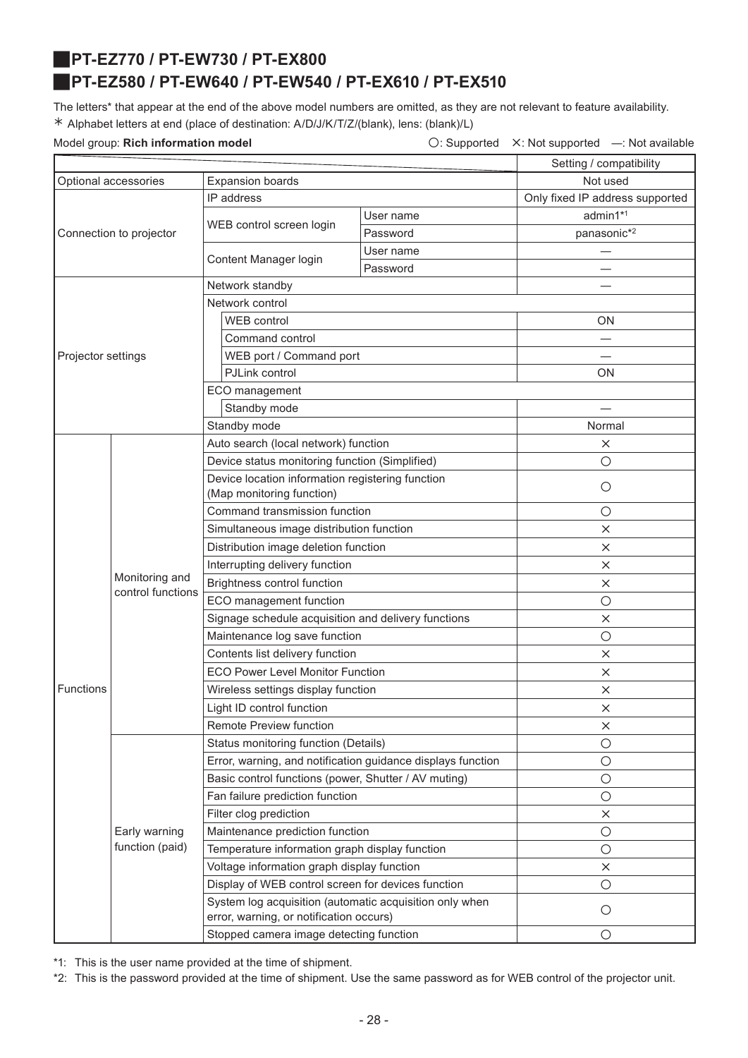## PT-EZ770 / PT-EW730 / PT-EX800

## PT-EZ580 / PT-EW640 / PT-EW540 / PT-EX610 / PT-EX510

The letters* that appear at the end of the above model numbers are omitted, as they are not relevant to feature availability.

＊ Alphabet letters at end (place of destination: A/D/J/K/T/Z/(blank), lens: (blank)/L)

Model group: **Rich information model**

○: Supported ×: Not supported —: Not available

| | | | | Setting / compatibility |
|---|---|---|---|---|
| Optional accessories | | Expansion boards | | Not used |
| Connection to projector | | IP address | | Only fixed IP address supported |
| | | WEB control screen login | User name | admin1*1 |
| | | | Password | panasonic*2 |
| | | Content Manager login | User name | — |
| | | | Password | — |
| Projector settings | | Network standby | | — |
| | | Network control | | |
| | | WEB control | | ON |
| | | Command control | | — |
| | | WEB port / Command port | | — |
| | | PJLink control | | ON |
| | | ECO management | | |
| | | Standby mode | | — |
| | | Standby mode | | Normal |
| Functions | Monitoring and control functions | Auto search (local network) function | | × |
| | | Device status monitoring function (Simplified) | | ○ |
| | | Device location information registering function (Map monitoring function) | | ○ |
| | | Command transmission function | | ○ |
| | | Simultaneous image distribution function | | × |
| | | Distribution image deletion function | | × |
| | | Interrupting delivery function | | × |
| | | Brightness control function | | × |
| | | ECO management function | | ○ |
| | | Signage schedule acquisition and delivery functions | | × |
| | | Maintenance log save function | | ○ |
| | | Contents list delivery function | | × |
| | | ECO Power Level Monitor Function | | × |
| | | Wireless settings display function | | × |
| | | Light ID control function | | × |
| | | Remote Preview function | | × |
| | Early warning function (paid) | Status monitoring function (Details) | | ○ |
| | | Error, warning, and notification guidance displays function | | ○ |
| | | Basic control functions (power, Shutter / AV muting) | | ○ |
| | | Fan failure prediction function | | ○ |
| | | Filter clog prediction | | × |
| | | Maintenance prediction function | | ○ |
| | | Temperature information graph display function | | ○ |
| | | Voltage information graph display function | | × |
| | | Display of WEB control screen for devices function | | ○ |
| | | System log acquisition (automatic acquisition only when error, warning, or notification occurs) | | ○ |
| | | Stopped camera image detecting function | | ○ |

*1: This is the user name provided at the time of shipment.

*2: This is the password provided at the time of shipment. Use the same password as for WEB control of the projector unit.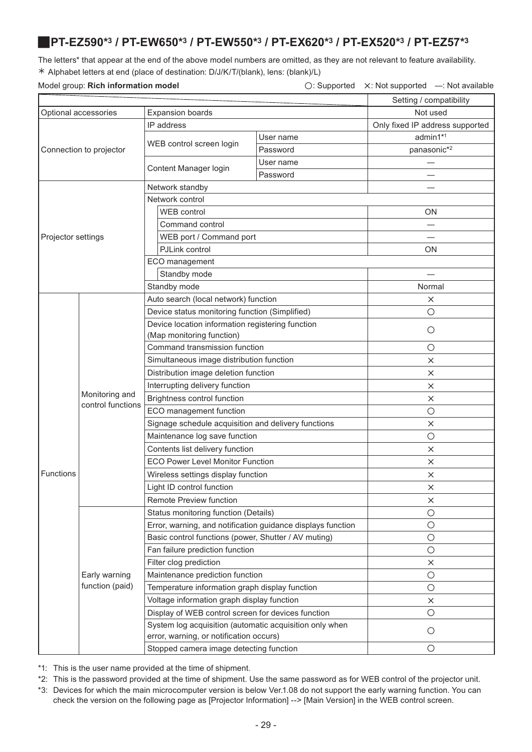## PT-EZ590[*3] / PT-EW650[*3] / PT-EW550[*3] / PT-EX620[*3] / PT-EX520[*3] / PT-EZ57[*3]

The letters* that appear at the end of the above model numbers are omitted, as they are not relevant to feature availability.
＊ Alphabet letters at end (place of destination: D/J/K/T/(blank), lens: (blank)/L)

Model group: **Rich information model** ○: Supported ×: Not supported —: Not available

| | | | | Setting / compatibility |
|---|---|---|---|---|
| Optional accessories | | Expansion boards | | Not used |
| Connection to projector | | IP address | | Only fixed IP address supported |
| | | WEB control screen login | User name | admin1[*1] |
| | | | Password | panasonic[*2] |
| | | Content Manager login | User name | — |
| | | | Password | — |
| Projector settings | | Network standby | | — |
| | | Network control | | |
| | | WEB control | | ON |
| | | Command control | | — |
| | | WEB port / Command port | | — |
| | | PJLink control | | ON |
| | | ECO management | | |
| | | Standby mode | | — |
| | | Standby mode | | Normal |
| Functions | Monitoring and control functions | Auto search (local network) function | | × |
| | | Device status monitoring function (Simplified) | | ○ |
| | | Device location information registering function (Map monitoring function) | | ○ |
| | | Command transmission function | | ○ |
| | | Simultaneous image distribution function | | × |
| | | Distribution image deletion function | | × |
| | | Interrupting delivery function | | × |
| | | Brightness control function | | × |
| | | ECO management function | | ○ |
| | | Signage schedule acquisition and delivery functions | | × |
| | | Maintenance log save function | | ○ |
| | | Contents list delivery function | | × |
| | | ECO Power Level Monitor Function | | × |
| | | Wireless settings display function | | × |
| | | Light ID control function | | × |
| | | Remote Preview function | | × |
| | Early warning function (paid) | Status monitoring function (Details) | | ○ |
| | | Error, warning, and notification guidance displays function | | ○ |
| | | Basic control functions (power, Shutter / AV muting) | | ○ |
| | | Fan failure prediction function | | ○ |
| | | Filter clog prediction | | × |
| | | Maintenance prediction function | | ○ |
| | | Temperature information graph display function | | ○ |
| | | Voltage information graph display function | | × |
| | | Display of WEB control screen for devices function | | ○ |
| | | System log acquisition (automatic acquisition only when error, warning, or notification occurs) | | ○ |
| | | Stopped camera image detecting function | | ○ |

*1: This is the user name provided at the time of shipment.

*2: This is the password provided at the time of shipment. Use the same password as for WEB control of the projector unit.

*3: Devices for which the main microcomputer version is below Ver.1.08 do not support the early warning function. You can check the version on the following page as [Projector Information] --> [Main Version] in the WEB control screen.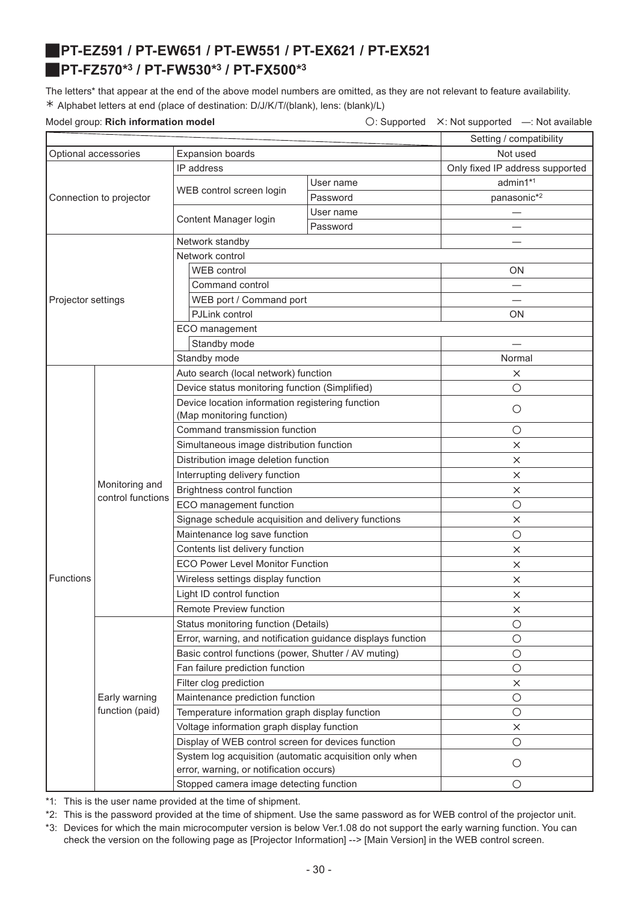## PT-EZ591 / PT-EW651 / PT-EW551 / PT-EX621 / PT-EX521
## PT-FZ570*3 / PT-FW530*3 / PT-FX500*3

The letters* that appear at the end of the above model numbers are omitted, as they are not relevant to feature availability.

∗ Alphabet letters at end (place of destination: D/J/K/T/(blank), lens: (blank)/L)

Model group: **Rich information model** ○: Supported ×: Not supported —: Not available

| | | | | Setting / compatibility |
|---|---|---|---|---|
| Optional accessories | | Expansion boards | | Not used |
| Connection to projector | | IP address | | Only fixed IP address supported |
| | | WEB control screen login | User name | admin1*1 |
| | | | Password | panasonic*2 |
| | | Content Manager login | User name | — |
| | | | Password | — |
| Projector settings | | Network standby | | — |
| | | Network control | | |
| | | WEB control | | ON |
| | | Command control | | — |
| | | WEB port / Command port | | — |
| | | PJLink control | | ON |
| | | ECO management | | |
| | | Standby mode | | — |
| | | Standby mode | | Normal |
| Functions | Monitoring and control functions | Auto search (local network) function | | × |
| | | Device status monitoring function (Simplified) | | ○ |
| | | Device location information registering function (Map monitoring function) | | ○ |
| | | Command transmission function | | ○ |
| | | Simultaneous image distribution function | | × |
| | | Distribution image deletion function | | × |
| | | Interrupting delivery function | | × |
| | | Brightness control function | | × |
| | | ECO management function | | ○ |
| | | Signage schedule acquisition and delivery functions | | × |
| | | Maintenance log save function | | ○ |
| | | Contents list delivery function | | × |
| | | ECO Power Level Monitor Function | | × |
| | | Wireless settings display function | | × |
| | | Light ID control function | | × |
| | | Remote Preview function | | × |
| | Early warning function (paid) | Status monitoring function (Details) | | ○ |
| | | Error, warning, and notification guidance displays function | | ○ |
| | | Basic control functions (power, Shutter / AV muting) | | ○ |
| | | Fan failure prediction function | | ○ |
| | | Filter clog prediction | | × |
| | | Maintenance prediction function | | ○ |
| | | Temperature information graph display function | | ○ |
| | | Voltage information graph display function | | × |
| | | Display of WEB control screen for devices function | | ○ |
| | | System log acquisition (automatic acquisition only when error, warning, or notification occurs) | | ○ |
| | | Stopped camera image detecting function | | ○ |

*1: This is the user name provided at the time of shipment.

*2: This is the password provided at the time of shipment. Use the same password as for WEB control of the projector unit.

*3: Devices for which the main microcomputer version is below Ver.1.08 do not support the early warning function. You can check the version on the following page as [Projector Information] --> [Main Version] in the WEB control screen.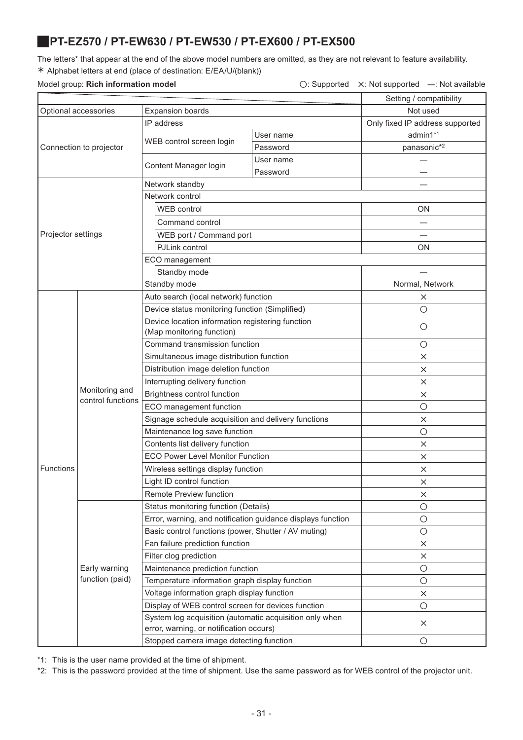## PT-EZ570 / PT-EW630 / PT-EW530 / PT-EX600 / PT-EX500

The letters* that appear at the end of the above model numbers are omitted, as they are not relevant to feature availability.

∗ Alphabet letters at end (place of destination: E/EA/U/(blank))

Model group: **Rich information model** ○: Supported ×: Not supported —: Not available

| | | | | Setting / compatibility |
|---|---|---|---|---|
| Optional accessories | | Expansion boards | | Not used |
| Connection to projector | | IP address | | Only fixed IP address supported |
| | | WEB control screen login | User name | admin1[*1] |
| | | | Password | panasonic[*2] |
| | | Content Manager login | User name | — |
| | | | Password | — |
| Projector settings | | Network standby | | — |
| | | Network control | | |
| | | WEB control | | ON |
| | | Command control | | — |
| | | WEB port / Command port | | — |
| | | PJLink control | | ON |
| | | ECO management | | |
| | | Standby mode | | — |
| | | Standby mode | | Normal, Network |
| Functions | Monitoring and control functions | Auto search (local network) function | | × |
| | | Device status monitoring function (Simplified) | | ○ |
| | | Device location information registering function (Map monitoring function) | | ○ |
| | | Command transmission function | | ○ |
| | | Simultaneous image distribution function | | × |
| | | Distribution image deletion function | | × |
| | | Interrupting delivery function | | × |
| | | Brightness control function | | × |
| | | ECO management function | | ○ |
| | | Signage schedule acquisition and delivery functions | | × |
| | | Maintenance log save function | | ○ |
| | | Contents list delivery function | | × |
| | | ECO Power Level Monitor Function | | × |
| | | Wireless settings display function | | × |
| | | Light ID control function | | × |
| | | Remote Preview function | | × |
| | Early warning function (paid) | Status monitoring function (Details) | | ○ |
| | | Error, warning, and notification guidance displays function | | ○ |
| | | Basic control functions (power, Shutter / AV muting) | | ○ |
| | | Fan failure prediction function | | × |
| | | Filter clog prediction | | × |
| | | Maintenance prediction function | | ○ |
| | | Temperature information graph display function | | ○ |
| | | Voltage information graph display function | | × |
| | | Display of WEB control screen for devices function | | ○ |
| | | System log acquisition (automatic acquisition only when error, warning, or notification occurs) | | × |
| | | Stopped camera image detecting function | | ○ |

*1: This is the user name provided at the time of shipment.

*2: This is the password provided at the time of shipment. Use the same password as for WEB control of the projector unit.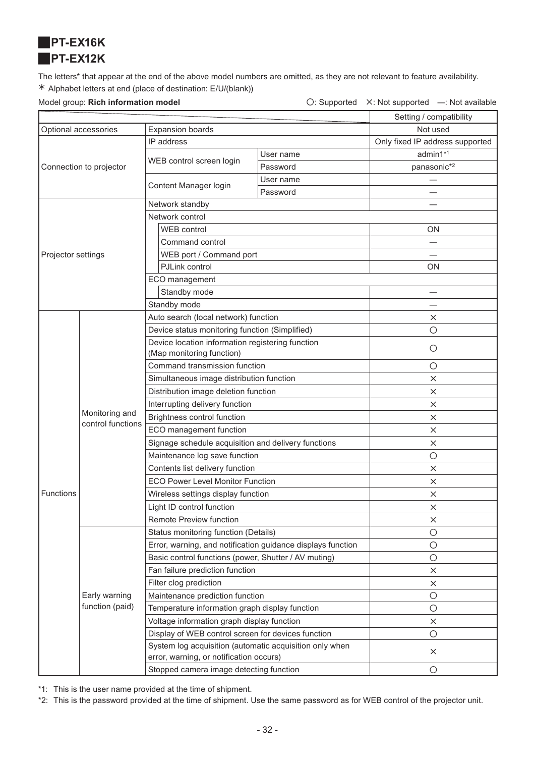## PT-EX16K
## PT-EX12K

The letters* that appear at the end of the above model numbers are omitted, as they are not relevant to feature availability.
＊ Alphabet letters at end (place of destination: E/U/(blank))

Model group: **Rich information model**

○: Supported ×: Not supported —: Not available

| | | | | Setting / compatibility |
|---|---|---|---|---|
| Optional accessories | | Expansion boards | | Not used |
| Connection to projector | | IP address | | Only fixed IP address supported |
| | | WEB control screen login | User name | admin1*1 |
| | | | Password | panasonic*2 |
| | | Content Manager login | User name | — |
| | | | Password | — |
| Projector settings | | Network standby | | — |
| | | Network control | | |
| | | WEB control | | ON |
| | | Command control | | — |
| | | WEB port / Command port | | — |
| | | PJLink control | | ON |
| | | ECO management | | |
| | | Standby mode | | — |
| | | Standby mode | | — |
| Functions | Monitoring and control functions | Auto search (local network) function | | × |
| | | Device status monitoring function (Simplified) | | ○ |
| | | Device location information registering function (Map monitoring function) | | ○ |
| | | Command transmission function | | ○ |
| | | Simultaneous image distribution function | | × |
| | | Distribution image deletion function | | × |
| | | Interrupting delivery function | | × |
| | | Brightness control function | | × |
| | | ECO management function | | × |
| | | Signage schedule acquisition and delivery functions | | × |
| | | Maintenance log save function | | ○ |
| | | Contents list delivery function | | × |
| | | ECO Power Level Monitor Function | | × |
| | | Wireless settings display function | | × |
| | | Light ID control function | | × |
| | | Remote Preview function | | × |
| | Early warning function (paid) | Status monitoring function (Details) | | ○ |
| | | Error, warning, and notification guidance displays function | | ○ |
| | | Basic control functions (power, Shutter / AV muting) | | ○ |
| | | Fan failure prediction function | | × |
| | | Filter clog prediction | | × |
| | | Maintenance prediction function | | ○ |
| | | Temperature information graph display function | | ○ |
| | | Voltage information graph display function | | × |
| | | Display of WEB control screen for devices function | | ○ |
| | | System log acquisition (automatic acquisition only when error, warning, or notification occurs) | | × |
| | | Stopped camera image detecting function | | ○ |

*1: This is the user name provided at the time of shipment.
*2: This is the password provided at the time of shipment. Use the same password as for WEB control of the projector unit.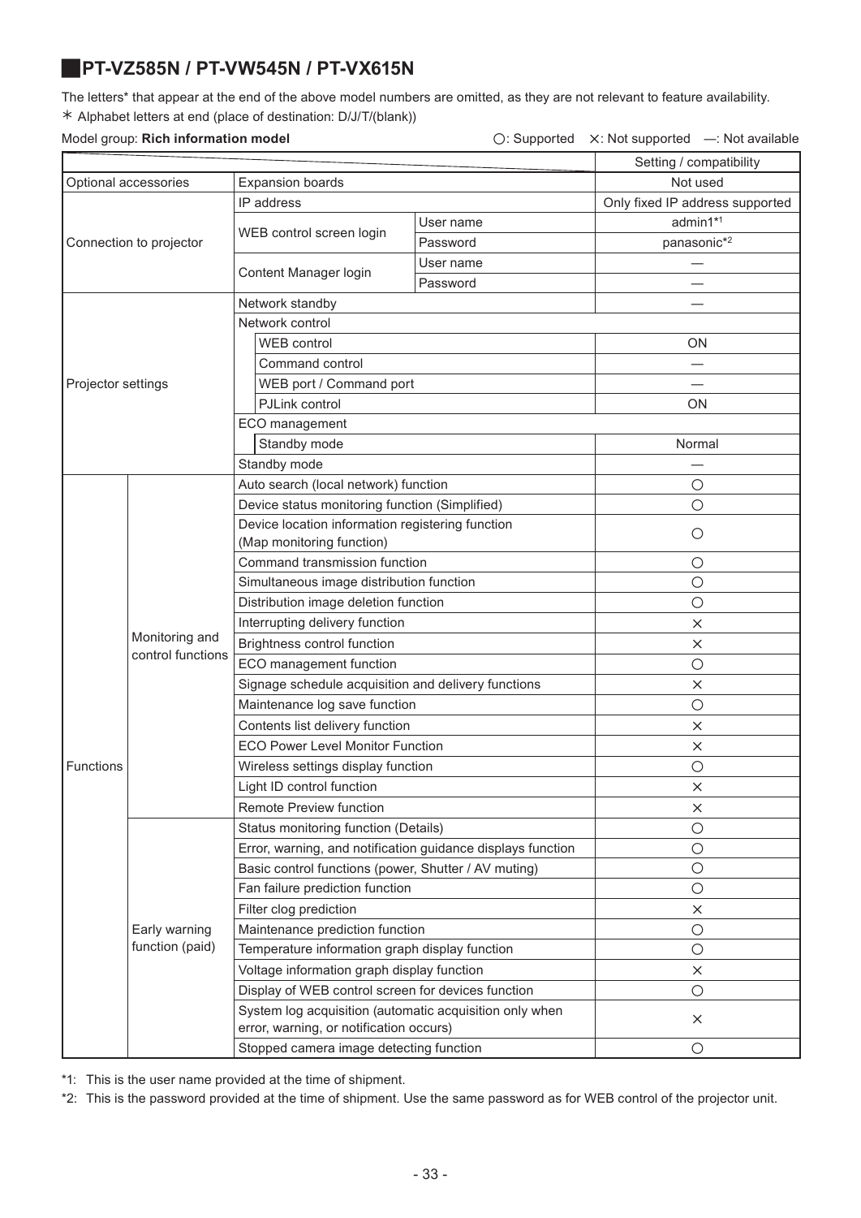## PT-VZ585N / PT-VW545N / PT-VX615N

The letters* that appear at the end of the above model numbers are omitted, as they are not relevant to feature availability.
＊ Alphabet letters at end (place of destination: D/J/T/(blank))

Model group: **Rich information model** ○: Supported ×: Not supported —: Not available

| | | | | Setting / compatibility |
|---|---|---|---|---|
| Optional accessories | | Expansion boards | | Not used |
| Connection to projector | | IP address | | Only fixed IP address supported |
| | | WEB control screen login | User name | admin1*1 |
| | | | Password | panasonic*2 |
| | | Content Manager login | User name | — |
| | | | Password | — |
| Projector settings | | Network standby | | — |
| | | Network control | | |
| | | WEB control | | ON |
| | | Command control | | — |
| | | WEB port / Command port | | — |
| | | PJLink control | | ON |
| | | ECO management | | |
| | | Standby mode | | Normal |
| | | Standby mode | | — |
| Functions | Monitoring and control functions | Auto search (local network) function | | ○ |
| | | Device status monitoring function (Simplified) | | ○ |
| | | Device location information registering function (Map monitoring function) | | ○ |
| | | Command transmission function | | ○ |
| | | Simultaneous image distribution function | | ○ |
| | | Distribution image deletion function | | ○ |
| | | Interrupting delivery function | | × |
| | | Brightness control function | | × |
| | | ECO management function | | ○ |
| | | Signage schedule acquisition and delivery functions | | × |
| | | Maintenance log save function | | ○ |
| | | Contents list delivery function | | × |
| | | ECO Power Level Monitor Function | | × |
| | | Wireless settings display function | | ○ |
| | | Light ID control function | | × |
| | | Remote Preview function | | × |
| | Early warning function (paid) | Status monitoring function (Details) | | ○ |
| | | Error, warning, and notification guidance displays function | | ○ |
| | | Basic control functions (power, Shutter / AV muting) | | ○ |
| | | Fan failure prediction function | | ○ |
| | | Filter clog prediction | | × |
| | | Maintenance prediction function | | ○ |
| | | Temperature information graph display function | | ○ |
| | | Voltage information graph display function | | × |
| | | Display of WEB control screen for devices function | | ○ |
| | | System log acquisition (automatic acquisition only when error, warning, or notification occurs) | | × |
| | | Stopped camera image detecting function | | ○ |

*1: This is the user name provided at the time of shipment.

*2: This is the password provided at the time of shipment. Use the same password as for WEB control of the projector unit.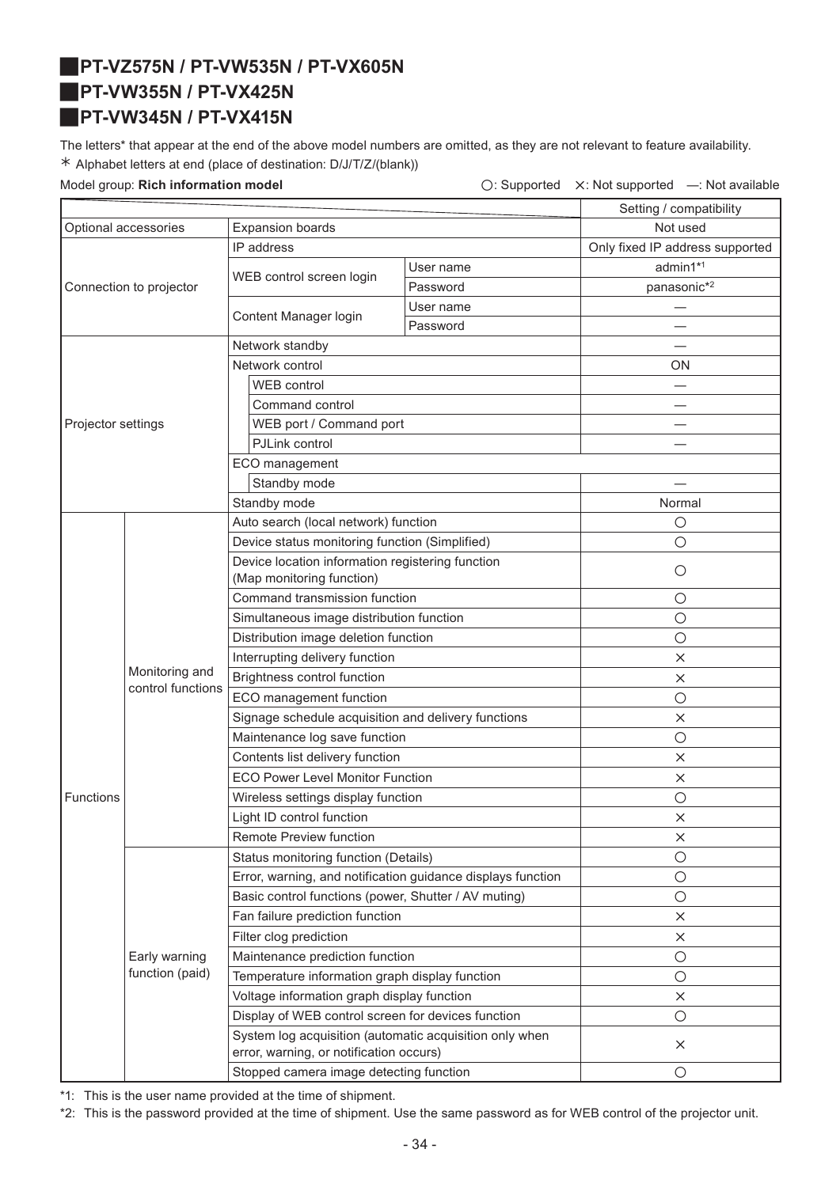## PT-VZ575N / PT-VW535N / PT-VX605N
## PT-VW355N / PT-VX425N
## PT-VW345N / PT-VX415N

The letters* that appear at the end of the above model numbers are omitted, as they are not relevant to feature availability.
* Alphabet letters at end (place of destination: D/J/T/Z/(blank))

Model group: **Rich information model**

○: Supported ×: Not supported —: Not available

| | | | | Setting / compatibility |
|---|---|---|---|---|
| Optional accessories | | Expansion boards | | Not used |
| Connection to projector | | IP address | | Only fixed IP address supported |
| | | WEB control screen login | User name | admin1*1 |
| | | | Password | panasonic*2 |
| | | Content Manager login | User name | — |
| | | | Password | — |
| Projector settings | | Network standby | | — |
| | | Network control | | ON |
| | | WEB control | | — |
| | | Command control | | — |
| | | WEB port / Command port | | — |
| | | PJLink control | | — |
| | | ECO management | | |
| | | Standby mode | | — |
| | | Standby mode | | Normal |
| Functions | Monitoring and control functions | Auto search (local network) function | | ○ |
| | | Device status monitoring function (Simplified) | | ○ |
| | | Device location information registering function (Map monitoring function) | | ○ |
| | | Command transmission function | | ○ |
| | | Simultaneous image distribution function | | ○ |
| | | Distribution image deletion function | | ○ |
| | | Interrupting delivery function | | × |
| | | Brightness control function | | × |
| | | ECO management function | | ○ |
| | | Signage schedule acquisition and delivery functions | | × |
| | | Maintenance log save function | | ○ |
| | | Contents list delivery function | | × |
| | | ECO Power Level Monitor Function | | × |
| | | Wireless settings display function | | ○ |
| | | Light ID control function | | × |
| | | Remote Preview function | | × |
| | Early warning function (paid) | Status monitoring function (Details) | | ○ |
| | | Error, warning, and notification guidance displays function | | ○ |
| | | Basic control functions (power, Shutter / AV muting) | | ○ |
| | | Fan failure prediction function | | × |
| | | Filter clog prediction | | × |
| | | Maintenance prediction function | | ○ |
| | | Temperature information graph display function | | ○ |
| | | Voltage information graph display function | | × |
| | | Display of WEB control screen for devices function | | ○ |
| | | System log acquisition (automatic acquisition only when error, warning, or notification occurs) | | × |
| | | Stopped camera image detecting function | | ○ |

*1: This is the user name provided at the time of shipment.

*2: This is the password provided at the time of shipment. Use the same password as for WEB control of the projector unit.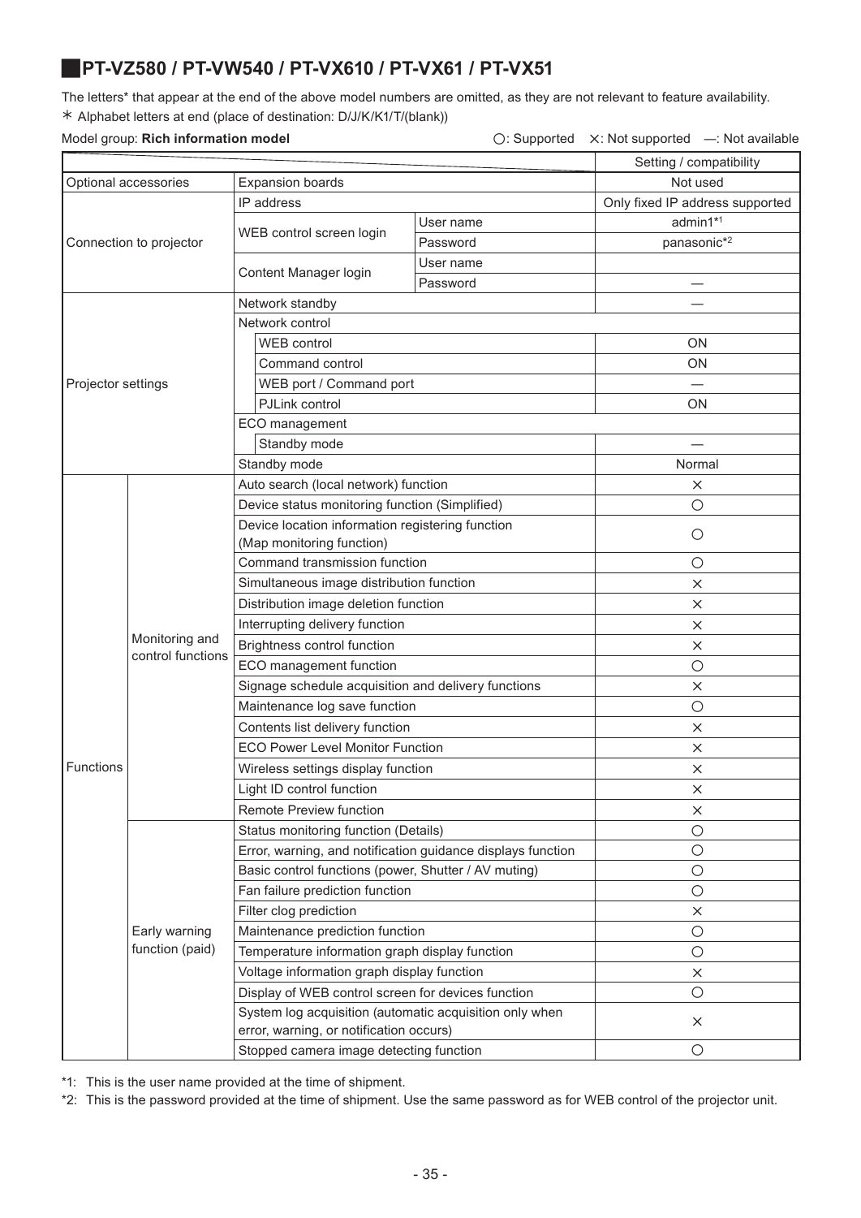## PT-VZ580 / PT-VW540 / PT-VX610 / PT-VX61 / PT-VX51

The letters* that appear at the end of the above model numbers are omitted, as they are not relevant to feature availability.

＊ Alphabet letters at end (place of destination: D/J/K/K1/T/(blank))

Model group: **Rich information model**

○: Supported　×: Not supported　—: Not available

| | | | | Setting / compatibility |
|---|---|---|---|---|
| Optional accessories | | Expansion boards | | Not used |
| Connection to projector | | IP address | | Only fixed IP address supported |
| | | WEB control screen login | User name | admin1*1 |
| | | | Password | panasonic*2 |
| | | Content Manager login | User name | |
| | | | Password | — |
| Projector settings | | Network standby | | — |
| | | Network control | | |
| | | WEB control | | ON |
| | | Command control | | ON |
| | | WEB port / Command port | | — |
| | | PJLink control | | ON |
| | | ECO management | | |
| | | Standby mode | | — |
| | | Standby mode | | Normal |
| Functions | Monitoring and control functions | Auto search (local network) function | | × |
| | | Device status monitoring function (Simplified) | | ○ |
| | | Device location information registering function (Map monitoring function) | | ○ |
| | | Command transmission function | | ○ |
| | | Simultaneous image distribution function | | × |
| | | Distribution image deletion function | | × |
| | | Interrupting delivery function | | × |
| | | Brightness control function | | × |
| | | ECO management function | | ○ |
| | | Signage schedule acquisition and delivery functions | | × |
| | | Maintenance log save function | | ○ |
| | | Contents list delivery function | | × |
| | | ECO Power Level Monitor Function | | × |
| | | Wireless settings display function | | × |
| | | Light ID control function | | × |
| | | Remote Preview function | | × |
| | Early warning function (paid) | Status monitoring function (Details) | | ○ |
| | | Error, warning, and notification guidance displays function | | ○ |
| | | Basic control functions (power, Shutter / AV muting) | | ○ |
| | | Fan failure prediction function | | ○ |
| | | Filter clog prediction | | × |
| | | Maintenance prediction function | | ○ |
| | | Temperature information graph display function | | ○ |
| | | Voltage information graph display function | | × |
| | | Display of WEB control screen for devices function | | ○ |
| | | System log acquisition (automatic acquisition only when error, warning, or notification occurs) | | × |
| | | Stopped camera image detecting function | | ○ |

*1: This is the user name provided at the time of shipment.

*2: This is the password provided at the time of shipment. Use the same password as for WEB control of the projector unit.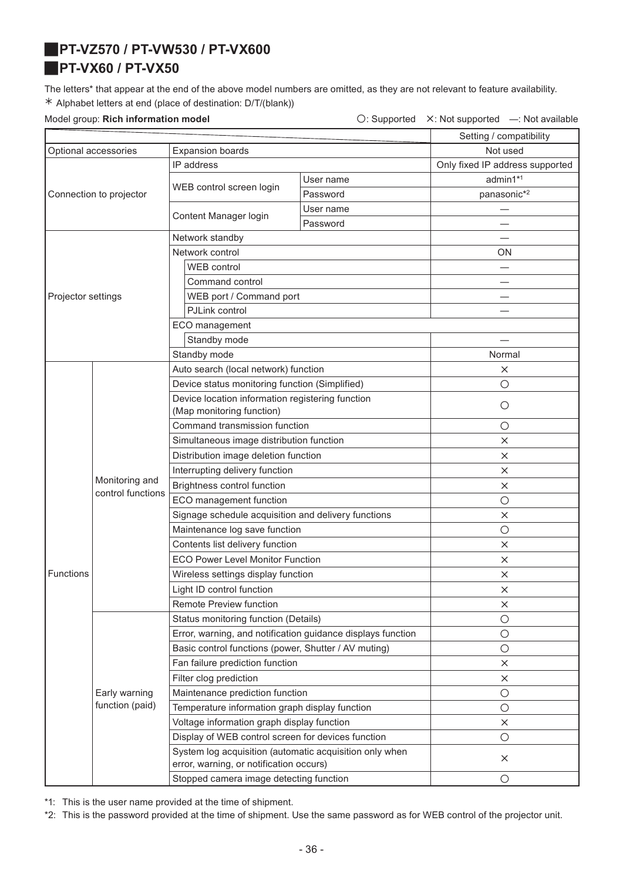## PT-VZ570 / PT-VW530 / PT-VX600
## PT-VX60 / PT-VX50

The letters* that appear at the end of the above model numbers are omitted, as they are not relevant to feature availability.

＊ Alphabet letters at end (place of destination: D/T/(blank))

Model group: **Rich information model**

○: Supported ×: Not supported —: Not available

| | | | | Setting / compatibility |
|---|---|---|---|---|
| Optional accessories | | Expansion boards | | Not used |
| Connection to projector | | IP address | | Only fixed IP address supported |
| | | WEB control screen login | User name | admin1*1 |
| | | | Password | panasonic*2 |
| | | Content Manager login | User name | — |
| | | | Password | — |
| Projector settings | | Network standby | | — |
| | | Network control | | ON |
| | | WEB control | | — |
| | | Command control | | — |
| | | WEB port / Command port | | — |
| | | PJLink control | | — |
| | | ECO management | | |
| | | Standby mode | | — |
| | | Standby mode | | Normal |
| Functions | Monitoring and control functions | Auto search (local network) function | | × |
| | | Device status monitoring function (Simplified) | | ○ |
| | | Device location information registering function (Map monitoring function) | | ○ |
| | | Command transmission function | | ○ |
| | | Simultaneous image distribution function | | × |
| | | Distribution image deletion function | | × |
| | | Interrupting delivery function | | × |
| | | Brightness control function | | × |
| | | ECO management function | | ○ |
| | | Signage schedule acquisition and delivery functions | | × |
| | | Maintenance log save function | | ○ |
| | | Contents list delivery function | | × |
| | | ECO Power Level Monitor Function | | × |
| | | Wireless settings display function | | × |
| | | Light ID control function | | × |
| | | Remote Preview function | | × |
| | Early warning function (paid) | Status monitoring function (Details) | | ○ |
| | | Error, warning, and notification guidance displays function | | ○ |
| | | Basic control functions (power, Shutter / AV muting) | | ○ |
| | | Fan failure prediction function | | × |
| | | Filter clog prediction | | × |
| | | Maintenance prediction function | | ○ |
| | | Temperature information graph display function | | ○ |
| | | Voltage information graph display function | | × |
| | | Display of WEB control screen for devices function | | ○ |
| | | System log acquisition (automatic acquisition only when error, warning, or notification occurs) | | × |
| | | Stopped camera image detecting function | | ○ |

*1: This is the user name provided at the time of shipment.

*2: This is the password provided at the time of shipment. Use the same password as for WEB control of the projector unit.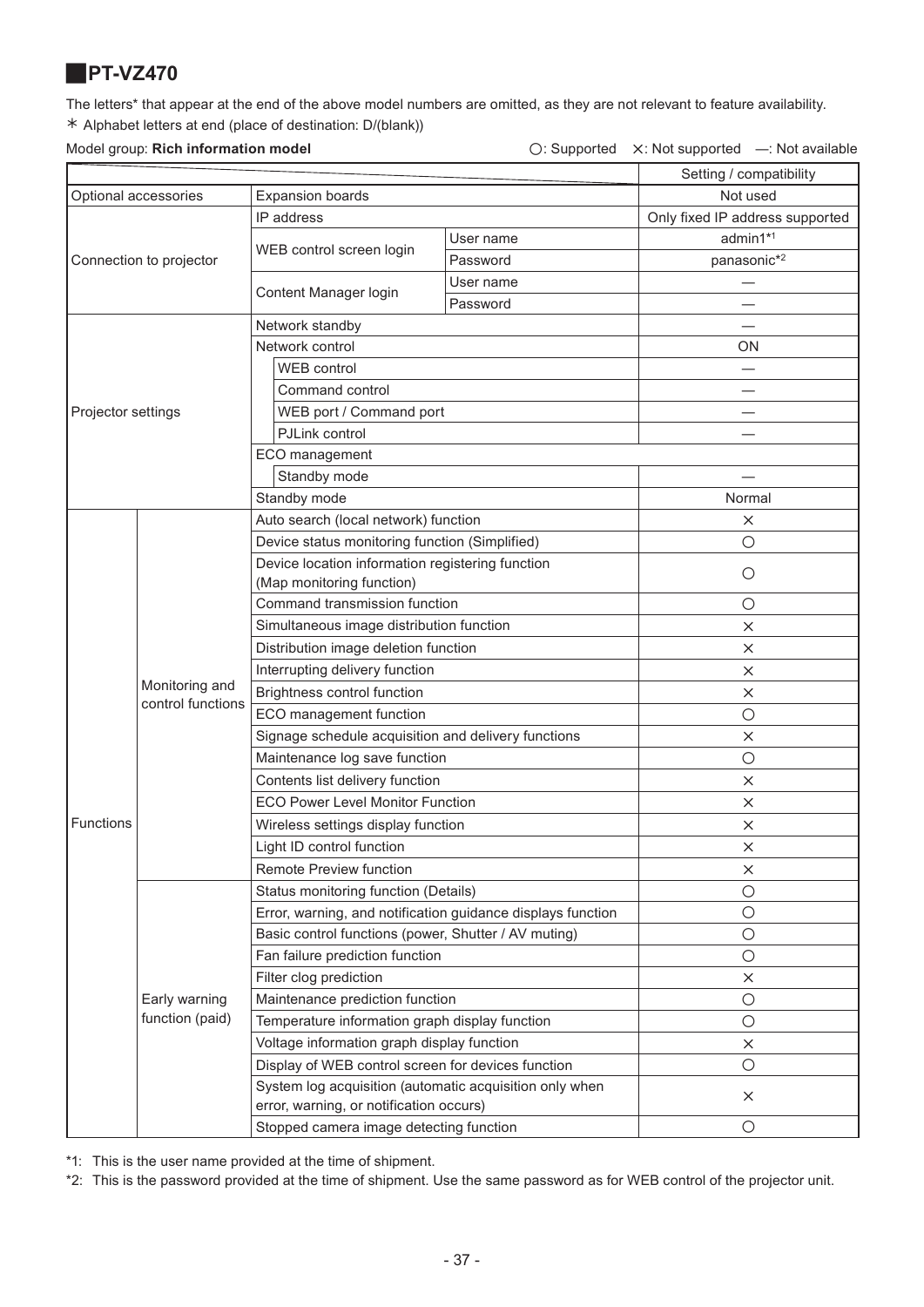## PT-VZ470

The letters* that appear at the end of the above model numbers are omitted, as they are not relevant to feature availability.

＊ Alphabet letters at end (place of destination: D/(blank))

Model group: **Rich information model**　　○: Supported　×: Not supported　—: Not available

| | | | | Setting / compatibility |
|---|---|---|---|---|
| Optional accessories | | Expansion boards | | Not used |
| Connection to projector | | IP address | | Only fixed IP address supported |
| | | WEB control screen login | User name | admin1*1 |
| | | | Password | panasonic*2 |
| | | Content Manager login | User name | — |
| | | | Password | — |
| Projector settings | | Network standby | | — |
| | | Network control | | ON |
| | | WEB control | | — |
| | | Command control | | — |
| | | WEB port / Command port | | — |
| | | PJLink control | | — |
| | | ECO management | | |
| | | Standby mode | | — |
| | | Standby mode | | Normal |
| Functions | Monitoring and control functions | Auto search (local network) function | | × |
| | | Device status monitoring function (Simplified) | | ○ |
| | | Device location information registering function (Map monitoring function) | | ○ |
| | | Command transmission function | | ○ |
| | | Simultaneous image distribution function | | × |
| | | Distribution image deletion function | | × |
| | | Interrupting delivery function | | × |
| | | Brightness control function | | × |
| | | ECO management function | | ○ |
| | | Signage schedule acquisition and delivery functions | | × |
| | | Maintenance log save function | | ○ |
| | | Contents list delivery function | | × |
| | | ECO Power Level Monitor Function | | × |
| | | Wireless settings display function | | × |
| | | Light ID control function | | × |
| | | Remote Preview function | | × |
| | Early warning function (paid) | Status monitoring function (Details) | | ○ |
| | | Error, warning, and notification guidance displays function | | ○ |
| | | Basic control functions (power, Shutter / AV muting) | | ○ |
| | | Fan failure prediction function | | ○ |
| | | Filter clog prediction | | × |
| | | Maintenance prediction function | | ○ |
| | | Temperature information graph display function | | ○ |
| | | Voltage information graph display function | | × |
| | | Display of WEB control screen for devices function | | ○ |
| | | System log acquisition (automatic acquisition only when error, warning, or notification occurs) | | × |
| | | Stopped camera image detecting function | | ○ |

*1: This is the user name provided at the time of shipment.

*2: This is the password provided at the time of shipment. Use the same password as for WEB control of the projector unit.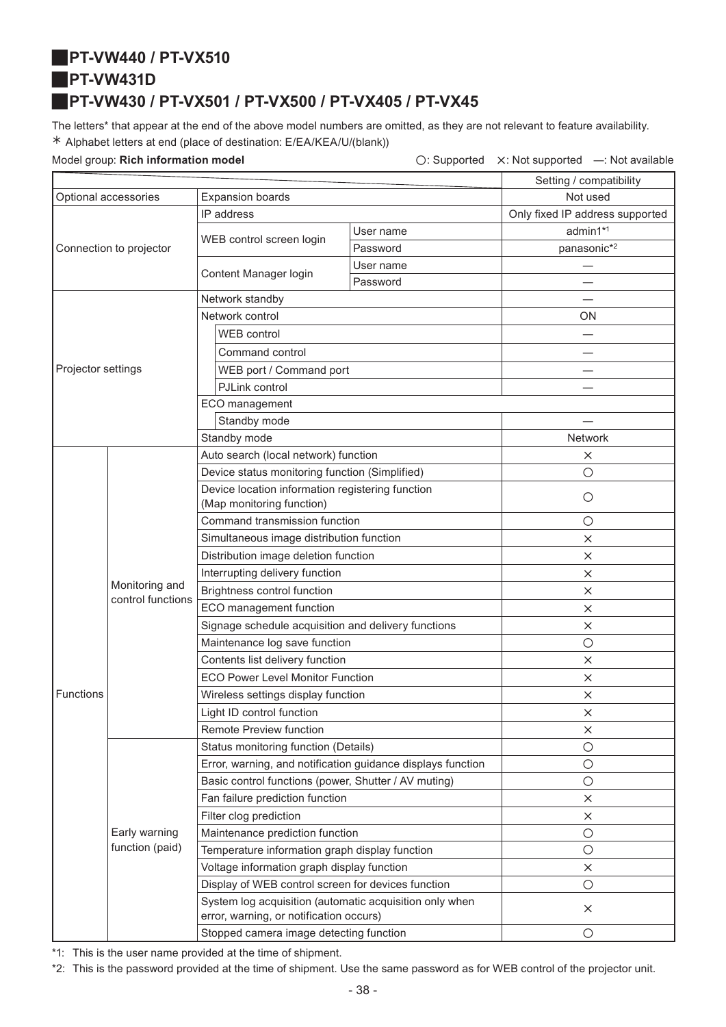## PT-VW440 / PT-VX510

## PT-VW431D

## PT-VW430 / PT-VX501 / PT-VX500 / PT-VX405 / PT-VX45

The letters* that appear at the end of the above model numbers are omitted, as they are not relevant to feature availability.

＊ Alphabet letters at end (place of destination: E/EA/KEA/U/(blank))

Model group: **Rich information model**

○: Supported ×: Not supported —: Not available

| | | | | Setting / compatibility |
|---|---|---|---|---|
| Optional accessories | | Expansion boards | | Not used |
| Connection to projector | | IP address | | Only fixed IP address supported |
| | | WEB control screen login | User name | admin1*1 |
| | | | Password | panasonic*2 |
| | | Content Manager login | User name | — |
| | | | Password | — |
| Projector settings | | Network standby | | — |
| | | Network control | | ON |
| | | WEB control | | — |
| | | Command control | | — |
| | | WEB port / Command port | | — |
| | | PJLink control | | — |
| | | ECO management | | |
| | | Standby mode | | — |
| | | Standby mode | | Network |
| Functions | Monitoring and control functions | Auto search (local network) function | | × |
| | | Device status monitoring function (Simplified) | | ○ |
| | | Device location information registering function (Map monitoring function) | | ○ |
| | | Command transmission function | | ○ |
| | | Simultaneous image distribution function | | × |
| | | Distribution image deletion function | | × |
| | | Interrupting delivery function | | × |
| | | Brightness control function | | × |
| | | ECO management function | | × |
| | | Signage schedule acquisition and delivery functions | | × |
| | | Maintenance log save function | | ○ |
| | | Contents list delivery function | | × |
| | | ECO Power Level Monitor Function | | × |
| | | Wireless settings display function | | × |
| | | Light ID control function | | × |
| | | Remote Preview function | | × |
| | Early warning function (paid) | Status monitoring function (Details) | | ○ |
| | | Error, warning, and notification guidance displays function | | ○ |
| | | Basic control functions (power, Shutter / AV muting) | | ○ |
| | | Fan failure prediction function | | × |
| | | Filter clog prediction | | × |
| | | Maintenance prediction function | | ○ |
| | | Temperature information graph display function | | ○ |
| | | Voltage information graph display function | | × |
| | | Display of WEB control screen for devices function | | ○ |
| | | System log acquisition (automatic acquisition only when error, warning, or notification occurs) | | × |
| | | Stopped camera image detecting function | | ○ |

*1: This is the user name provided at the time of shipment.

*2: This is the password provided at the time of shipment. Use the same password as for WEB control of the projector unit.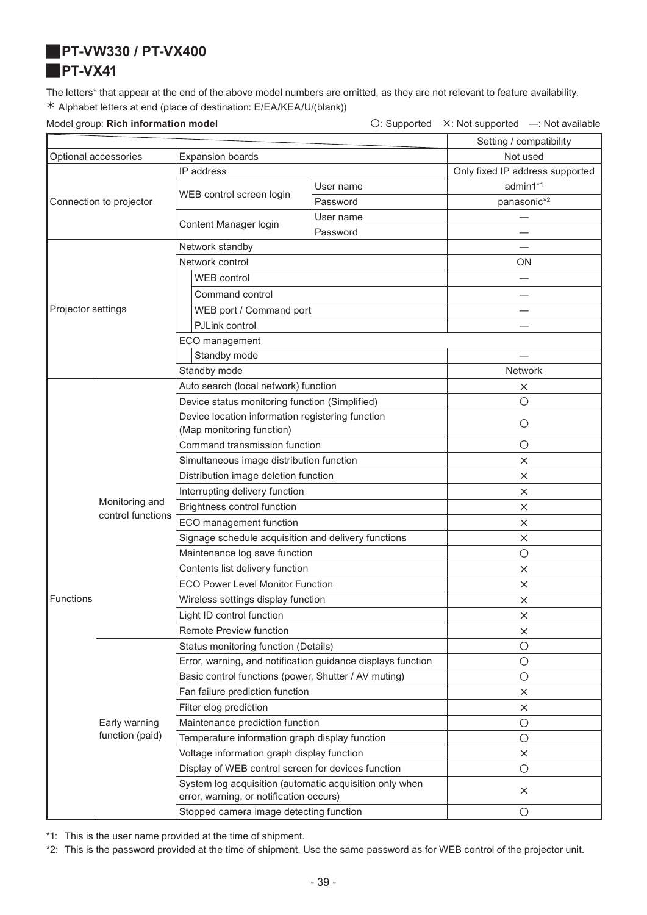## PT-VW330 / PT-VX400

## PT-VX41

The letters* that appear at the end of the above model numbers are omitted, as they are not relevant to feature availability.

＊ Alphabet letters at end (place of destination: E/EA/KEA/U/(blank))

Model group: **Rich information model**

○: Supported ×: Not supported —: Not available

| | | | | Setting / compatibility |
|---|---|---|---|---|
| Optional accessories | | Expansion boards | | Not used |
| Connection to projector | | IP address | | Only fixed IP address supported |
| | | WEB control screen login | User name | admin1*1 |
| | | | Password | panasonic*2 |
| | | Content Manager login | User name | — |
| | | | Password | — |
| Projector settings | | Network standby | | — |
| | | Network control | | ON |
| | | WEB control | | — |
| | | Command control | | — |
| | | WEB port / Command port | | — |
| | | PJLink control | | — |
| | | ECO management | | |
| | | Standby mode | | — |
| | | Standby mode | | Network |
| Functions | Monitoring and control functions | Auto search (local network) function | | × |
| | | Device status monitoring function (Simplified) | | ○ |
| | | Device location information registering function (Map monitoring function) | | ○ |
| | | Command transmission function | | ○ |
| | | Simultaneous image distribution function | | × |
| | | Distribution image deletion function | | × |
| | | Interrupting delivery function | | × |
| | | Brightness control function | | × |
| | | ECO management function | | × |
| | | Signage schedule acquisition and delivery functions | | × |
| | | Maintenance log save function | | ○ |
| | | Contents list delivery function | | × |
| | | ECO Power Level Monitor Function | | × |
| | | Wireless settings display function | | × |
| | | Light ID control function | | × |
| | | Remote Preview function | | × |
| | Early warning function (paid) | Status monitoring function (Details) | | ○ |
| | | Error, warning, and notification guidance displays function | | ○ |
| | | Basic control functions (power, Shutter / AV muting) | | ○ |
| | | Fan failure prediction function | | × |
| | | Filter clog prediction | | × |
| | | Maintenance prediction function | | ○ |
| | | Temperature information graph display function | | ○ |
| | | Voltage information graph display function | | × |
| | | Display of WEB control screen for devices function | | ○ |
| | | System log acquisition (automatic acquisition only when error, warning, or notification occurs) | | × |
| | | Stopped camera image detecting function | | ○ |

*1: This is the user name provided at the time of shipment.

*2: This is the password provided at the time of shipment. Use the same password as for WEB control of the projector unit.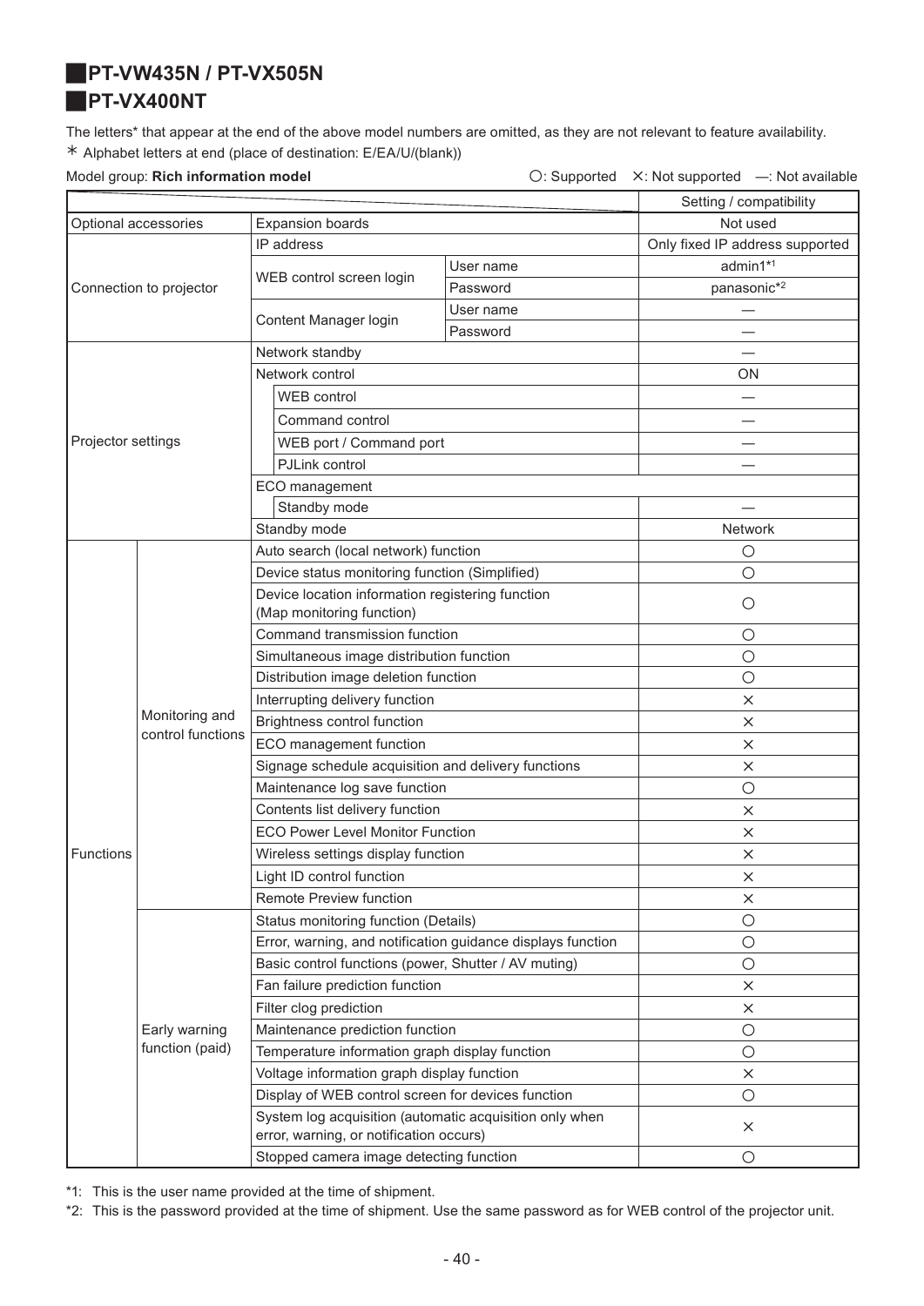## PT-VW435N / PT-VX505N
## PT-VX400NT

The letters* that appear at the end of the above model numbers are omitted, as they are not relevant to feature availability.
* Alphabet letters at end (place of destination: E/EA/U/(blank))

Model group: **Rich information model** ○: Supported ×: Not supported —: Not available

| | | | | Setting / compatibility |
|---|---|---|---|---|
| Optional accessories | | Expansion boards | | Not used |
| Connection to projector | | IP address | | Only fixed IP address supported |
| | | WEB control screen login | User name | admin1*1 |
| | | | Password | panasonic*2 |
| | | Content Manager login | User name | — |
| | | | Password | — |
| Projector settings | | Network standby | | — |
| | | Network control | | ON |
| | | WEB control | | — |
| | | Command control | | — |
| | | WEB port / Command port | | — |
| | | PJLink control | | — |
| | | ECO management | | |
| | | Standby mode | | — |
| | | Standby mode | | Network |
| Functions | Monitoring and control functions | Auto search (local network) function | | ○ |
| | | Device status monitoring function (Simplified) | | ○ |
| | | Device location information registering function (Map monitoring function) | | ○ |
| | | Command transmission function | | ○ |
| | | Simultaneous image distribution function | | ○ |
| | | Distribution image deletion function | | ○ |
| | | Interrupting delivery function | | × |
| | | Brightness control function | | × |
| | | ECO management function | | × |
| | | Signage schedule acquisition and delivery functions | | × |
| | | Maintenance log save function | | ○ |
| | | Contents list delivery function | | × |
| | | ECO Power Level Monitor Function | | × |
| | | Wireless settings display function | | × |
| | | Light ID control function | | × |
| | | Remote Preview function | | × |
| | Early warning function (paid) | Status monitoring function (Details) | | ○ |
| | | Error, warning, and notification guidance displays function | | ○ |
| | | Basic control functions (power, Shutter / AV muting) | | ○ |
| | | Fan failure prediction function | | × |
| | | Filter clog prediction | | × |
| | | Maintenance prediction function | | ○ |
| | | Temperature information graph display function | | ○ |
| | | Voltage information graph display function | | × |
| | | Display of WEB control screen for devices function | | ○ |
| | | System log acquisition (automatic acquisition only when error, warning, or notification occurs) | | × |
| | | Stopped camera image detecting function | | ○ |

*1: This is the user name provided at the time of shipment.
*2: This is the password provided at the time of shipment. Use the same password as for WEB control of the projector unit.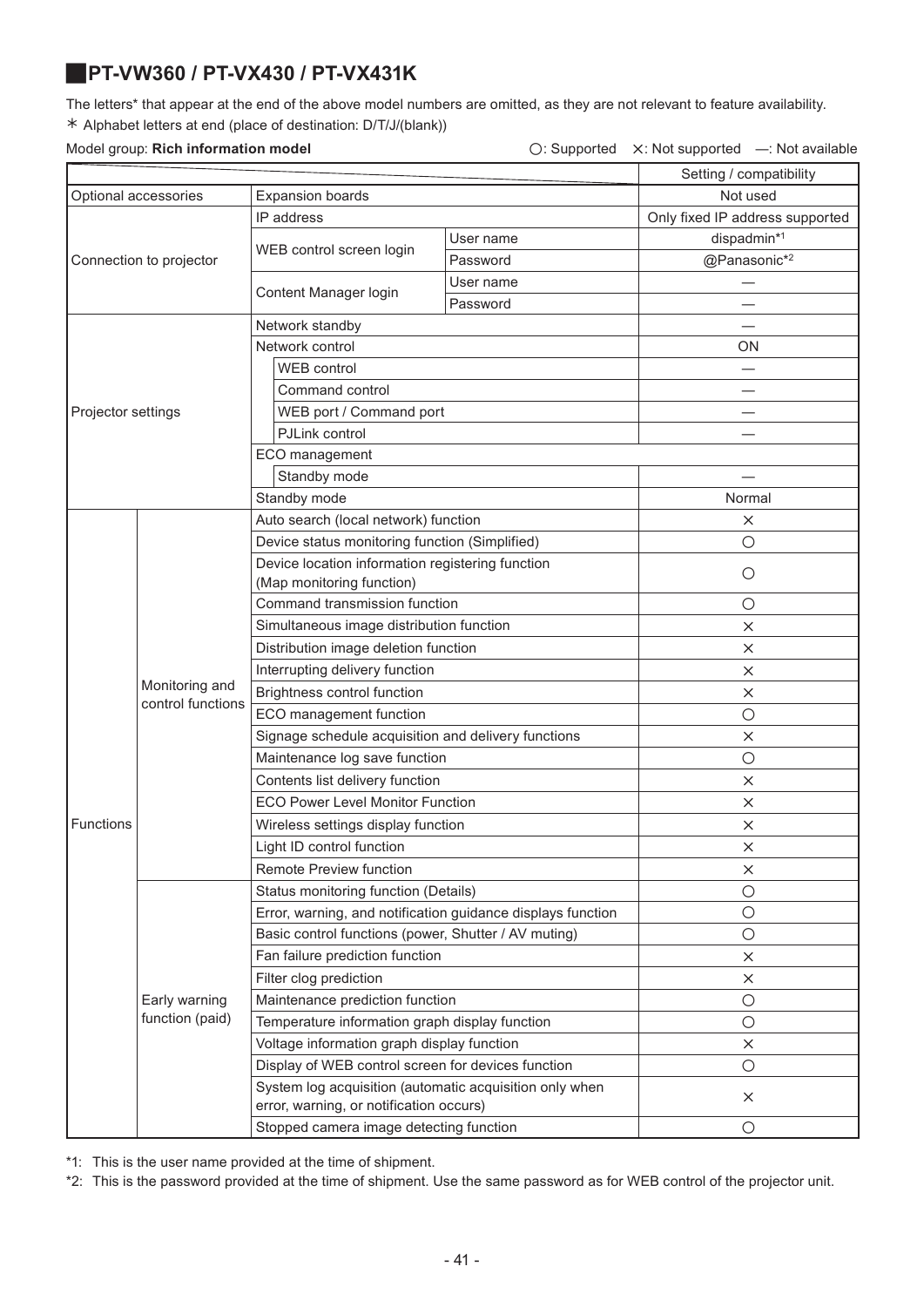## PT-VW360 / PT-VX430 / PT-VX431K

The letters* that appear at the end of the above model numbers are omitted, as they are not relevant to feature availability.

＊ Alphabet letters at end (place of destination: D/T/J/(blank))

Model group: **Rich information model**　　○: Supported　×: Not supported　—: Not available

| | | | | Setting / compatibility |
|---|---|---|---|---|
| Optional accessories | | Expansion boards | | Not used |
| Connection to projector | | IP address | | Only fixed IP address supported |
| | | WEB control screen login | User name | dispadmin*1 |
| | | | Password | @Panasonic*2 |
| | | Content Manager login | User name | — |
| | | | Password | — |
| Projector settings | | Network standby | | — |
| | | Network control | | ON |
| | | WEB control | | — |
| | | Command control | | — |
| | | WEB port / Command port | | — |
| | | PJLink control | | — |
| | | ECO management | | |
| | | Standby mode | | — |
| | | Standby mode | | Normal |
| Functions | Monitoring and control functions | Auto search (local network) function | | × |
| | | Device status monitoring function (Simplified) | | ○ |
| | | Device location information registering function (Map monitoring function) | | ○ |
| | | Command transmission function | | ○ |
| | | Simultaneous image distribution function | | × |
| | | Distribution image deletion function | | × |
| | | Interrupting delivery function | | × |
| | | Brightness control function | | × |
| | | ECO management function | | ○ |
| | | Signage schedule acquisition and delivery functions | | × |
| | | Maintenance log save function | | ○ |
| | | Contents list delivery function | | × |
| | | ECO Power Level Monitor Function | | × |
| | | Wireless settings display function | | × |
| | | Light ID control function | | × |
| | | Remote Preview function | | × |
| | Early warning function (paid) | Status monitoring function (Details) | | ○ |
| | | Error, warning, and notification guidance displays function | | ○ |
| | | Basic control functions (power, Shutter / AV muting) | | ○ |
| | | Fan failure prediction function | | × |
| | | Filter clog prediction | | × |
| | | Maintenance prediction function | | ○ |
| | | Temperature information graph display function | | ○ |
| | | Voltage information graph display function | | × |
| | | Display of WEB control screen for devices function | | ○ |
| | | System log acquisition (automatic acquisition only when error, warning, or notification occurs) | | × |
| | | Stopped camera image detecting function | | ○ |

*1: This is the user name provided at the time of shipment.

*2: This is the password provided at the time of shipment. Use the same password as for WEB control of the projector unit.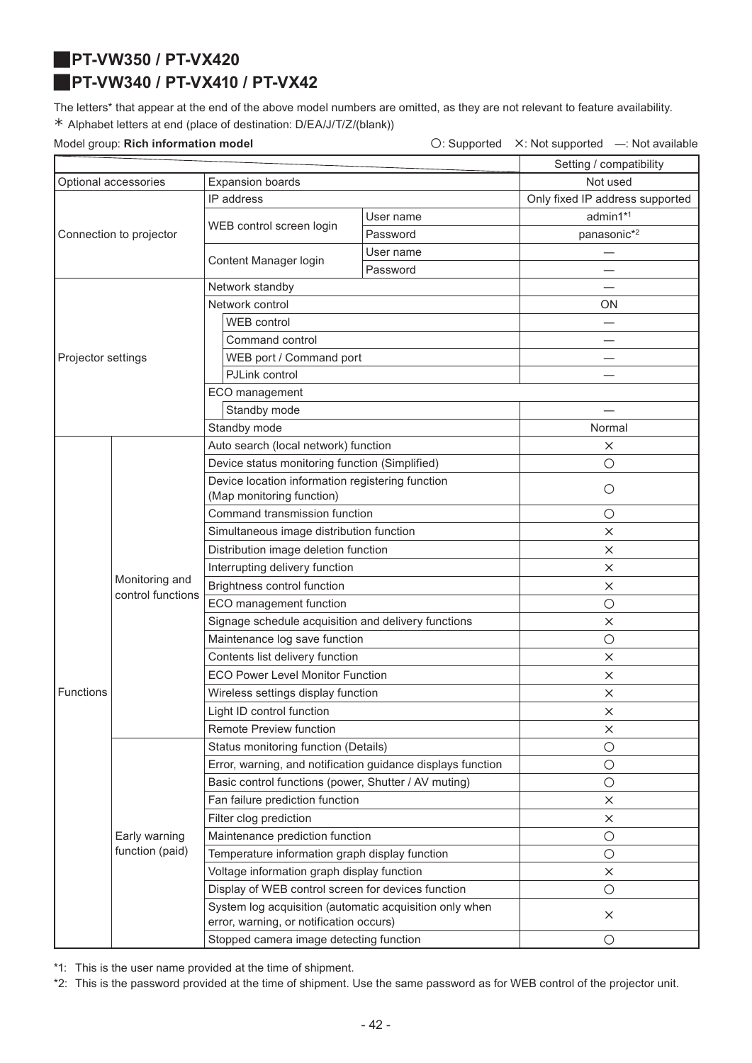## PT-VW350 / PT-VX420
## PT-VW340 / PT-VX410 / PT-VX42

The letters* that appear at the end of the above model numbers are omitted, as they are not relevant to feature availability.

＊ Alphabet letters at end (place of destination: D/EA/J/T/Z/(blank))

Model group: **Rich information model**

○: Supported ×: Not supported —: Not available

| | | | | Setting / compatibility |
|---|---|---|---|---|
| Optional accessories | | Expansion boards | | Not used |
| Connection to projector | | IP address | | Only fixed IP address supported |
| | | WEB control screen login | User name | admin1*1 |
| | | | Password | panasonic*2 |
| | | Content Manager login | User name | — |
| | | | Password | — |
| Projector settings | | Network standby | | — |
| | | Network control | | ON |
| | | WEB control | | — |
| | | Command control | | — |
| | | WEB port / Command port | | — |
| | | PJLink control | | — |
| | | ECO management | | |
| | | Standby mode | | — |
| | | Standby mode | | Normal |
| Functions | Monitoring and control functions | Auto search (local network) function | | × |
| | | Device status monitoring function (Simplified) | | ○ |
| | | Device location information registering function (Map monitoring function) | | ○ |
| | | Command transmission function | | ○ |
| | | Simultaneous image distribution function | | × |
| | | Distribution image deletion function | | × |
| | | Interrupting delivery function | | × |
| | | Brightness control function | | × |
| | | ECO management function | | ○ |
| | | Signage schedule acquisition and delivery functions | | × |
| | | Maintenance log save function | | ○ |
| | | Contents list delivery function | | × |
| | | ECO Power Level Monitor Function | | × |
| | | Wireless settings display function | | × |
| | | Light ID control function | | × |
| | | Remote Preview function | | × |
| | Early warning function (paid) | Status monitoring function (Details) | | ○ |
| | | Error, warning, and notification guidance displays function | | ○ |
| | | Basic control functions (power, Shutter / AV muting) | | ○ |
| | | Fan failure prediction function | | × |
| | | Filter clog prediction | | × |
| | | Maintenance prediction function | | ○ |
| | | Temperature information graph display function | | ○ |
| | | Voltage information graph display function | | × |
| | | Display of WEB control screen for devices function | | ○ |
| | | System log acquisition (automatic acquisition only when error, warning, or notification occurs) | | × |
| | | Stopped camera image detecting function | | ○ |

*1: This is the user name provided at the time of shipment.

*2: This is the password provided at the time of shipment. Use the same password as for WEB control of the projector unit.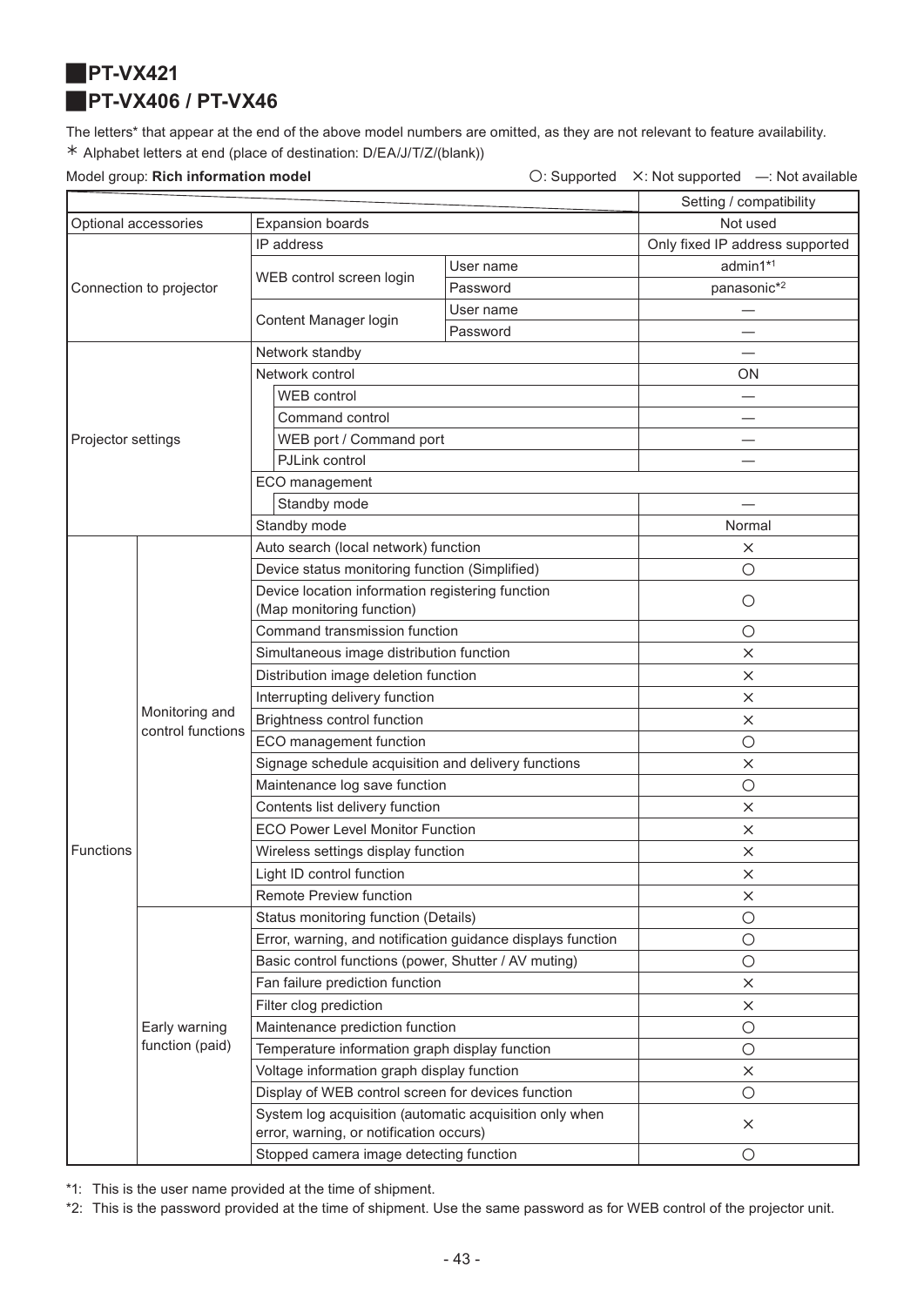## PT-VX421
## PT-VX406 / PT-VX46

The letters* that appear at the end of the above model numbers are omitted, as they are not relevant to feature availability.

＊ Alphabet letters at end (place of destination: D/EA/J/T/Z/(blank))

Model group: **Rich information model**

○: Supported ×: Not supported —: Not available

| | | | | Setting / compatibility |
|---|---|---|---|---|
| Optional accessories | | Expansion boards | | Not used |
| Connection to projector | | IP address | | Only fixed IP address supported |
| | | WEB control screen login | User name | admin1*1 |
| | | | Password | panasonic*2 |
| | | Content Manager login | User name | — |
| | | | Password | — |
| Projector settings | | Network standby | | — |
| | | Network control | | ON |
| | | WEB control | | — |
| | | Command control | | — |
| | | WEB port / Command port | | — |
| | | PJLink control | | — |
| | | ECO management | | |
| | | Standby mode | | — |
| | | Standby mode | | Normal |
| Functions | Monitoring and control functions | Auto search (local network) function | | × |
| | | Device status monitoring function (Simplified) | | ○ |
| | | Device location information registering function (Map monitoring function) | | ○ |
| | | Command transmission function | | ○ |
| | | Simultaneous image distribution function | | × |
| | | Distribution image deletion function | | × |
| | | Interrupting delivery function | | × |
| | | Brightness control function | | × |
| | | ECO management function | | ○ |
| | | Signage schedule acquisition and delivery functions | | × |
| | | Maintenance log save function | | ○ |
| | | Contents list delivery function | | × |
| | | ECO Power Level Monitor Function | | × |
| | | Wireless settings display function | | × |
| | | Light ID control function | | × |
| | | Remote Preview function | | × |
| | Early warning function (paid) | Status monitoring function (Details) | | ○ |
| | | Error, warning, and notification guidance displays function | | ○ |
| | | Basic control functions (power, Shutter / AV muting) | | ○ |
| | | Fan failure prediction function | | × |
| | | Filter clog prediction | | × |
| | | Maintenance prediction function | | ○ |
| | | Temperature information graph display function | | ○ |
| | | Voltage information graph display function | | × |
| | | Display of WEB control screen for devices function | | ○ |
| | | System log acquisition (automatic acquisition only when error, warning, or notification occurs) | | × |
| | | Stopped camera image detecting function | | ○ |

*1: This is the user name provided at the time of shipment.

*2: This is the password provided at the time of shipment. Use the same password as for WEB control of the projector unit.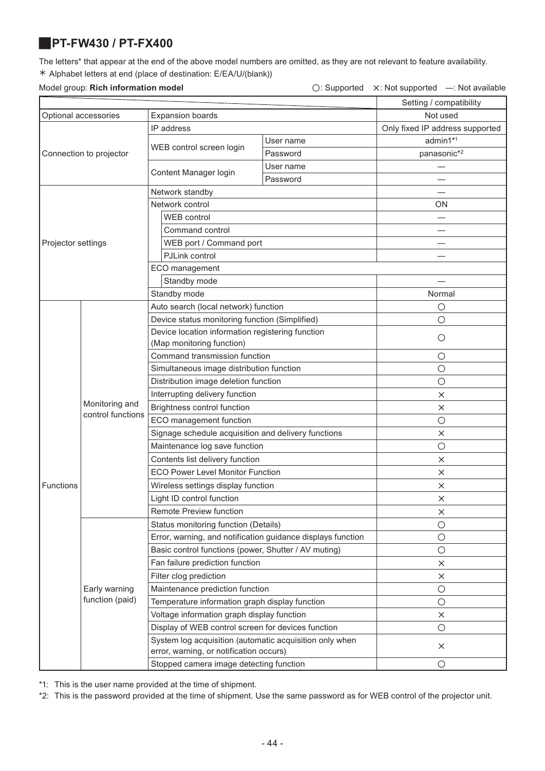## PT-FW430 / PT-FX400

The letters* that appear at the end of the above model numbers are omitted, as they are not relevant to feature availability.

＊ Alphabet letters at end (place of destination: E/EA/U/(blank))

Model group: **Rich information model** ○: Supported ×: Not supported —: Not available

| | | | | Setting / compatibility |
|---|---|---|---|---|
| Optional accessories | | Expansion boards | | Not used |
| Connection to projector | | IP address | | Only fixed IP address supported |
| | | WEB control screen login | User name | admin1[*1] |
| | | | Password | panasonic[*2] |
| | | Content Manager login | User name | — |
| | | | Password | — |
| Projector settings | | Network standby | | — |
| | | Network control | | ON |
| | | WEB control | | — |
| | | Command control | | — |
| | | WEB port / Command port | | — |
| | | PJLink control | | — |
| | | ECO management | | |
| | | Standby mode | | — |
| | | Standby mode | | Normal |
| Functions | Monitoring and control functions | Auto search (local network) function | | ○ |
| | | Device status monitoring function (Simplified) | | ○ |
| | | Device location information registering function (Map monitoring function) | | ○ |
| | | Command transmission function | | ○ |
| | | Simultaneous image distribution function | | ○ |
| | | Distribution image deletion function | | ○ |
| | | Interrupting delivery function | | × |
| | | Brightness control function | | × |
| | | ECO management function | | ○ |
| | | Signage schedule acquisition and delivery functions | | × |
| | | Maintenance log save function | | ○ |
| | | Contents list delivery function | | × |
| | | ECO Power Level Monitor Function | | × |
| | | Wireless settings display function | | × |
| | | Light ID control function | | × |
| | | Remote Preview function | | × |
| | Early warning function (paid) | Status monitoring function (Details) | | ○ |
| | | Error, warning, and notification guidance displays function | | ○ |
| | | Basic control functions (power, Shutter / AV muting) | | ○ |
| | | Fan failure prediction function | | × |
| | | Filter clog prediction | | × |
| | | Maintenance prediction function | | ○ |
| | | Temperature information graph display function | | ○ |
| | | Voltage information graph display function | | × |
| | | Display of WEB control screen for devices function | | ○ |
| | | System log acquisition (automatic acquisition only when error, warning, or notification occurs) | | × |
| | | Stopped camera image detecting function | | ○ |

*1: This is the user name provided at the time of shipment.

*2: This is the password provided at the time of shipment. Use the same password as for WEB control of the projector unit.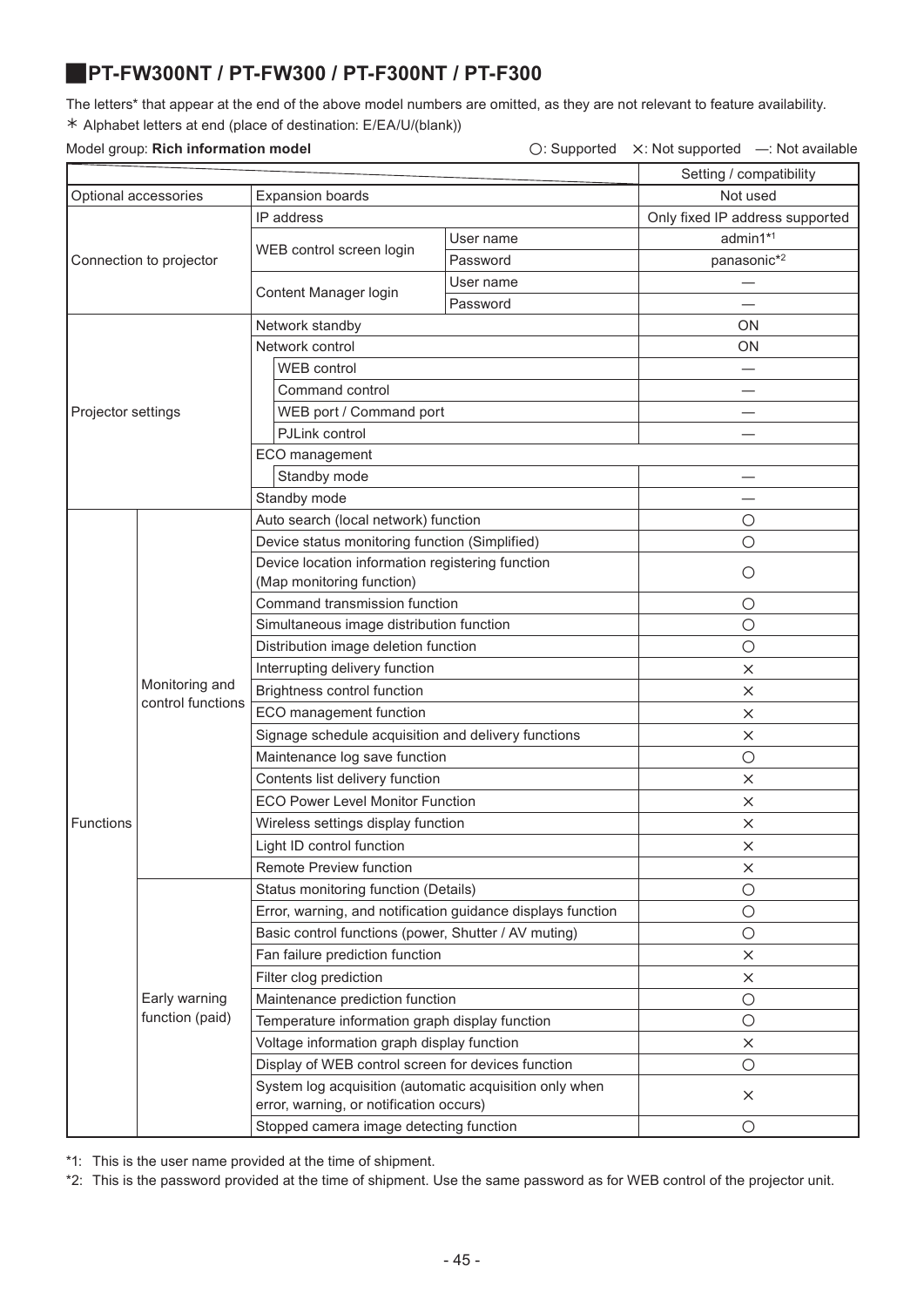## PT-FW300NT / PT-FW300 / PT-F300NT / PT-F300

The letters* that appear at the end of the above model numbers are omitted, as they are not relevant to feature availability.

＊ Alphabet letters at end (place of destination: E/EA/U/(blank))

Model group: **Rich information model**　　○: Supported　×: Not supported　—: Not available

| | | | | Setting / compatibility |
|---|---|---|---|---|
| Optional accessories | | Expansion boards | | Not used |
| Connection to projector | | IP address | | Only fixed IP address supported |
| | | WEB control screen login | User name | admin1*1 |
| | | | Password | panasonic*2 |
| | | Content Manager login | User name | — |
| | | | Password | — |
| Projector settings | | Network standby | | ON |
| | | Network control | | ON |
| | | WEB control | | — |
| | | Command control | | — |
| | | WEB port / Command port | | — |
| | | PJLink control | | — |
| | | ECO management | | |
| | | Standby mode | | — |
| | | Standby mode | | — |
| Functions | Monitoring and control functions | Auto search (local network) function | | ○ |
| | | Device status monitoring function (Simplified) | | ○ |
| | | Device location information registering function (Map monitoring function) | | ○ |
| | | Command transmission function | | ○ |
| | | Simultaneous image distribution function | | ○ |
| | | Distribution image deletion function | | ○ |
| | | Interrupting delivery function | | × |
| | | Brightness control function | | × |
| | | ECO management function | | × |
| | | Signage schedule acquisition and delivery functions | | × |
| | | Maintenance log save function | | ○ |
| | | Contents list delivery function | | × |
| | | ECO Power Level Monitor Function | | × |
| | | Wireless settings display function | | × |
| | | Light ID control function | | × |
| | | Remote Preview function | | × |
| | Early warning function (paid) | Status monitoring function (Details) | | ○ |
| | | Error, warning, and notification guidance displays function | | ○ |
| | | Basic control functions (power, Shutter / AV muting) | | ○ |
| | | Fan failure prediction function | | × |
| | | Filter clog prediction | | × |
| | | Maintenance prediction function | | ○ |
| | | Temperature information graph display function | | ○ |
| | | Voltage information graph display function | | × |
| | | Display of WEB control screen for devices function | | ○ |
| | | System log acquisition (automatic acquisition only when error, warning, or notification occurs) | | × |
| | | Stopped camera image detecting function | | ○ |

*1: This is the user name provided at the time of shipment.

*2: This is the password provided at the time of shipment. Use the same password as for WEB control of the projector unit.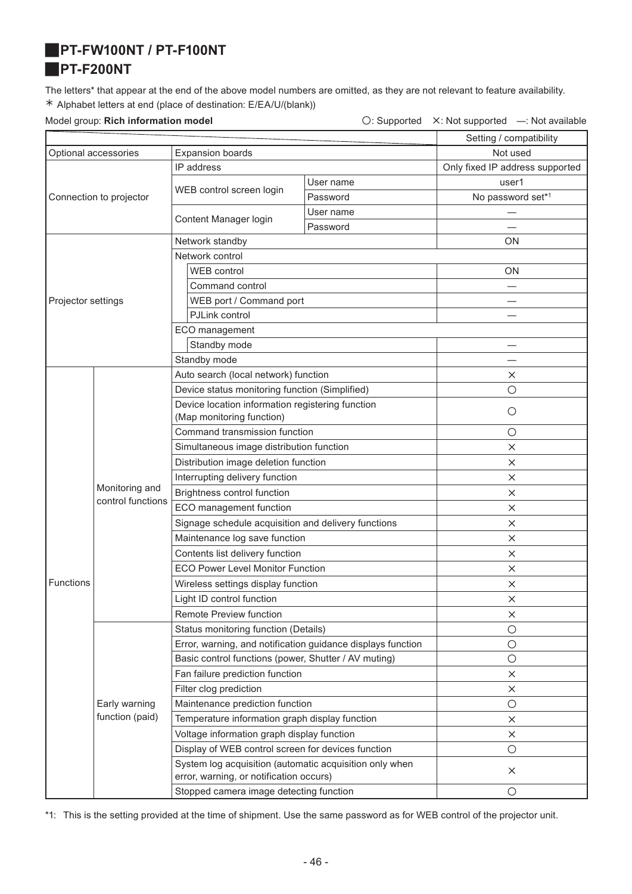## PT-FW100NT / PT-F100NT
## PT-F200NT

The letters* that appear at the end of the above model numbers are omitted, as they are not relevant to feature availability.
＊ Alphabet letters at end (place of destination: E/EA/U/(blank))

Model group: **Rich information model** ○: Supported ×: Not supported —: Not available

| | | | | Setting / compatibility |
|---|---|---|---|---|
| Optional accessories | | Expansion boards | | Not used |
| Connection to projector | | IP address | | Only fixed IP address supported |
| | | WEB control screen login | User name | user1 |
| | | | Password | No password set*1 |
| | | Content Manager login | User name | — |
| | | | Password | — |
| Projector settings | | Network standby | | ON |
| | | Network control | | |
| | | WEB control | | ON |
| | | Command control | | — |
| | | WEB port / Command port | | — |
| | | PJLink control | | — |
| | | ECO management | | |
| | | Standby mode | | — |
| | | Standby mode | | — |
| Functions | Monitoring and control functions | Auto search (local network) function | | × |
| | | Device status monitoring function (Simplified) | | ○ |
| | | Device location information registering function (Map monitoring function) | | ○ |
| | | Command transmission function | | ○ |
| | | Simultaneous image distribution function | | × |
| | | Distribution image deletion function | | × |
| | | Interrupting delivery function | | × |
| | | Brightness control function | | × |
| | | ECO management function | | × |
| | | Signage schedule acquisition and delivery functions | | × |
| | | Maintenance log save function | | × |
| | | Contents list delivery function | | × |
| | | ECO Power Level Monitor Function | | × |
| | | Wireless settings display function | | × |
| | | Light ID control function | | × |
| | | Remote Preview function | | × |
| | Early warning function (paid) | Status monitoring function (Details) | | ○ |
| | | Error, warning, and notification guidance displays function | | ○ |
| | | Basic control functions (power, Shutter / AV muting) | | ○ |
| | | Fan failure prediction function | | × |
| | | Filter clog prediction | | × |
| | | Maintenance prediction function | | ○ |
| | | Temperature information graph display function | | × |
| | | Voltage information graph display function | | × |
| | | Display of WEB control screen for devices function | | ○ |
| | | System log acquisition (automatic acquisition only when error, warning, or notification occurs) | | × |
| | | Stopped camera image detecting function | | ○ |

*1: This is the setting provided at the time of shipment. Use the same password as for WEB control of the projector unit.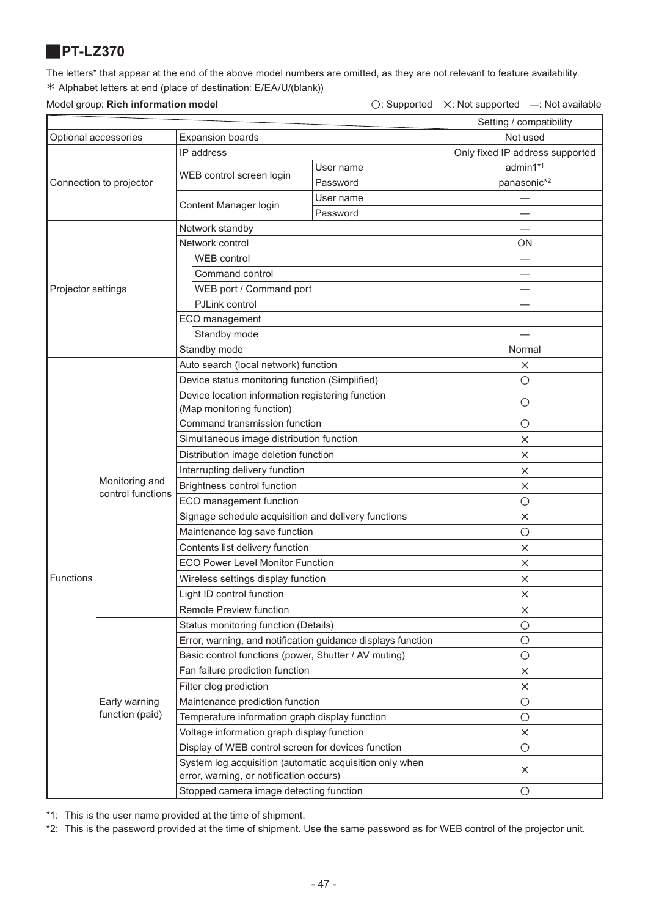## PT-LZ370

The letters* that appear at the end of the above model numbers are omitted, as they are not relevant to feature availability.

＊ Alphabet letters at end (place of destination: E/EA/U/(blank))

Model group: **Rich information model** ○: Supported ×: Not supported —: Not available

| | | | | Setting / compatibility |
|---|---|---|---|---|
| Optional accessories | | Expansion boards | | Not used |
| Connection to projector | | IP address | | Only fixed IP address supported |
| | | WEB control screen login | User name | admin1*1 |
| | | | Password | panasonic*2 |
| | | Content Manager login | User name | — |
| | | | Password | — |
| Projector settings | | Network standby | | — |
| | | Network control | | ON |
| | | WEB control | | — |
| | | Command control | | — |
| | | WEB port / Command port | | — |
| | | PJLink control | | — |
| | | ECO management | | |
| | | Standby mode | | — |
| | | Standby mode | | Normal |
| Functions | Monitoring and control functions | Auto search (local network) function | | × |
| | | Device status monitoring function (Simplified) | | ○ |
| | | Device location information registering function (Map monitoring function) | | ○ |
| | | Command transmission function | | ○ |
| | | Simultaneous image distribution function | | × |
| | | Distribution image deletion function | | × |
| | | Interrupting delivery function | | × |
| | | Brightness control function | | × |
| | | ECO management function | | ○ |
| | | Signage schedule acquisition and delivery functions | | × |
| | | Maintenance log save function | | ○ |
| | | Contents list delivery function | | × |
| | | ECO Power Level Monitor Function | | × |
| | | Wireless settings display function | | × |
| | | Light ID control function | | × |
| | | Remote Preview function | | × |
| | Early warning function (paid) | Status monitoring function (Details) | | ○ |
| | | Error, warning, and notification guidance displays function | | ○ |
| | | Basic control functions (power, Shutter / AV muting) | | ○ |
| | | Fan failure prediction function | | × |
| | | Filter clog prediction | | × |
| | | Maintenance prediction function | | ○ |
| | | Temperature information graph display function | | ○ |
| | | Voltage information graph display function | | × |
| | | Display of WEB control screen for devices function | | ○ |
| | | System log acquisition (automatic acquisition only when error, warning, or notification occurs) | | × |
| | | Stopped camera image detecting function | | ○ |

*1: This is the user name provided at the time of shipment.

*2: This is the password provided at the time of shipment. Use the same password as for WEB control of the projector unit.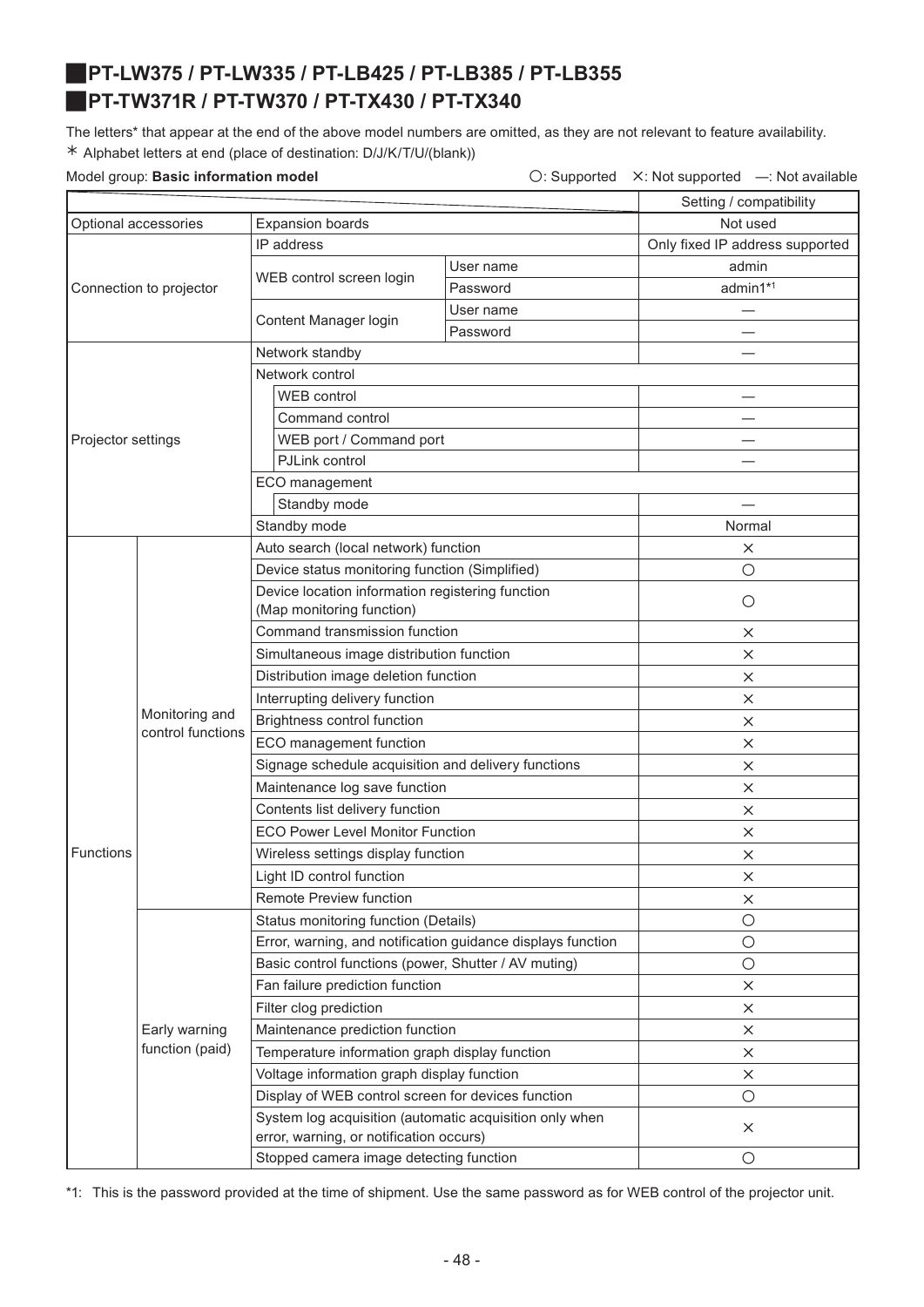## PT-LW375 / PT-LW335 / PT-LB425 / PT-LB385 / PT-LB355
## PT-TW371R / PT-TW370 / PT-TX430 / PT-TX340

The letters* that appear at the end of the above model numbers are omitted, as they are not relevant to feature availability.
＊ Alphabet letters at end (place of destination: D/J/K/T/U/(blank))

Model group: **Basic information model**　　　○: Supported　×: Not supported　—: Not available

| | | | | Setting / compatibility |
|---|---|---|---|---|
| Optional accessories | | Expansion boards | | Not used |
| Connection to projector | | IP address | | Only fixed IP address supported |
| | | WEB control screen login | User name | admin |
| | | | Password | admin1*1 |
| | | Content Manager login | User name | — |
| | | | Password | — |
| Projector settings | | Network standby | | — |
| | | Network control | | |
| | | WEB control | | — |
| | | Command control | | — |
| | | WEB port / Command port | | — |
| | | PJLink control | | — |
| | | ECO management | | |
| | | Standby mode | | — |
| | | Standby mode | | Normal |
| Functions | Monitoring and control functions | Auto search (local network) function | | × |
| | | Device status monitoring function (Simplified) | | ○ |
| | | Device location information registering function (Map monitoring function) | | ○ |
| | | Command transmission function | | × |
| | | Simultaneous image distribution function | | × |
| | | Distribution image deletion function | | × |
| | | Interrupting delivery function | | × |
| | | Brightness control function | | × |
| | | ECO management function | | × |
| | | Signage schedule acquisition and delivery functions | | × |
| | | Maintenance log save function | | × |
| | | Contents list delivery function | | × |
| | | ECO Power Level Monitor Function | | × |
| | | Wireless settings display function | | × |
| | | Light ID control function | | × |
| | | Remote Preview function | | × |
| | Early warning function (paid) | Status monitoring function (Details) | | ○ |
| | | Error, warning, and notification guidance displays function | | ○ |
| | | Basic control functions (power, Shutter / AV muting) | | ○ |
| | | Fan failure prediction function | | × |
| | | Filter clog prediction | | × |
| | | Maintenance prediction function | | × |
| | | Temperature information graph display function | | × |
| | | Voltage information graph display function | | × |
| | | Display of WEB control screen for devices function | | ○ |
| | | System log acquisition (automatic acquisition only when error, warning, or notification occurs) | | × |
| | | Stopped camera image detecting function | | ○ |

*1: This is the password provided at the time of shipment. Use the same password as for WEB control of the projector unit.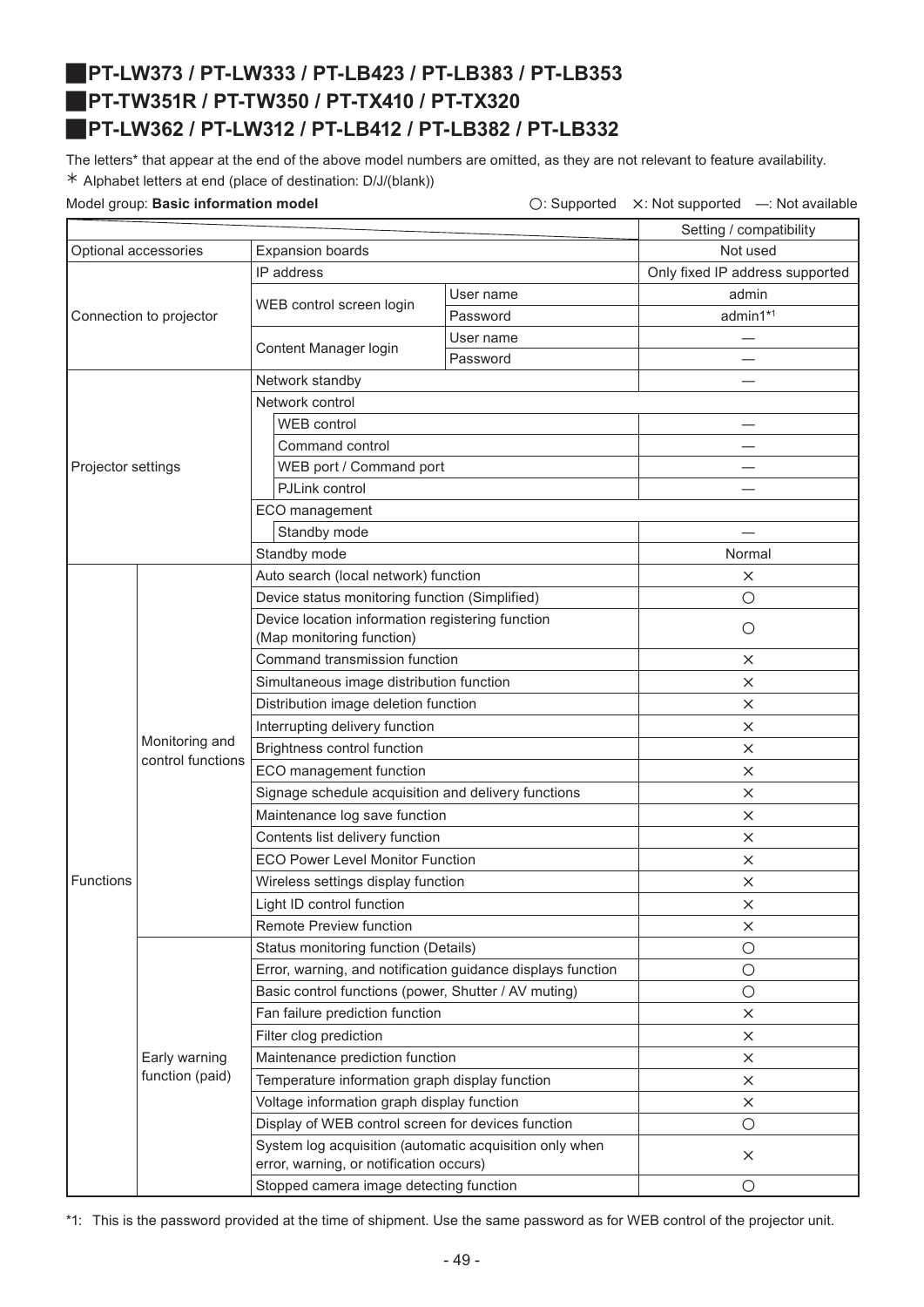## PT-LW373 / PT-LW333 / PT-LB423 / PT-LB383 / PT-LB353
## PT-TW351R / PT-TW350 / PT-TX410 / PT-TX320
## PT-LW362 / PT-LW312 / PT-LB412 / PT-LB382 / PT-LB332

The letters* that appear at the end of the above model numbers are omitted, as they are not relevant to feature availability.
* Alphabet letters at end (place of destination: D/J/(blank))

Model group: **Basic information model** ○: Supported ×: Not supported —: Not available

| | | | | Setting / compatibility |
|---|---|---|---|---|
| Optional accessories | | Expansion boards | | Not used |
| Connection to projector | | IP address | | Only fixed IP address supported |
| | | WEB control screen login | User name | admin |
| | | | Password | admin1*1 |
| | | Content Manager login | User name | — |
| | | | Password | — |
| Projector settings | | Network standby | | — |
| | | Network control | | |
| | | WEB control | | — |
| | | Command control | | — |
| | | WEB port / Command port | | — |
| | | PJLink control | | — |
| | | ECO management | | |
| | | Standby mode | | — |
| | | Standby mode | | Normal |
| Functions | Monitoring and control functions | Auto search (local network) function | | × |
| | | Device status monitoring function (Simplified) | | ○ |
| | | Device location information registering function (Map monitoring function) | | ○ |
| | | Command transmission function | | × |
| | | Simultaneous image distribution function | | × |
| | | Distribution image deletion function | | × |
| | | Interrupting delivery function | | × |
| | | Brightness control function | | × |
| | | ECO management function | | × |
| | | Signage schedule acquisition and delivery functions | | × |
| | | Maintenance log save function | | × |
| | | Contents list delivery function | | × |
| | | ECO Power Level Monitor Function | | × |
| | | Wireless settings display function | | × |
| | | Light ID control function | | × |
| | | Remote Preview function | | × |
| | Early warning function (paid) | Status monitoring function (Details) | | ○ |
| | | Error, warning, and notification guidance displays function | | ○ |
| | | Basic control functions (power, Shutter / AV muting) | | ○ |
| | | Fan failure prediction function | | × |
| | | Filter clog prediction | | × |
| | | Maintenance prediction function | | × |
| | | Temperature information graph display function | | × |
| | | Voltage information graph display function | | × |
| | | Display of WEB control screen for devices function | | ○ |
| | | System log acquisition (automatic acquisition only when error, warning, or notification occurs) | | × |
| | | Stopped camera image detecting function | | ○ |

*1: This is the password provided at the time of shipment. Use the same password as for WEB control of the projector unit.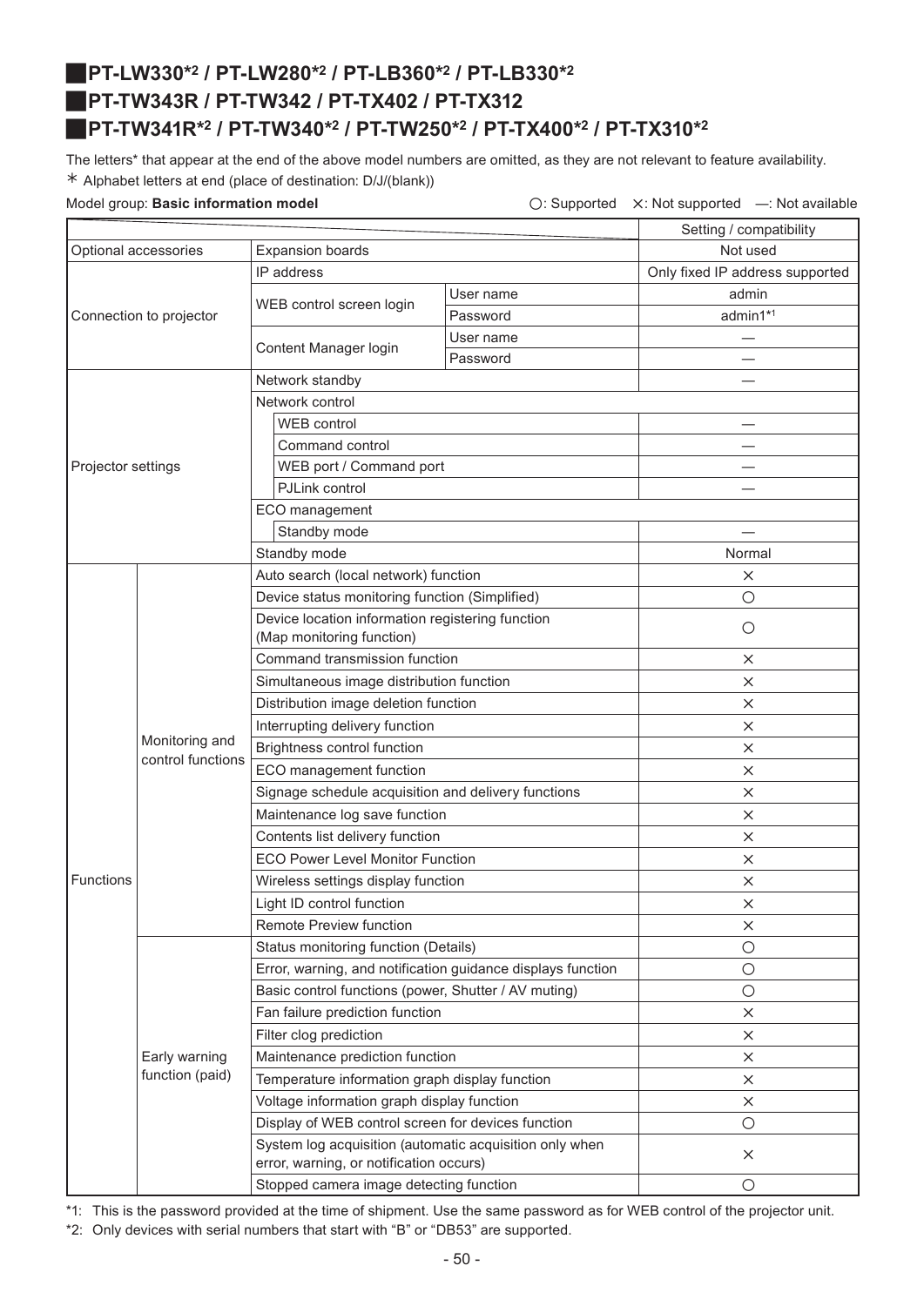## PT-LW330*2 / PT-LW280*2 / PT-LB360*2 / PT-LB330*2
## PT-TW343R / PT-TW342 / PT-TX402 / PT-TX312
## PT-TW341R*2 / PT-TW340*2 / PT-TW250*2 / PT-TX400*2 / PT-TX310*2

The letters* that appear at the end of the above model numbers are omitted, as they are not relevant to feature availability.

＊ Alphabet letters at end (place of destination: D/J/(blank))

Model group: **Basic information model** ○: Supported ×: Not supported —: Not available

| | | | | Setting / compatibility |
|---|---|---|---|---|
| Optional accessories | | Expansion boards | | Not used |
| Connection to projector | | IP address | | Only fixed IP address supported |
| | | WEB control screen login | User name | admin |
| | | | Password | admin1*1 |
| | | Content Manager login | User name | — |
| | | | Password | — |
| Projector settings | | Network standby | | — |
| | | Network control | | |
| | | WEB control | | — |
| | | Command control | | — |
| | | WEB port / Command port | | — |
| | | PJLink control | | — |
| | | ECO management | | |
| | | Standby mode | | — |
| | | Standby mode | | Normal |
| Functions | Monitoring and control functions | Auto search (local network) function | | × |
| | | Device status monitoring function (Simplified) | | ○ |
| | | Device location information registering function (Map monitoring function) | | ○ |
| | | Command transmission function | | × |
| | | Simultaneous image distribution function | | × |
| | | Distribution image deletion function | | × |
| | | Interrupting delivery function | | × |
| | | Brightness control function | | × |
| | | ECO management function | | × |
| | | Signage schedule acquisition and delivery functions | | × |
| | | Maintenance log save function | | × |
| | | Contents list delivery function | | × |
| | | ECO Power Level Monitor Function | | × |
| | | Wireless settings display function | | × |
| | | Light ID control function | | × |
| | | Remote Preview function | | × |
| | Early warning function (paid) | Status monitoring function (Details) | | ○ |
| | | Error, warning, and notification guidance displays function | | ○ |
| | | Basic control functions (power, Shutter / AV muting) | | ○ |
| | | Fan failure prediction function | | × |
| | | Filter clog prediction | | × |
| | | Maintenance prediction function | | × |
| | | Temperature information graph display function | | × |
| | | Voltage information graph display function | | × |
| | | Display of WEB control screen for devices function | | ○ |
| | | System log acquisition (automatic acquisition only when error, warning, or notification occurs) | | × |
| | | Stopped camera image detecting function | | ○ |

*1: This is the password provided at the time of shipment. Use the same password as for WEB control of the projector unit.

*2: Only devices with serial numbers that start with "B" or "DB53" are supported.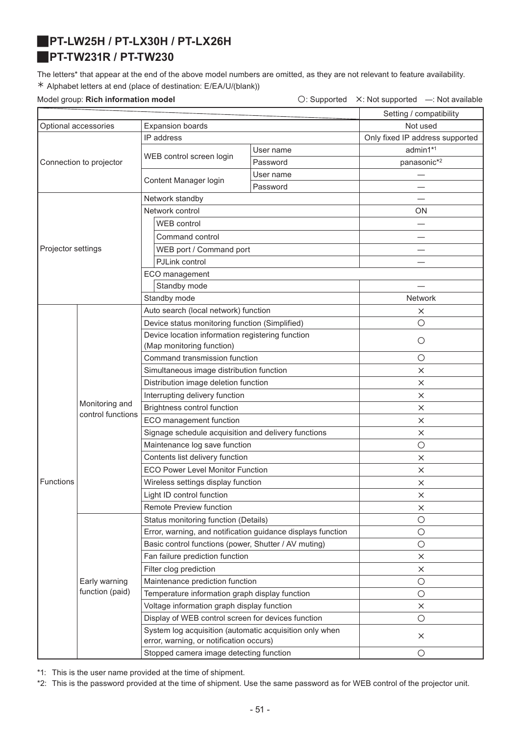## PT-LW25H / PT-LX30H / PT-LX26H
## PT-TW231R / PT-TW230

The letters* that appear at the end of the above model numbers are omitted, as they are not relevant to feature availability.

＊ Alphabet letters at end (place of destination: E/EA/U/(blank))

Model group: **Rich information model**

○: Supported ×: Not supported —: Not available

| | | | | Setting / compatibility |
|---|---|---|---|---|
| Optional accessories | | Expansion boards | | Not used |
| Connection to projector | | IP address | | Only fixed IP address supported |
| | | WEB control screen login | User name | admin1*1 |
| | | | Password | panasonic*2 |
| | | Content Manager login | User name | — |
| | | | Password | — |
| Projector settings | | Network standby | | — |
| | | Network control | | ON |
| | | WEB control | | — |
| | | Command control | | — |
| | | WEB port / Command port | | — |
| | | PJLink control | | — |
| | | ECO management | | |
| | | Standby mode | | — |
| | | Standby mode | | Network |
| Functions | Monitoring and control functions | Auto search (local network) function | | × |
| | | Device status monitoring function (Simplified) | | ○ |
| | | Device location information registering function (Map monitoring function) | | ○ |
| | | Command transmission function | | ○ |
| | | Simultaneous image distribution function | | × |
| | | Distribution image deletion function | | × |
| | | Interrupting delivery function | | × |
| | | Brightness control function | | × |
| | | ECO management function | | × |
| | | Signage schedule acquisition and delivery functions | | × |
| | | Maintenance log save function | | ○ |
| | | Contents list delivery function | | × |
| | | ECO Power Level Monitor Function | | × |
| | | Wireless settings display function | | × |
| | | Light ID control function | | × |
| | | Remote Preview function | | × |
| | Early warning function (paid) | Status monitoring function (Details) | | ○ |
| | | Error, warning, and notification guidance displays function | | ○ |
| | | Basic control functions (power, Shutter / AV muting) | | ○ |
| | | Fan failure prediction function | | × |
| | | Filter clog prediction | | × |
| | | Maintenance prediction function | | ○ |
| | | Temperature information graph display function | | ○ |
| | | Voltage information graph display function | | × |
| | | Display of WEB control screen for devices function | | ○ |
| | | System log acquisition (automatic acquisition only when error, warning, or notification occurs) | | × |
| | | Stopped camera image detecting function | | ○ |

*1: This is the user name provided at the time of shipment.

*2: This is the password provided at the time of shipment. Use the same password as for WEB control of the projector unit.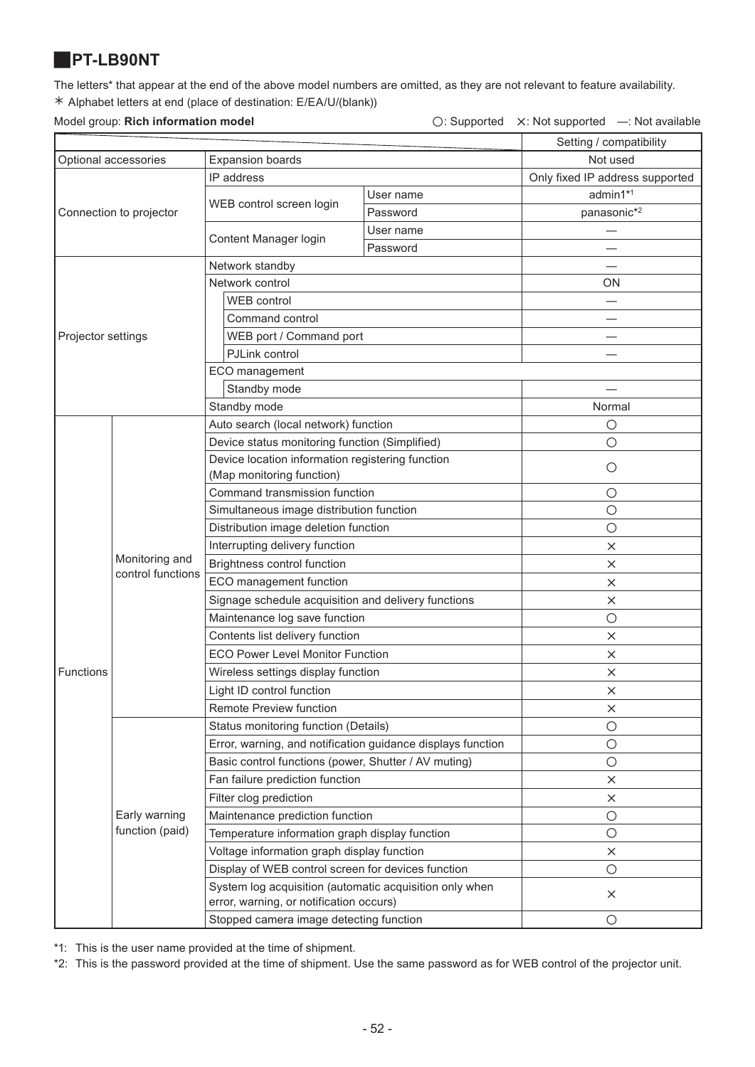## PT-LB90NT

The letters* that appear at the end of the above model numbers are omitted, as they are not relevant to feature availability.
＊ Alphabet letters at end (place of destination: E/EA/U/(blank))

Model group: **Rich information model** ○: Supported ×: Not supported —: Not available

| | | | | Setting / compatibility |
|---|---|---|---|---|
| Optional accessories | | Expansion boards | | Not used |
| Connection to projector | | IP address | | Only fixed IP address supported |
| | | WEB control screen login | User name | admin1*1 |
| | | | Password | panasonic*2 |
| | | Content Manager login | User name | — |
| | | | Password | — |
| Projector settings | | Network standby | | — |
| | | Network control | | ON |
| | | WEB control | | — |
| | | Command control | | — |
| | | WEB port / Command port | | — |
| | | PJLink control | | — |
| | | ECO management | | |
| | | Standby mode | | — |
| | | Standby mode | | Normal |
| Functions | Monitoring and control functions | Auto search (local network) function | | ○ |
| | | Device status monitoring function (Simplified) | | ○ |
| | | Device location information registering function (Map monitoring function) | | ○ |
| | | Command transmission function | | ○ |
| | | Simultaneous image distribution function | | ○ |
| | | Distribution image deletion function | | ○ |
| | | Interrupting delivery function | | × |
| | | Brightness control function | | × |
| | | ECO management function | | × |
| | | Signage schedule acquisition and delivery functions | | × |
| | | Maintenance log save function | | ○ |
| | | Contents list delivery function | | × |
| | | ECO Power Level Monitor Function | | × |
| | | Wireless settings display function | | × |
| | | Light ID control function | | × |
| | | Remote Preview function | | × |
| | Early warning function (paid) | Status monitoring function (Details) | | ○ |
| | | Error, warning, and notification guidance displays function | | ○ |
| | | Basic control functions (power, Shutter / AV muting) | | ○ |
| | | Fan failure prediction function | | × |
| | | Filter clog prediction | | × |
| | | Maintenance prediction function | | ○ |
| | | Temperature information graph display function | | ○ |
| | | Voltage information graph display function | | × |
| | | Display of WEB control screen for devices function | | ○ |
| | | System log acquisition (automatic acquisition only when error, warning, or notification occurs) | | × |
| | | Stopped camera image detecting function | | ○ |

*1: This is the user name provided at the time of shipment.
*2: This is the password provided at the time of shipment. Use the same password as for WEB control of the projector unit.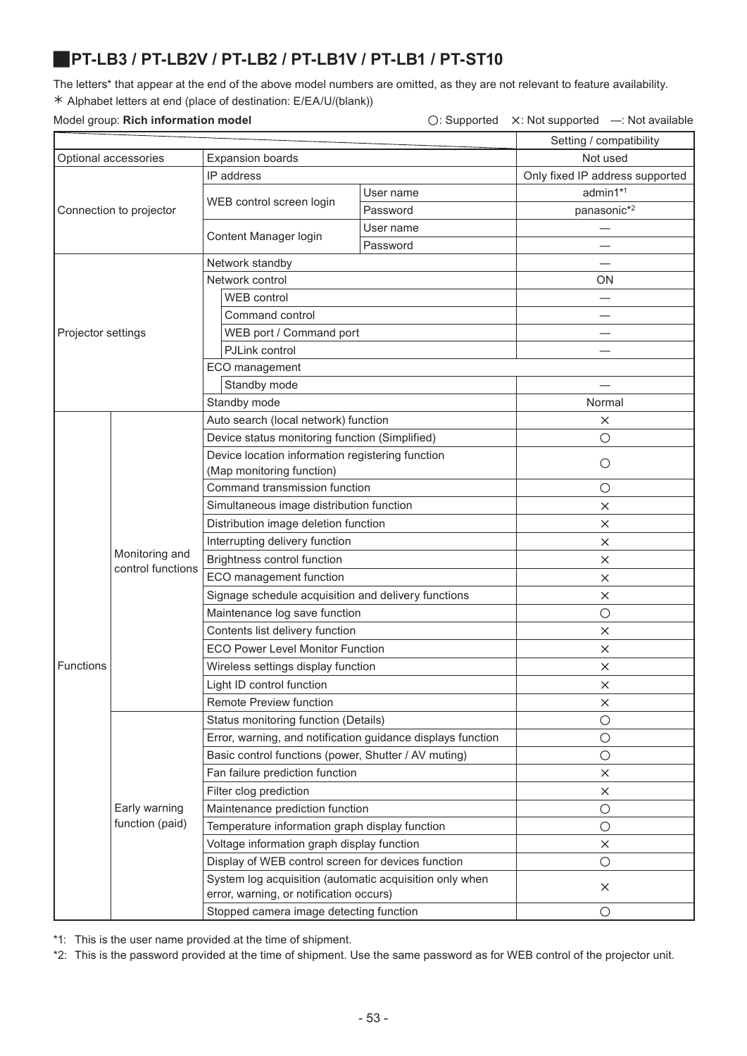## PT-LB3 / PT-LB2V / PT-LB2 / PT-LB1V / PT-LB1 / PT-ST10

The letters* that appear at the end of the above model numbers are omitted, as they are not relevant to feature availability.
＊ Alphabet letters at end (place of destination: E/EA/U/(blank))

Model group: **Rich information model** ○: Supported ×: Not supported —: Not available

| | | | | Setting / compatibility |
|---|---|---|---|---|
| Optional accessories | | Expansion boards | | Not used |
| Connection to projector | | IP address | | Only fixed IP address supported |
| | | WEB control screen login | User name | admin1*1 |
| | | | Password | panasonic*2 |
| | | Content Manager login | User name | — |
| | | | Password | — |
| Projector settings | | Network standby | | — |
| | | Network control | | ON |
| | | WEB control | | — |
| | | Command control | | — |
| | | WEB port / Command port | | — |
| | | PJLink control | | — |
| | | ECO management | | |
| | | Standby mode | | — |
| | | Standby mode | | Normal |
| Functions | Monitoring and control functions | Auto search (local network) function | | × |
| | | Device status monitoring function (Simplified) | | ○ |
| | | Device location information registering function (Map monitoring function) | | ○ |
| | | Command transmission function | | ○ |
| | | Simultaneous image distribution function | | × |
| | | Distribution image deletion function | | × |
| | | Interrupting delivery function | | × |
| | | Brightness control function | | × |
| | | ECO management function | | × |
| | | Signage schedule acquisition and delivery functions | | × |
| | | Maintenance log save function | | ○ |
| | | Contents list delivery function | | × |
| | | ECO Power Level Monitor Function | | × |
| | | Wireless settings display function | | × |
| | | Light ID control function | | × |
| | | Remote Preview function | | × |
| | Early warning function (paid) | Status monitoring function (Details) | | ○ |
| | | Error, warning, and notification guidance displays function | | ○ |
| | | Basic control functions (power, Shutter / AV muting) | | ○ |
| | | Fan failure prediction function | | × |
| | | Filter clog prediction | | × |
| | | Maintenance prediction function | | ○ |
| | | Temperature information graph display function | | ○ |
| | | Voltage information graph display function | | × |
| | | Display of WEB control screen for devices function | | ○ |
| | | System log acquisition (automatic acquisition only when error, warning, or notification occurs) | | × |
| | | Stopped camera image detecting function | | ○ |

*1: This is the user name provided at the time of shipment.

*2: This is the password provided at the time of shipment. Use the same password as for WEB control of the projector unit.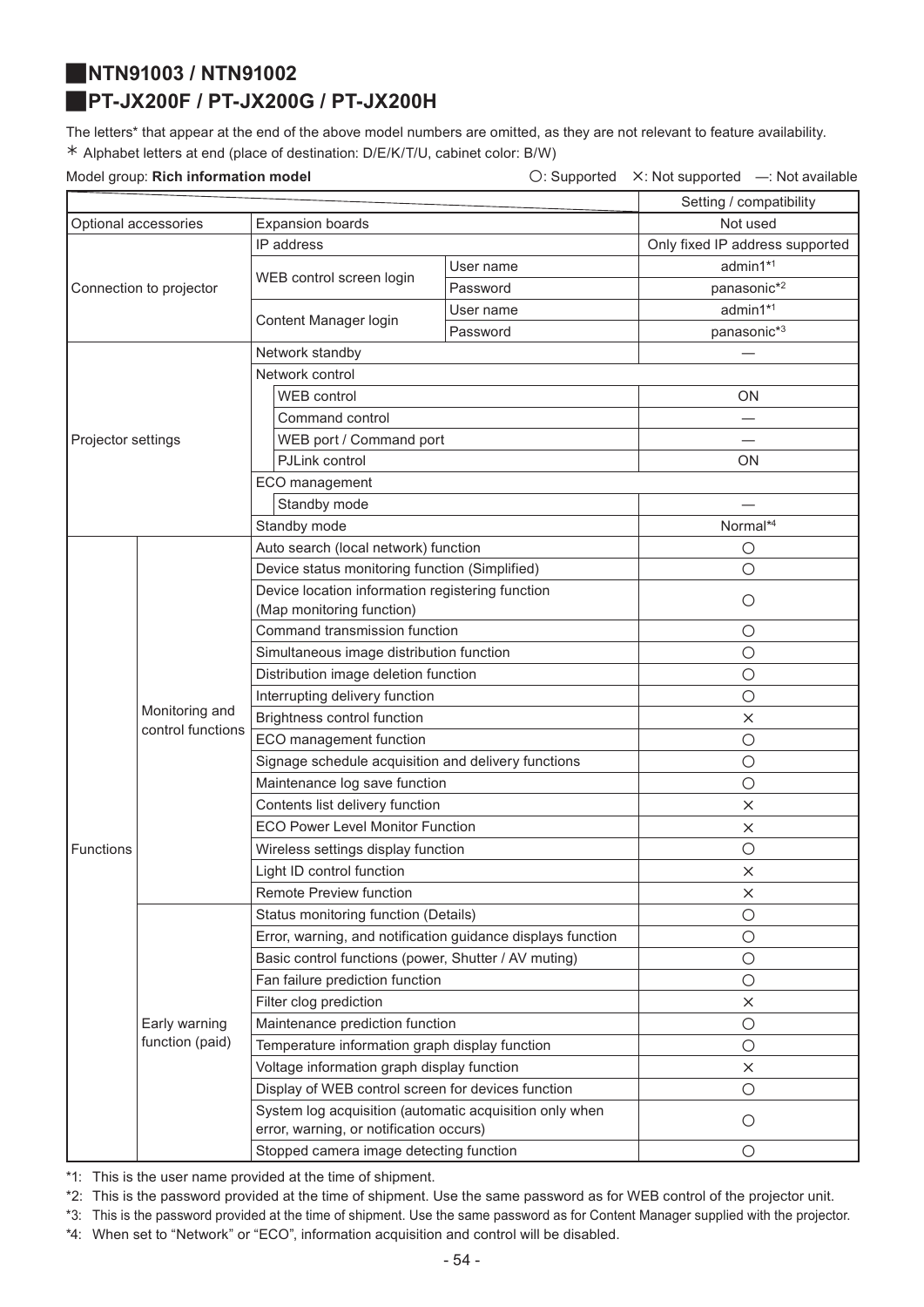## NTN91003 / NTN91002
## PT-JX200F / PT-JX200G / PT-JX200H

The letters* that appear at the end of the above model numbers are omitted, as they are not relevant to feature availability.
\* Alphabet letters at end (place of destination: D/E/K/T/U, cabinet color: B/W)

Model group: **Rich information model** ○: Supported ×: Not supported —: Not available

| | | | | Setting / compatibility |
|---|---|---|---|---|
| Optional accessories | | Expansion boards | | Not used |
| Connection to projector | | IP address | | Only fixed IP address supported |
| | | WEB control screen login | User name | admin1*1 |
| | | | Password | panasonic*2 |
| | | Content Manager login | User name | admin1*1 |
| | | | Password | panasonic*3 |
| Projector settings | | Network standby | | — |
| | | Network control | | |
| | | WEB control | | ON |
| | | Command control | | — |
| | | WEB port / Command port | | — |
| | | PJLink control | | ON |
| | | ECO management | | |
| | | Standby mode | | — |
| | | Standby mode | | Normal*4 |
| Functions | Monitoring and control functions | Auto search (local network) function | | ○ |
| | | Device status monitoring function (Simplified) | | ○ |
| | | Device location information registering function (Map monitoring function) | | ○ |
| | | Command transmission function | | ○ |
| | | Simultaneous image distribution function | | ○ |
| | | Distribution image deletion function | | ○ |
| | | Interrupting delivery function | | ○ |
| | | Brightness control function | | × |
| | | ECO management function | | ○ |
| | | Signage schedule acquisition and delivery functions | | ○ |
| | | Maintenance log save function | | ○ |
| | | Contents list delivery function | | × |
| | | ECO Power Level Monitor Function | | × |
| | | Wireless settings display function | | ○ |
| | | Light ID control function | | × |
| | | Remote Preview function | | × |
| | Early warning function (paid) | Status monitoring function (Details) | | ○ |
| | | Error, warning, and notification guidance displays function | | ○ |
| | | Basic control functions (power, Shutter / AV muting) | | ○ |
| | | Fan failure prediction function | | ○ |
| | | Filter clog prediction | | × |
| | | Maintenance prediction function | | ○ |
| | | Temperature information graph display function | | ○ |
| | | Voltage information graph display function | | × |
| | | Display of WEB control screen for devices function | | ○ |
| | | System log acquisition (automatic acquisition only when error, warning, or notification occurs) | | ○ |
| | | Stopped camera image detecting function | | ○ |

\*1: This is the user name provided at the time of shipment.
\*2: This is the password provided at the time of shipment. Use the same password as for WEB control of the projector unit.
\*3: This is the password provided at the time of shipment. Use the same password as for Content Manager supplied with the projector.
\*4: When set to "Network" or "ECO", information acquisition and control will be disabled.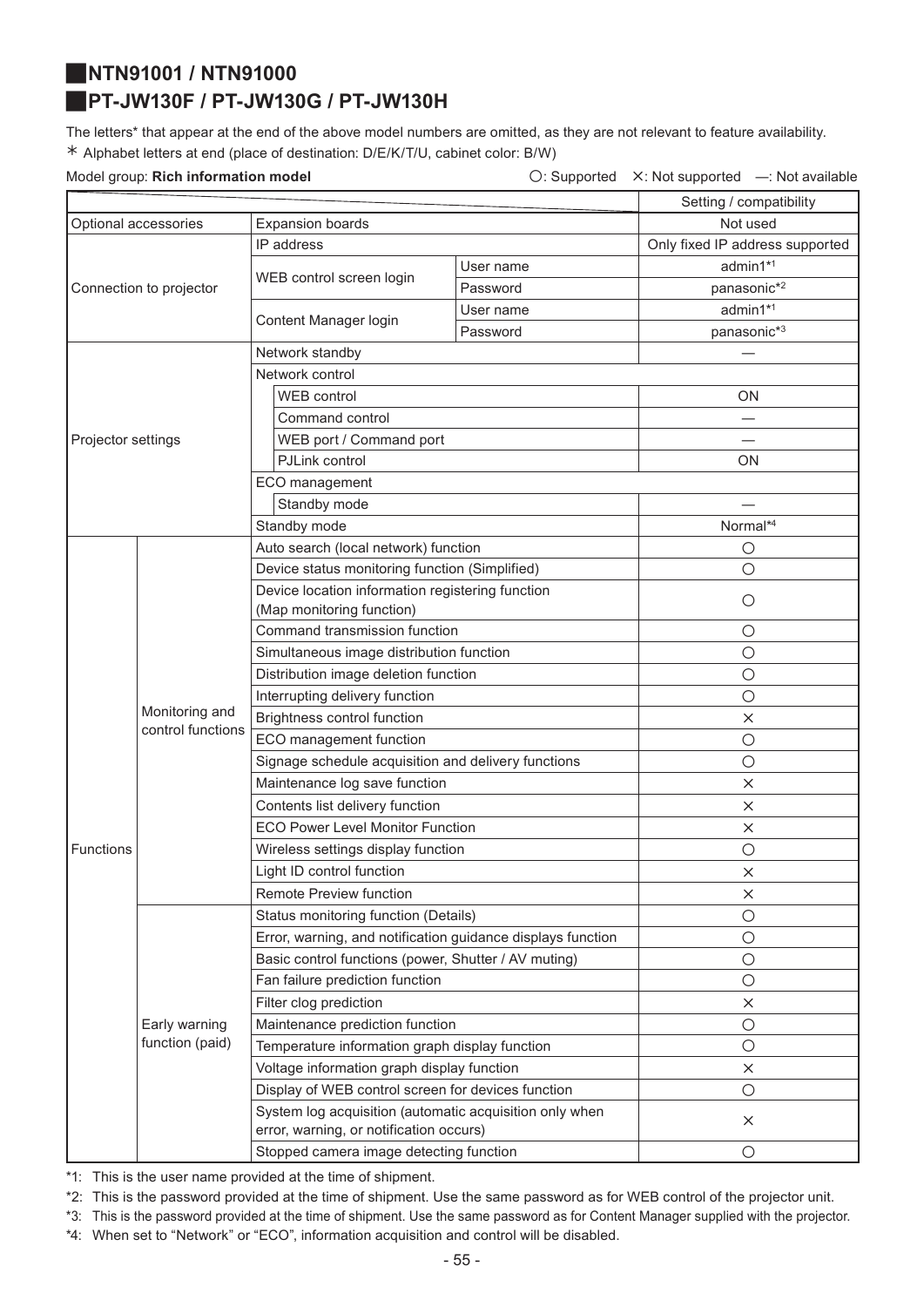## ■NTN91001 / NTN91000

## ■PT-JW130F / PT-JW130G / PT-JW130H

The letters* that appear at the end of the above model numbers are omitted, as they are not relevant to feature availability.

＊ Alphabet letters at end (place of destination: D/E/K/T/U, cabinet color: B/W)

Model group: **Rich information model**

○: Supported　×: Not supported　—: Not available

| | | | | Setting / compatibility |
|---|---|---|---|---|
| Optional accessories | | Expansion boards | | Not used |
| Connection to projector | | IP address | | Only fixed IP address supported |
| | | WEB control screen login | User name | admin1*1 |
| | | | Password | panasonic*2 |
| | | Content Manager login | User name | admin1*1 |
| | | | Password | panasonic*3 |
| Projector settings | | Network standby | | — |
| | | Network control | | |
| | | WEB control | | ON |
| | | Command control | | — |
| | | WEB port / Command port | | — |
| | | PJLink control | | ON |
| | | ECO management | | |
| | | Standby mode | | — |
| | | Standby mode | | Normal*4 |
| Functions | Monitoring and control functions | Auto search (local network) function | | ○ |
| | | Device status monitoring function (Simplified) | | ○ |
| | | Device location information registering function (Map monitoring function) | | ○ |
| | | Command transmission function | | ○ |
| | | Simultaneous image distribution function | | ○ |
| | | Distribution image deletion function | | ○ |
| | | Interrupting delivery function | | ○ |
| | | Brightness control function | | × |
| | | ECO management function | | ○ |
| | | Signage schedule acquisition and delivery functions | | ○ |
| | | Maintenance log save function | | × |
| | | Contents list delivery function | | × |
| | | ECO Power Level Monitor Function | | × |
| | | Wireless settings display function | | ○ |
| | | Light ID control function | | × |
| | | Remote Preview function | | × |
| | Early warning function (paid) | Status monitoring function (Details) | | ○ |
| | | Error, warning, and notification guidance displays function | | ○ |
| | | Basic control functions (power, Shutter / AV muting) | | ○ |
| | | Fan failure prediction function | | ○ |
| | | Filter clog prediction | | × |
| | | Maintenance prediction function | | ○ |
| | | Temperature information graph display function | | ○ |
| | | Voltage information graph display function | | × |
| | | Display of WEB control screen for devices function | | ○ |
| | | System log acquisition (automatic acquisition only when error, warning, or notification occurs) | | × |
| | | Stopped camera image detecting function | | ○ |

*1: This is the user name provided at the time of shipment.

*2: This is the password provided at the time of shipment. Use the same password as for WEB control of the projector unit.

*3: This is the password provided at the time of shipment. Use the same password as for Content Manager supplied with the projector.

*4: When set to “Network” or “ECO”, information acquisition and control will be disabled.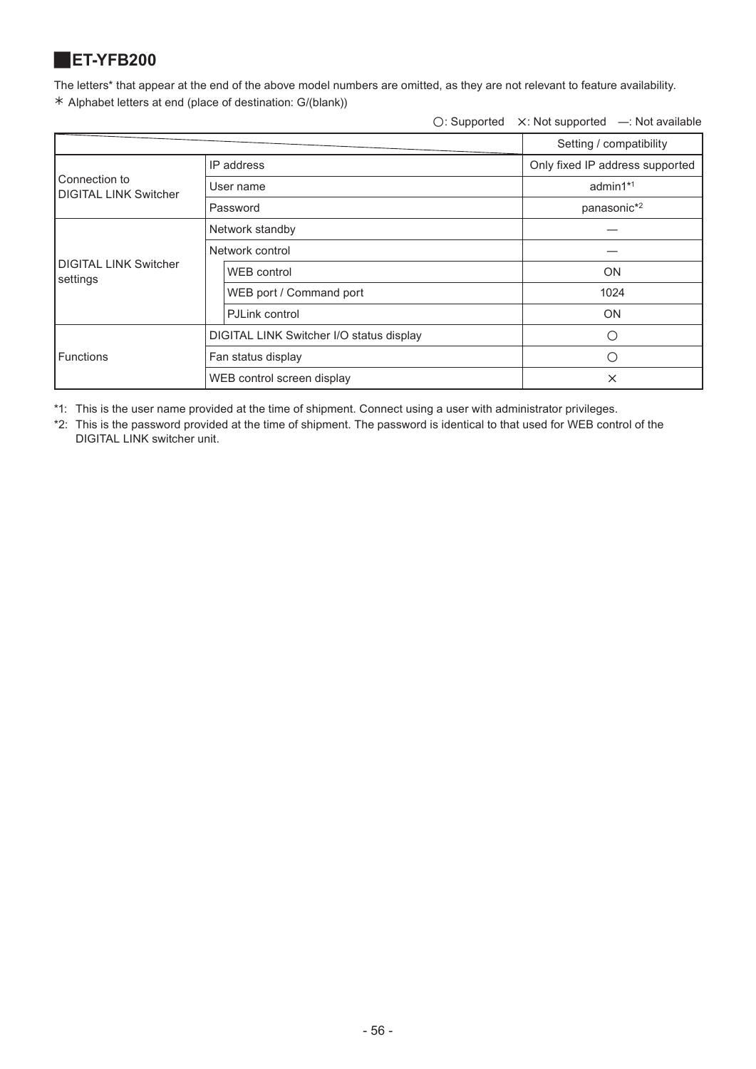## ET-YFB200

The letters* that appear at the end of the above model numbers are omitted, as they are not relevant to feature availability.

＊ Alphabet letters at end (place of destination: G/(blank))

○: Supported　×: Not supported　—: Not available

| | | | Setting / compatibility |
|---|---|---|---|
| Connection to DIGITAL LINK Switcher | IP address | | Only fixed IP address supported |
| | User name | | admin1*1 |
| | Password | | panasonic*2 |
| DIGITAL LINK Switcher settings | Network standby | | — |
| | Network control | | — |
| | | WEB control | ON |
| | | WEB port / Command port | 1024 |
| | | PJLink control | ON |
| Functions | DIGITAL LINK Switcher I/O status display | | ○ |
| | Fan status display | | ○ |
| | WEB control screen display | | × |

*1: This is the user name provided at the time of shipment. Connect using a user with administrator privileges.

*2: This is the password provided at the time of shipment. The password is identical to that used for WEB control of the DIGITAL LINK switcher unit.